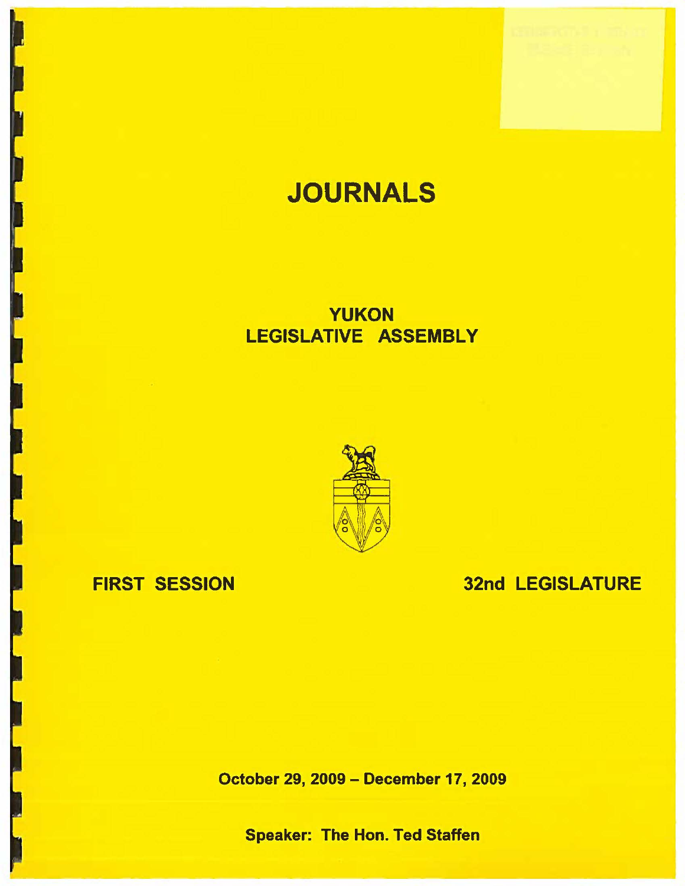# JOURNALS

## YUKON LEGISLATIVE ASSEMBLY

**FIRST SESSION** **32nd LEGISLATURE**

**October 29, 2009 – December 17, 2009**

**Speaker: The Hon. Ted Staffen**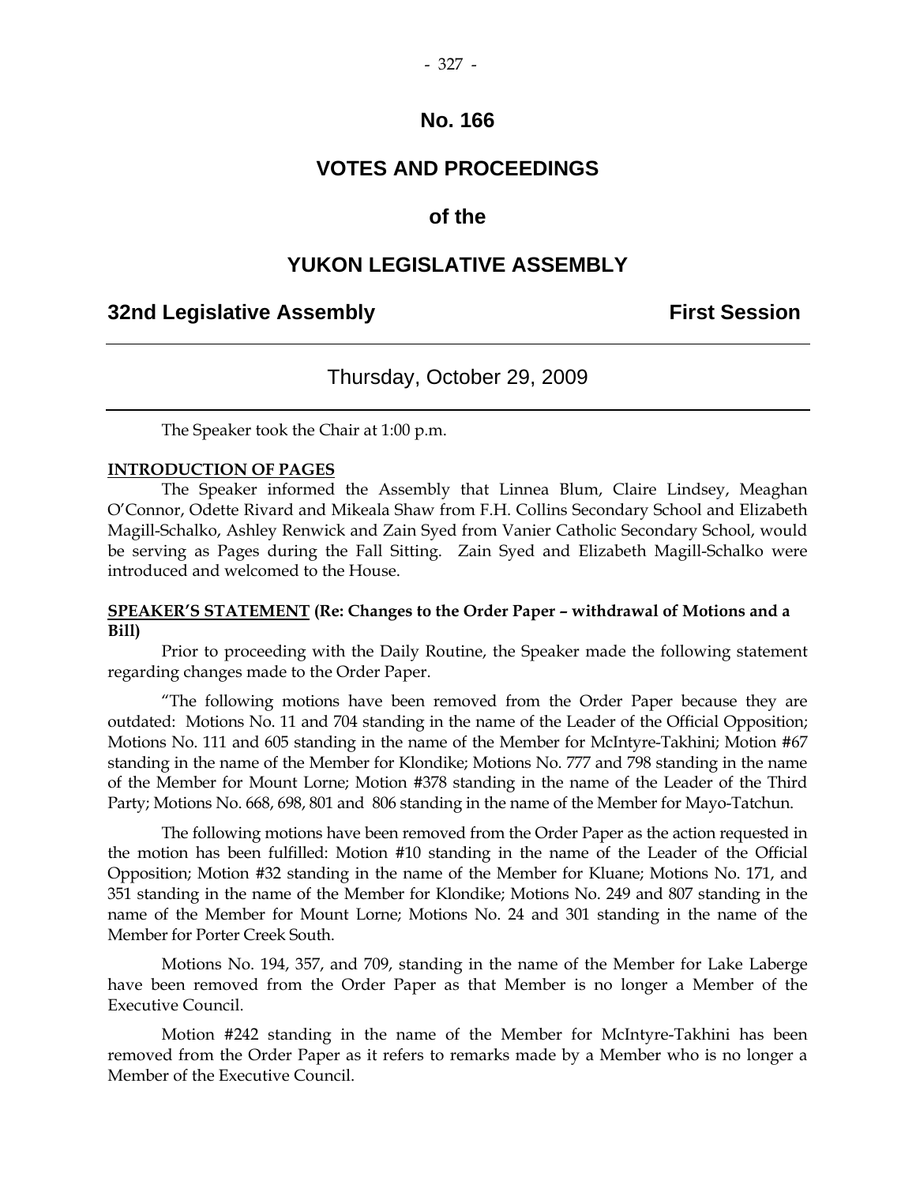# No. 166

# VOTES AND PROCEEDINGS

## of the

# YUKON LEGISLATIVE ASSEMBLY

**32nd Legislative Assembly** **First Session**

---

Thursday, October 29, 2009

---

The Speaker took the Chair at 1:00 p.m.

**INTRODUCTION OF PAGES**

The Speaker informed the Assembly that Linnea Blum, Claire Lindsey, Meaghan O'Connor, Odette Rivard and Mikeala Shaw from F.H. Collins Secondary School and Elizabeth Magill-Schalko, Ashley Renwick and Zain Syed from Vanier Catholic Secondary School, would be serving as Pages during the Fall Sitting. Zain Syed and Elizabeth Magill-Schalko were introduced and welcomed to the House.

**SPEAKER'S STATEMENT (Re: Changes to the Order Paper – withdrawal of Motions and a Bill)**

Prior to proceeding with the Daily Routine, the Speaker made the following statement regarding changes made to the Order Paper.

"The following motions have been removed from the Order Paper because they are outdated: Motions No. 11 and 704 standing in the name of the Leader of the Official Opposition; Motions No. 111 and 605 standing in the name of the Member for McIntyre-Takhini; Motion #67 standing in the name of the Member for Klondike; Motions No. 777 and 798 standing in the name of the Member for Mount Lorne; Motion #378 standing in the name of the Leader of the Third Party; Motions No. 668, 698, 801 and 806 standing in the name of the Member for Mayo-Tatchun.

The following motions have been removed from the Order Paper as the action requested in the motion has been fulfilled: Motion #10 standing in the name of the Leader of the Official Opposition; Motion #32 standing in the name of the Member for Kluane; Motions No. 171, and 351 standing in the name of the Member for Klondike; Motions No. 249 and 807 standing in the name of the Member for Mount Lorne; Motions No. 24 and 301 standing in the name of the Member for Porter Creek South.

Motions No. 194, 357, and 709, standing in the name of the Member for Lake Laberge have been removed from the Order Paper as that Member is no longer a Member of the Executive Council.

Motion #242 standing in the name of the Member for McIntyre-Takhini has been removed from the Order Paper as it refers to remarks made by a Member who is no longer a Member of the Executive Council.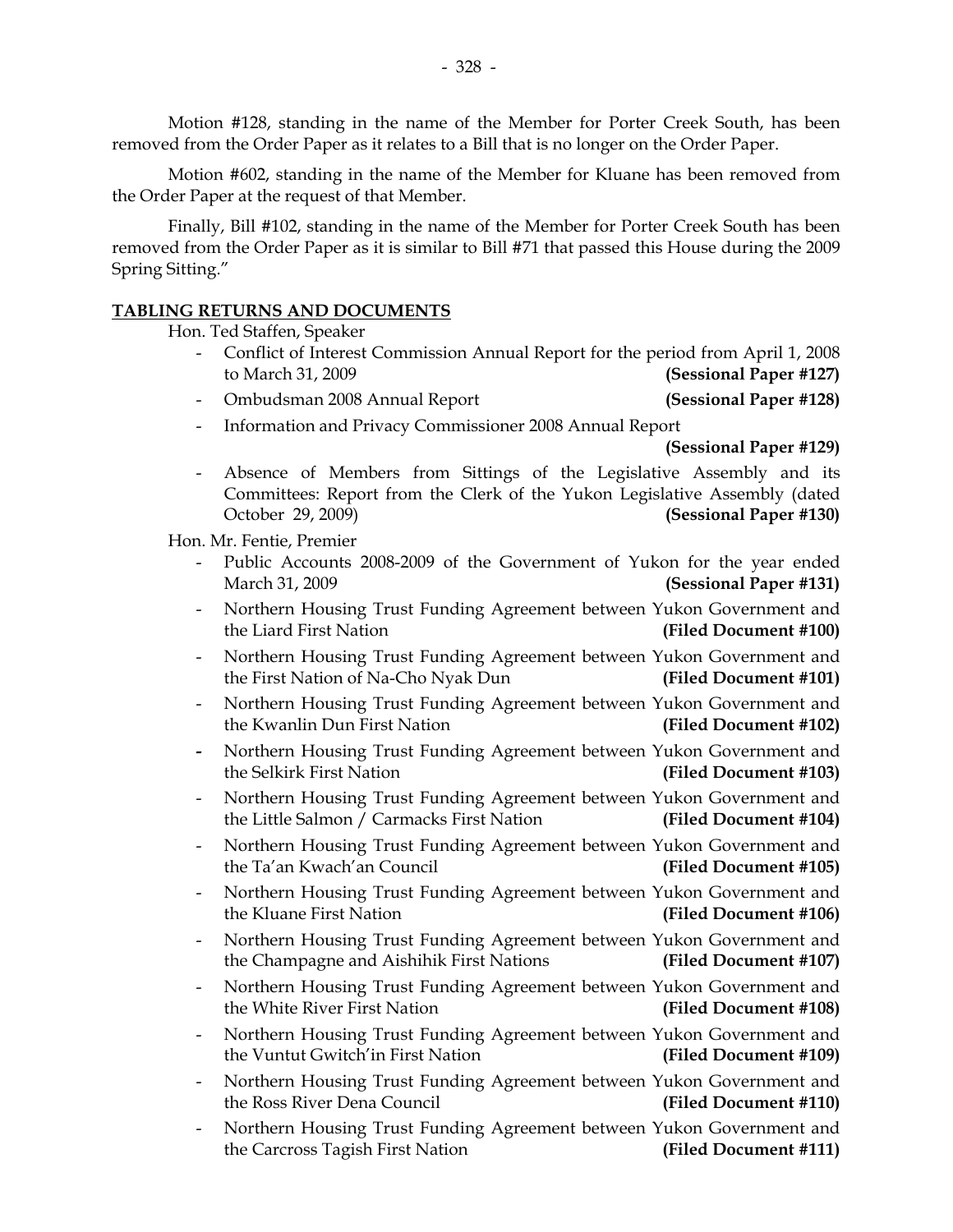Motion #128, standing in the name of the Member for Porter Creek South, has been removed from the Order Paper as it relates to a Bill that is no longer on the Order Paper.

Motion #602, standing in the name of the Member for Kluane has been removed from the Order Paper at the request of that Member.

Finally, Bill #102, standing in the name of the Member for Porter Creek South has been removed from the Order Paper as it is similar to Bill #71 that passed this House during the 2009 Spring Sitting."

## TABLING RETURNS AND DOCUMENTS

Hon. Ted Staffen, Speaker

- Conflict of Interest Commission Annual Report for the period from April 1, 2008 to March 31, 2009 **(Sessional Paper #127)**
- Ombudsman 2008 Annual Report **(Sessional Paper #128)**
- Information and Privacy Commissioner 2008 Annual Report **(Sessional Paper #129)**
- Absence of Members from Sittings of the Legislative Assembly and its Committees: Report from the Clerk of the Yukon Legislative Assembly (dated October 29, 2009) **(Sessional Paper #130)**

Hon. Mr. Fentie, Premier

- Public Accounts 2008-2009 of the Government of Yukon for the year ended March 31, 2009 **(Sessional Paper #131)**
- Northern Housing Trust Funding Agreement between Yukon Government and the Liard First Nation **(Filed Document #100)**
- Northern Housing Trust Funding Agreement between Yukon Government and the First Nation of Na-Cho Nyak Dun **(Filed Document #101)**
- Northern Housing Trust Funding Agreement between Yukon Government and the Kwanlin Dun First Nation **(Filed Document #102)**
- Northern Housing Trust Funding Agreement between Yukon Government and the Selkirk First Nation **(Filed Document #103)**
- Northern Housing Trust Funding Agreement between Yukon Government and the Little Salmon / Carmacks First Nation **(Filed Document #104)**
- Northern Housing Trust Funding Agreement between Yukon Government and the Ta'an Kwach'an Council **(Filed Document #105)**
- Northern Housing Trust Funding Agreement between Yukon Government and the Kluane First Nation **(Filed Document #106)**
- Northern Housing Trust Funding Agreement between Yukon Government and the Champagne and Aishihik First Nations **(Filed Document #107)**
- Northern Housing Trust Funding Agreement between Yukon Government and the White River First Nation **(Filed Document #108)**
- Northern Housing Trust Funding Agreement between Yukon Government and the Vuntut Gwitch'in First Nation **(Filed Document #109)**
- Northern Housing Trust Funding Agreement between Yukon Government and the Ross River Dena Council **(Filed Document #110)**
- Northern Housing Trust Funding Agreement between Yukon Government and the Carcross Tagish First Nation **(Filed Document #111)**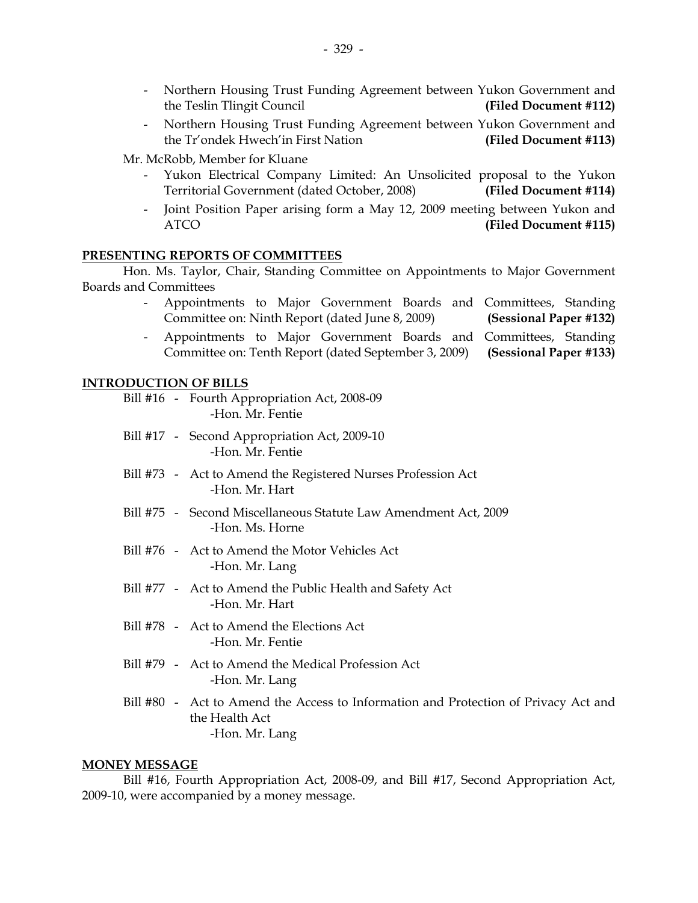- Northern Housing Trust Funding Agreement between Yukon Government and the Teslin Tlingit Council **(Filed Document #112)**
- Northern Housing Trust Funding Agreement between Yukon Government and the Tr'ondek Hwech'in First Nation **(Filed Document #113)**

Mr. McRobb, Member for Kluane

- Yukon Electrical Company Limited: An Unsolicited proposal to the Yukon Territorial Government (dated October, 2008) **(Filed Document #114)**
- Joint Position Paper arising form a May 12, 2009 meeting between Yukon and ATCO **(Filed Document #115)**

## PRESENTING REPORTS OF COMMITTEES

Hon. Ms. Taylor, Chair, Standing Committee on Appointments to Major Government Boards and Committees

- Appointments to Major Government Boards and Committees, Standing Committee on: Ninth Report (dated June 8, 2009) **(Sessional Paper #132)**
- Appointments to Major Government Boards and Committees, Standing Committee on: Tenth Report (dated September 3, 2009) **(Sessional Paper #133)**

## INTRODUCTION OF BILLS

Bill #16 - Fourth Appropriation Act, 2008-09
-Hon. Mr. Fentie

Bill #17 - Second Appropriation Act, 2009-10
-Hon. Mr. Fentie

Bill #73 - Act to Amend the Registered Nurses Profession Act
-Hon. Mr. Hart

Bill #75 - Second Miscellaneous Statute Law Amendment Act, 2009
-Hon. Ms. Horne

Bill #76 - Act to Amend the Motor Vehicles Act
-Hon. Mr. Lang

Bill #77 - Act to Amend the Public Health and Safety Act
-Hon. Mr. Hart

Bill #78 - Act to Amend the Elections Act
-Hon. Mr. Fentie

Bill #79 - Act to Amend the Medical Profession Act
-Hon. Mr. Lang

Bill #80 - Act to Amend the Access to Information and Protection of Privacy Act and the Health Act
-Hon. Mr. Lang

## MONEY MESSAGE

Bill #16, Fourth Appropriation Act, 2008-09, and Bill #17, Second Appropriation Act, 2009-10, were accompanied by a money message.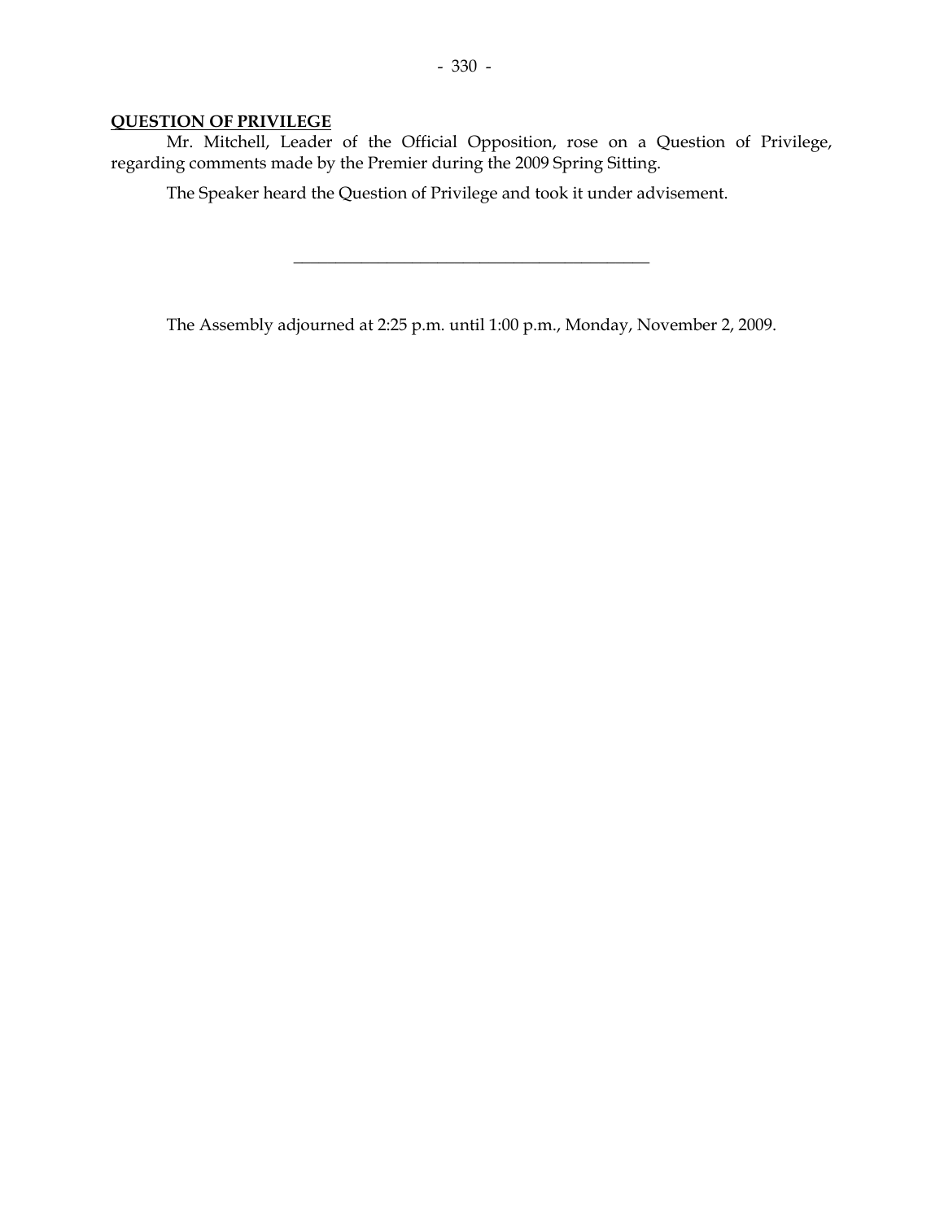## QUESTION OF PRIVILEGE

Mr. Mitchell, Leader of the Official Opposition, rose on a Question of Privilege, regarding comments made by the Premier during the 2009 Spring Sitting.

The Speaker heard the Question of Privilege and took it under advisement.

---

The Assembly adjourned at 2:25 p.m. until 1:00 p.m., Monday, November 2, 2009.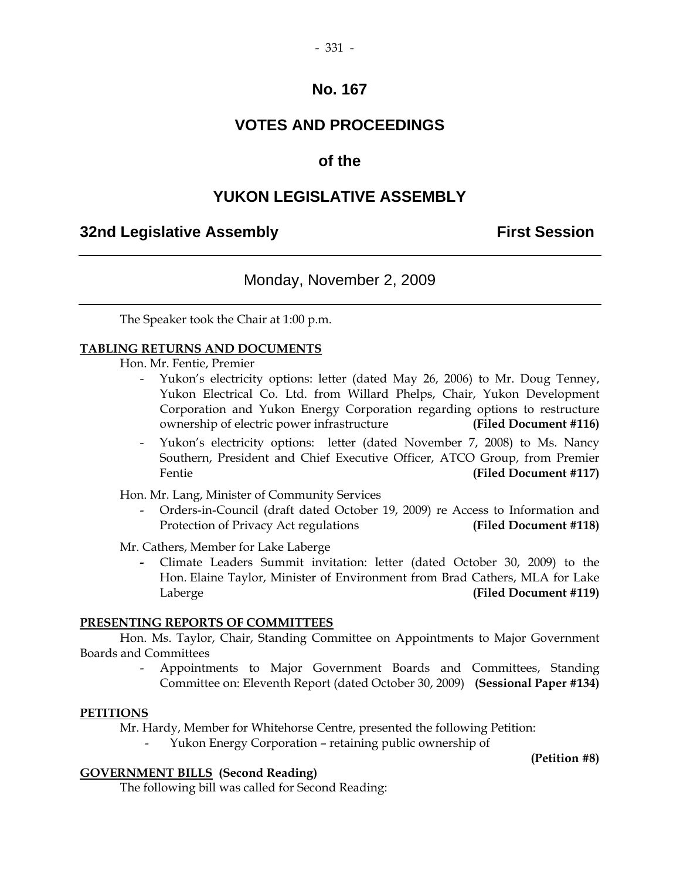# No. 167

# VOTES AND PROCEEDINGS

# of the

# YUKON LEGISLATIVE ASSEMBLY

## 32nd Legislative Assembly First Session

### Monday, November 2, 2009

The Speaker took the Chair at 1:00 p.m.

**TABLING RETURNS AND DOCUMENTS**

Hon. Mr. Fentie, Premier

- Yukon's electricity options: letter (dated May 26, 2006) to Mr. Doug Tenney, Yukon Electrical Co. Ltd. from Willard Phelps, Chair, Yukon Development Corporation and Yukon Energy Corporation regarding options to restructure ownership of electric power infrastructure **(Filed Document #116)**
- Yukon's electricity options: letter (dated November 7, 2008) to Ms. Nancy Southern, President and Chief Executive Officer, ATCO Group, from Premier Fentie **(Filed Document #117)**

Hon. Mr. Lang, Minister of Community Services

- Orders-in-Council (draft dated October 19, 2009) re Access to Information and Protection of Privacy Act regulations **(Filed Document #118)**

Mr. Cathers, Member for Lake Laberge

- Climate Leaders Summit invitation: letter (dated October 30, 2009) to the Hon. Elaine Taylor, Minister of Environment from Brad Cathers, MLA for Lake Laberge **(Filed Document #119)**

**PRESENTING REPORTS OF COMMITTEES**

Hon. Ms. Taylor, Chair, Standing Committee on Appointments to Major Government Boards and Committees

- Appointments to Major Government Boards and Committees, Standing Committee on: Eleventh Report (dated October 30, 2009) **(Sessional Paper #134)**

**PETITIONS**

Mr. Hardy, Member for Whitehorse Centre, presented the following Petition:

- Yukon Energy Corporation – retaining public ownership of **(Petition #8)**

**GOVERNMENT BILLS (Second Reading)**

The following bill was called for Second Reading: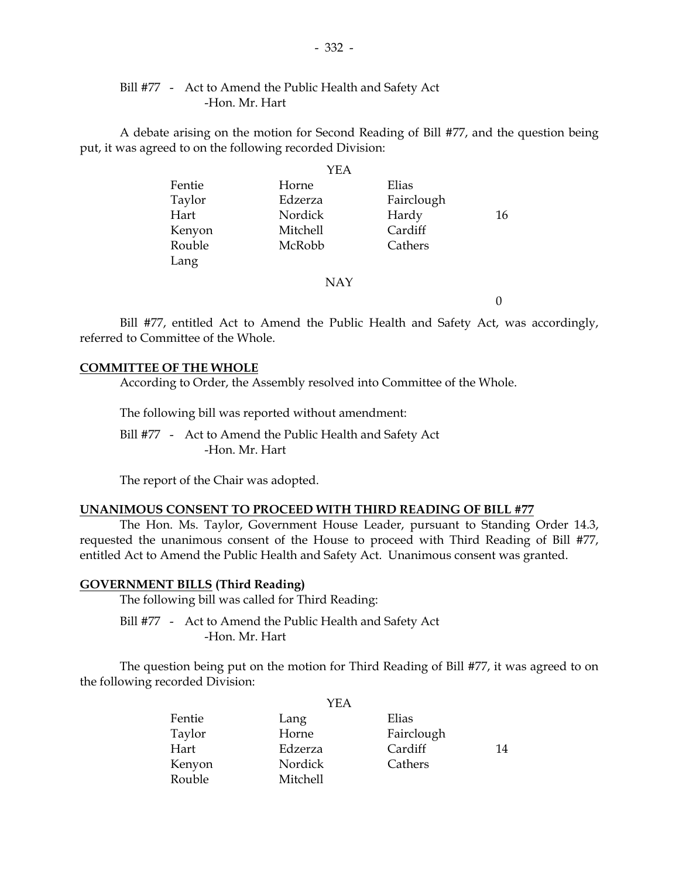Bill #77 - Act to Amend the Public Health and Safety Act
-Hon. Mr. Hart

A debate arising on the motion for Second Reading of Bill #77, and the question being put, it was agreed to on the following recorded Division:

YEA

| | | | |
|---|---|---|---|
| Fentie | Horne | Elias | |
| Taylor | Edzerza | Fairclough | |
| Hart | Nordick | Hardy | 16 |
| Kenyon | Mitchell | Cardiff | |
| Rouble | McRobb | Cathers | |
| Lang | | | |

NAY

0

Bill #77, entitled Act to Amend the Public Health and Safety Act, was accordingly, referred to Committee of the Whole.

**COMMITTEE OF THE WHOLE**

According to Order, the Assembly resolved into Committee of the Whole.

The following bill was reported without amendment:

Bill #77 - Act to Amend the Public Health and Safety Act
-Hon. Mr. Hart

The report of the Chair was adopted.

**UNANIMOUS CONSENT TO PROCEED WITH THIRD READING OF BILL #77**

The Hon. Ms. Taylor, Government House Leader, pursuant to Standing Order 14.3, requested the unanimous consent of the House to proceed with Third Reading of Bill #77, entitled Act to Amend the Public Health and Safety Act. Unanimous consent was granted.

**GOVERNMENT BILLS (Third Reading)**

The following bill was called for Third Reading:

Bill #77 - Act to Amend the Public Health and Safety Act
-Hon. Mr. Hart

The question being put on the motion for Third Reading of Bill #77, it was agreed to on the following recorded Division:

YEA

| | | | |
|---|---|---|---|
| Fentie | Lang | Elias | |
| Taylor | Horne | Fairclough | |
| Hart | Edzerza | Cardiff | 14 |
| Kenyon | Nordick | Cathers | |
| Rouble | Mitchell | | |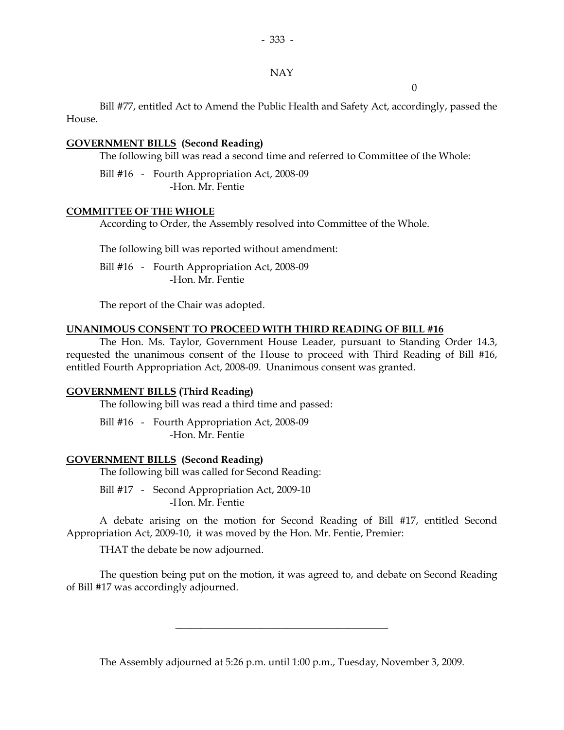NAY

0

Bill #77, entitled Act to Amend the Public Health and Safety Act, accordingly, passed the House.

**GOVERNMENT BILLS (Second Reading)**

The following bill was read a second time and referred to Committee of the Whole:

Bill #16 - Fourth Appropriation Act, 2008-09
-Hon. Mr. Fentie

**COMMITTEE OF THE WHOLE**

According to Order, the Assembly resolved into Committee of the Whole.

The following bill was reported without amendment:

Bill #16 - Fourth Appropriation Act, 2008-09
-Hon. Mr. Fentie

The report of the Chair was adopted.

**UNANIMOUS CONSENT TO PROCEED WITH THIRD READING OF BILL #16**

The Hon. Ms. Taylor, Government House Leader, pursuant to Standing Order 14.3, requested the unanimous consent of the House to proceed with Third Reading of Bill #16, entitled Fourth Appropriation Act, 2008-09. Unanimous consent was granted.

**GOVERNMENT BILLS (Third Reading)**

The following bill was read a third time and passed:

Bill #16 - Fourth Appropriation Act, 2008-09
-Hon. Mr. Fentie

**GOVERNMENT BILLS (Second Reading)**

The following bill was called for Second Reading:

Bill #17 - Second Appropriation Act, 2009-10
-Hon. Mr. Fentie

A debate arising on the motion for Second Reading of Bill #17, entitled Second Appropriation Act, 2009-10, it was moved by the Hon. Mr. Fentie, Premier:

THAT the debate be now adjourned.

The question being put on the motion, it was agreed to, and debate on Second Reading of Bill #17 was accordingly adjourned.

---

The Assembly adjourned at 5:26 p.m. until 1:00 p.m., Tuesday, November 3, 2009.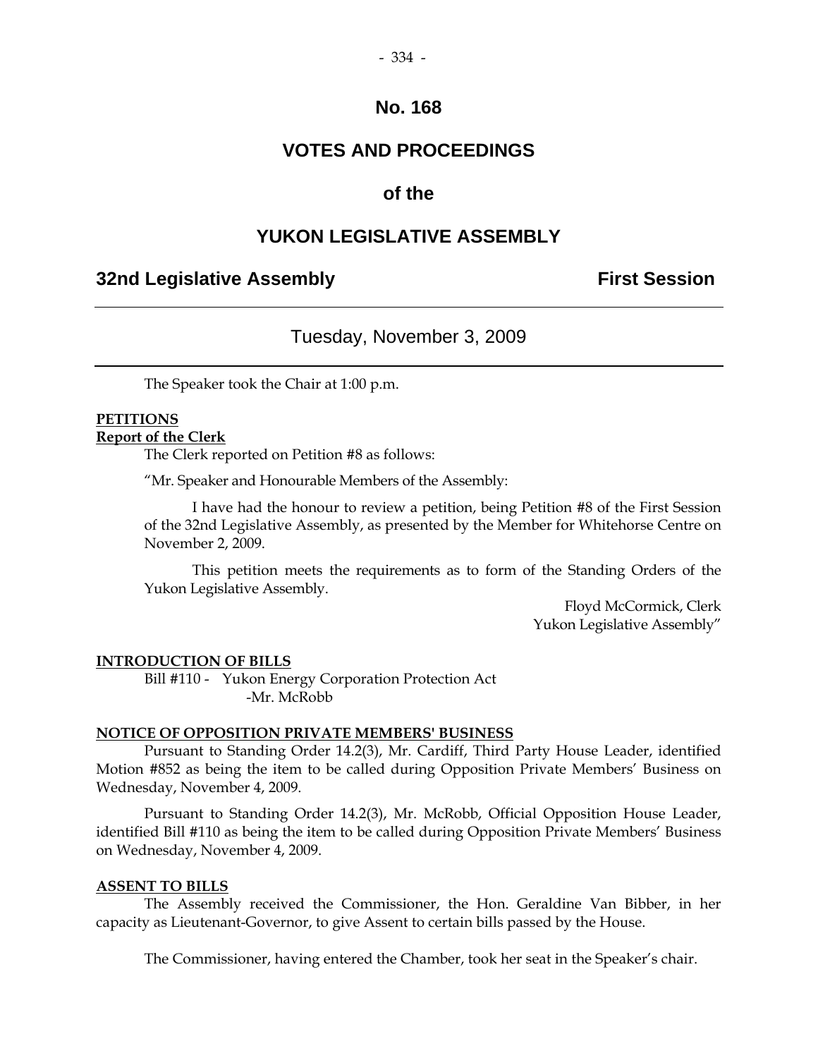# No. 168

# VOTES AND PROCEEDINGS

# of the

# YUKON LEGISLATIVE ASSEMBLY

## 32nd Legislative Assembly — First Session

### Tuesday, November 3, 2009

The Speaker took the Chair at 1:00 p.m.

**PETITIONS**

**Report of the Clerk**

The Clerk reported on Petition #8 as follows:

"Mr. Speaker and Honourable Members of the Assembly:

I have had the honour to review a petition, being Petition #8 of the First Session of the 32nd Legislative Assembly, as presented by the Member for Whitehorse Centre on November 2, 2009.

This petition meets the requirements as to form of the Standing Orders of the Yukon Legislative Assembly.

Floyd McCormick, Clerk
Yukon Legislative Assembly"

**INTRODUCTION OF BILLS**

Bill #110 - Yukon Energy Corporation Protection Act
-Mr. McRobb

**NOTICE OF OPPOSITION PRIVATE MEMBERS' BUSINESS**

Pursuant to Standing Order 14.2(3), Mr. Cardiff, Third Party House Leader, identified Motion #852 as being the item to be called during Opposition Private Members' Business on Wednesday, November 4, 2009.

Pursuant to Standing Order 14.2(3), Mr. McRobb, Official Opposition House Leader, identified Bill #110 as being the item to be called during Opposition Private Members' Business on Wednesday, November 4, 2009.

**ASSENT TO BILLS**

The Assembly received the Commissioner, the Hon. Geraldine Van Bibber, in her capacity as Lieutenant-Governor, to give Assent to certain bills passed by the House.

The Commissioner, having entered the Chamber, took her seat in the Speaker's chair.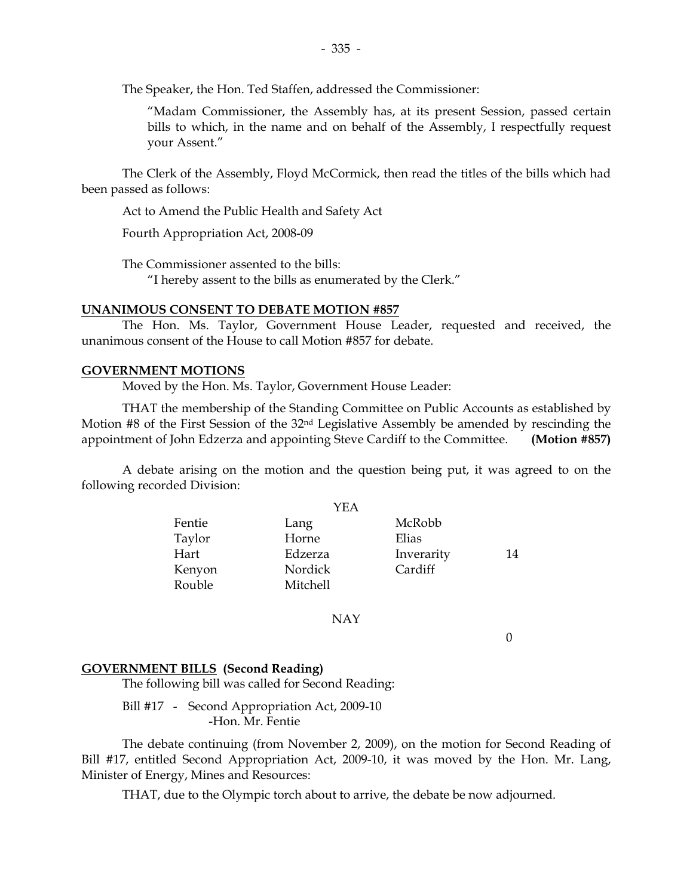The Speaker, the Hon. Ted Staffen, addressed the Commissioner:

> "Madam Commissioner, the Assembly has, at its present Session, passed certain bills to which, in the name and on behalf of the Assembly, I respectfully request your Assent."

The Clerk of the Assembly, Floyd McCormick, then read the titles of the bills which had been passed as follows:

Act to Amend the Public Health and Safety Act

Fourth Appropriation Act, 2008-09

The Commissioner assented to the bills:

"I hereby assent to the bills as enumerated by the Clerk."

**UNANIMOUS CONSENT TO DEBATE MOTION #857**

The Hon. Ms. Taylor, Government House Leader, requested and received, the unanimous consent of the House to call Motion #857 for debate.

**GOVERNMENT MOTIONS**

Moved by the Hon. Ms. Taylor, Government House Leader:

THAT the membership of the Standing Committee on Public Accounts as established by Motion #8 of the First Session of the 32nd Legislative Assembly be amended by rescinding the appointment of John Edzerza and appointing Steve Cardiff to the Committee. **(Motion #857)**

A debate arising on the motion and the question being put, it was agreed to on the following recorded Division:

YEA

| | | | |
|---|---|---|---|
| Fentie | Lang | McRobb | |
| Taylor | Horne | Elias | |
| Hart | Edzerza | Inverarity | 14 |
| Kenyon | Nordick | Cardiff | |
| Rouble | Mitchell | | |

NAY

0

**GOVERNMENT BILLS (Second Reading)**

The following bill was called for Second Reading:

Bill #17 - Second Appropriation Act, 2009-10
-Hon. Mr. Fentie

The debate continuing (from November 2, 2009), on the motion for Second Reading of Bill #17, entitled Second Appropriation Act, 2009-10, it was moved by the Hon. Mr. Lang, Minister of Energy, Mines and Resources:

THAT, due to the Olympic torch about to arrive, the debate be now adjourned.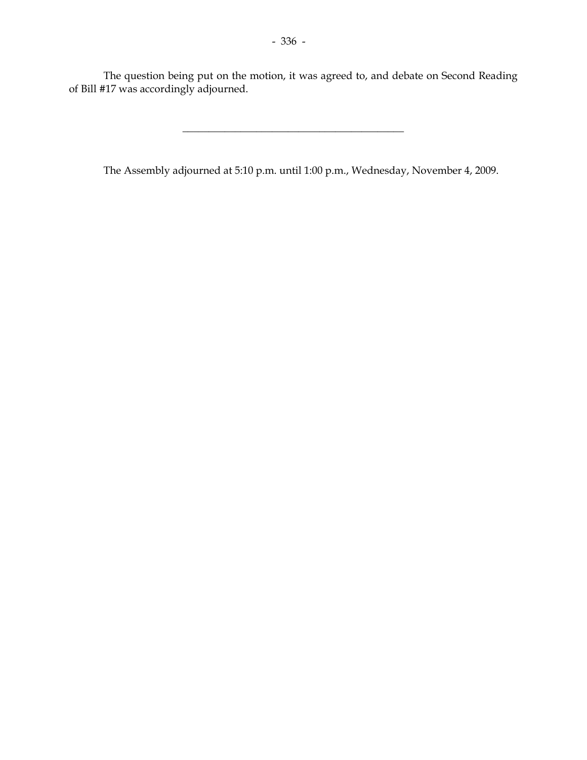The question being put on the motion, it was agreed to, and debate on Second Reading of Bill #17 was accordingly adjourned.

---

The Assembly adjourned at 5:10 p.m. until 1:00 p.m., Wednesday, November 4, 2009.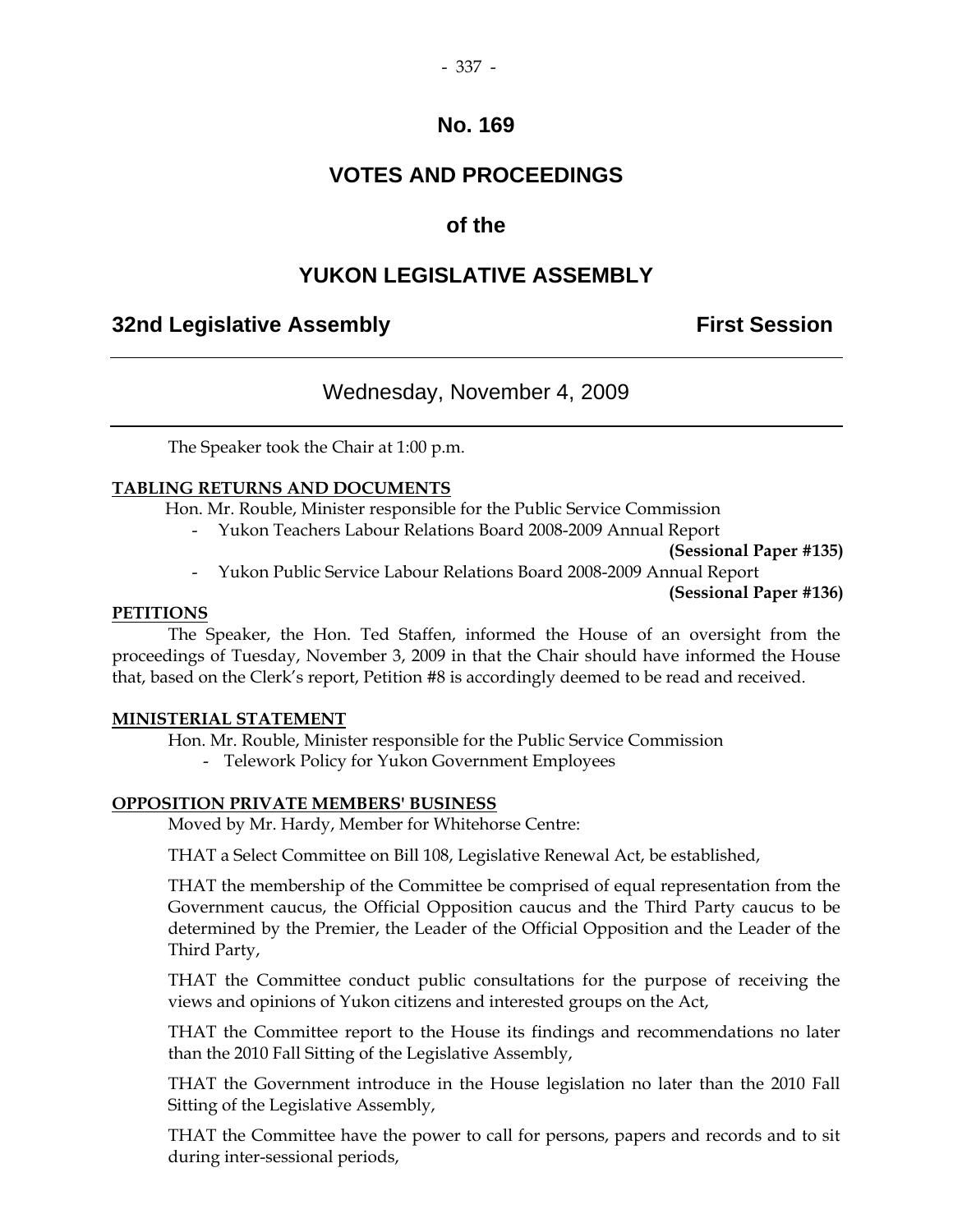# No. 169

# VOTES AND PROCEEDINGS

## of the

# YUKON LEGISLATIVE ASSEMBLY

**32nd Legislative Assembly** **First Session**

---

### Wednesday, November 4, 2009

---

The Speaker took the Chair at 1:00 p.m.

**TABLING RETURNS AND DOCUMENTS**

Hon. Mr. Rouble, Minister responsible for the Public Service Commission

- Yukon Teachers Labour Relations Board 2008-2009 Annual Report **(Sessional Paper #135)**
- Yukon Public Service Labour Relations Board 2008-2009 Annual Report **(Sessional Paper #136)**

**PETITIONS**

The Speaker, the Hon. Ted Staffen, informed the House of an oversight from the proceedings of Tuesday, November 3, 2009 in that the Chair should have informed the House that, based on the Clerk's report, Petition #8 is accordingly deemed to be read and received.

**MINISTERIAL STATEMENT**

Hon. Mr. Rouble, Minister responsible for the Public Service Commission

- Telework Policy for Yukon Government Employees

**OPPOSITION PRIVATE MEMBERS' BUSINESS**

Moved by Mr. Hardy, Member for Whitehorse Centre:

THAT a Select Committee on Bill 108, Legislative Renewal Act, be established,

THAT the membership of the Committee be comprised of equal representation from the Government caucus, the Official Opposition caucus and the Third Party caucus to be determined by the Premier, the Leader of the Official Opposition and the Leader of the Third Party,

THAT the Committee conduct public consultations for the purpose of receiving the views and opinions of Yukon citizens and interested groups on the Act,

THAT the Committee report to the House its findings and recommendations no later than the 2010 Fall Sitting of the Legislative Assembly,

THAT the Government introduce in the House legislation no later than the 2010 Fall Sitting of the Legislative Assembly,

THAT the Committee have the power to call for persons, papers and records and to sit during inter-sessional periods,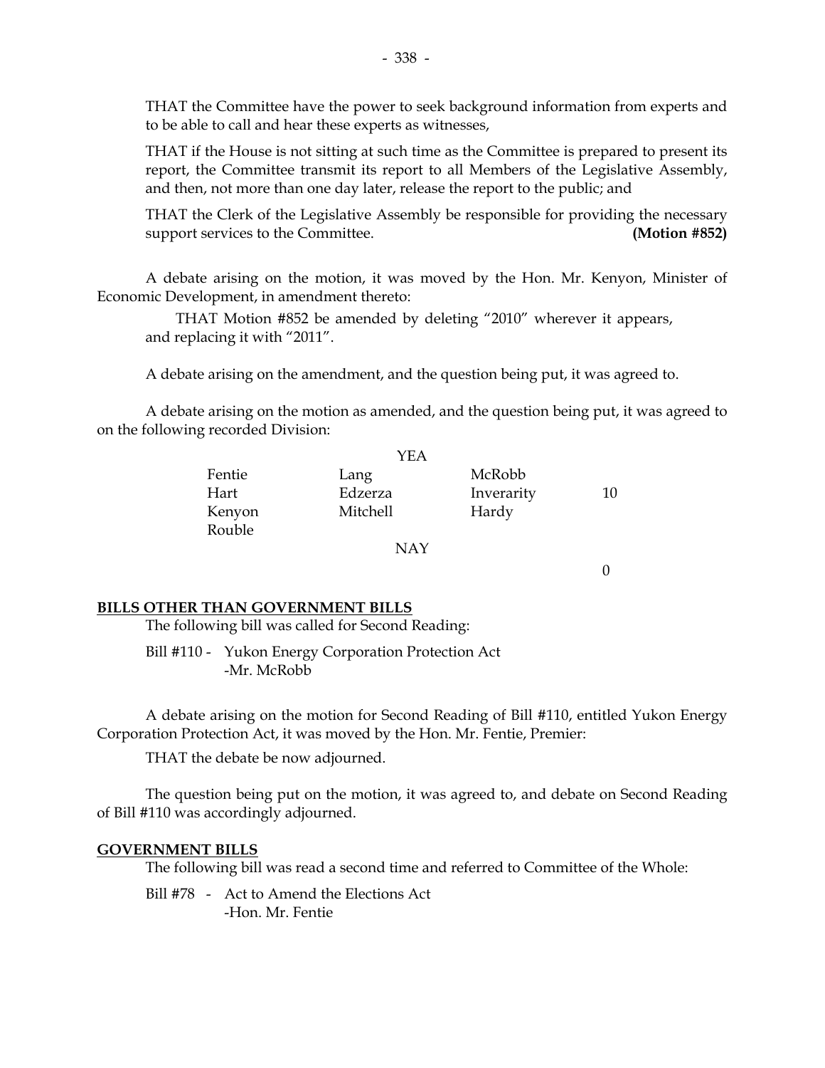THAT the Committee have the power to seek background information from experts and to be able to call and hear these experts as witnesses,

THAT if the House is not sitting at such time as the Committee is prepared to present its report, the Committee transmit its report to all Members of the Legislative Assembly, and then, not more than one day later, release the report to the public; and

THAT the Clerk of the Legislative Assembly be responsible for providing the necessary support services to the Committee. **(Motion #852)**

A debate arising on the motion, it was moved by the Hon. Mr. Kenyon, Minister of Economic Development, in amendment thereto:

THAT Motion #852 be amended by deleting "2010" wherever it appears, and replacing it with "2011".

A debate arising on the amendment, and the question being put, it was agreed to.

A debate arising on the motion as amended, and the question being put, it was agreed to on the following recorded Division:

YEA

| | | | |
|---|---|---|---|
| Fentie | Lang | McRobb | |
| Hart | Edzerza | Inverarity | 10 |
| Kenyon | Mitchell | Hardy | |
| Rouble | | | |

NAY

0

## BILLS OTHER THAN GOVERNMENT BILLS

The following bill was called for Second Reading:

Bill #110 - Yukon Energy Corporation Protection Act
-Mr. McRobb

A debate arising on the motion for Second Reading of Bill #110, entitled Yukon Energy Corporation Protection Act, it was moved by the Hon. Mr. Fentie, Premier:

THAT the debate be now adjourned.

The question being put on the motion, it was agreed to, and debate on Second Reading of Bill #110 was accordingly adjourned.

## GOVERNMENT BILLS

The following bill was read a second time and referred to Committee of the Whole:

Bill #78 - Act to Amend the Elections Act
-Hon. Mr. Fentie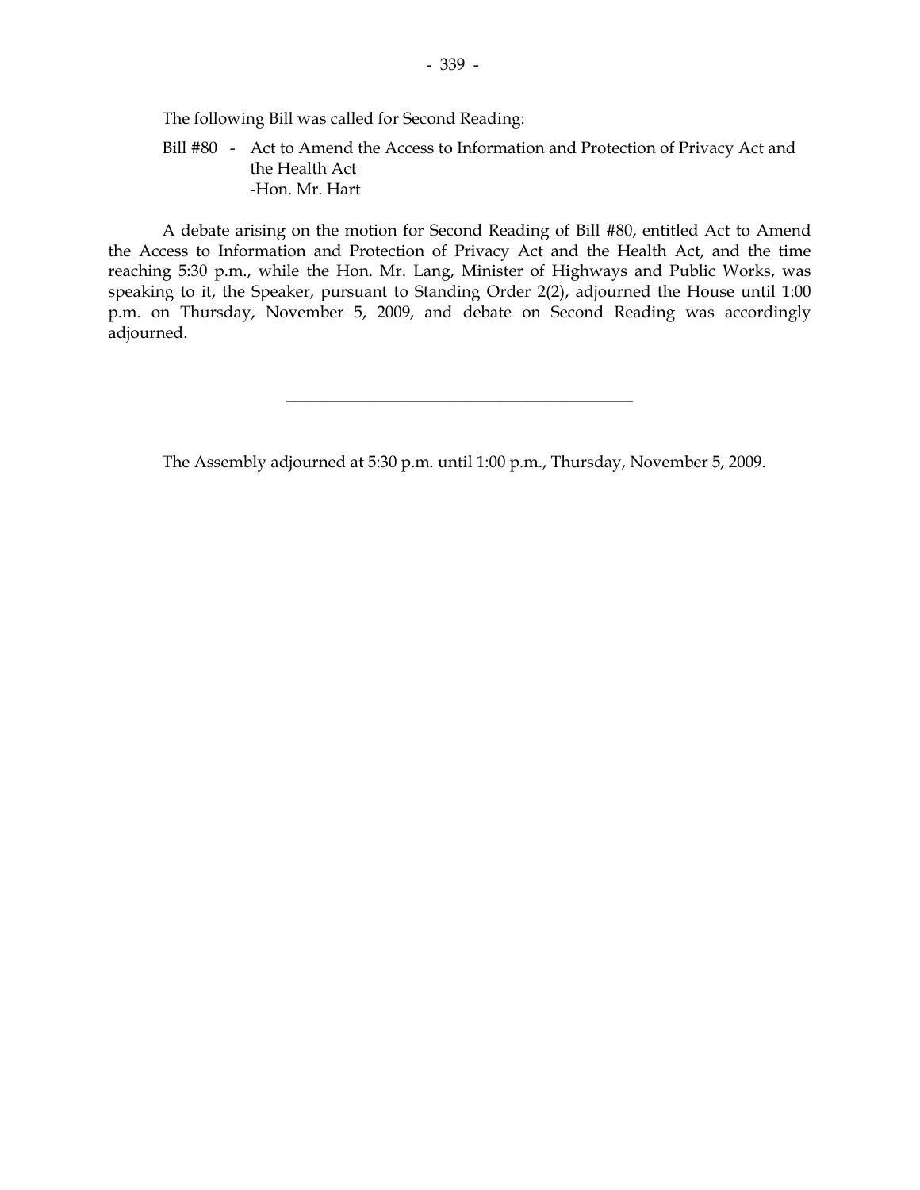The following Bill was called for Second Reading:

Bill #80 - Act to Amend the Access to Information and Protection of Privacy Act and the Health Act
-Hon. Mr. Hart

A debate arising on the motion for Second Reading of Bill #80, entitled Act to Amend the Access to Information and Protection of Privacy Act and the Health Act, and the time reaching 5:30 p.m., while the Hon. Mr. Lang, Minister of Highways and Public Works, was speaking to it, the Speaker, pursuant to Standing Order 2(2), adjourned the House until 1:00 p.m. on Thursday, November 5, 2009, and debate on Second Reading was accordingly adjourned.

---

The Assembly adjourned at 5:30 p.m. until 1:00 p.m., Thursday, November 5, 2009.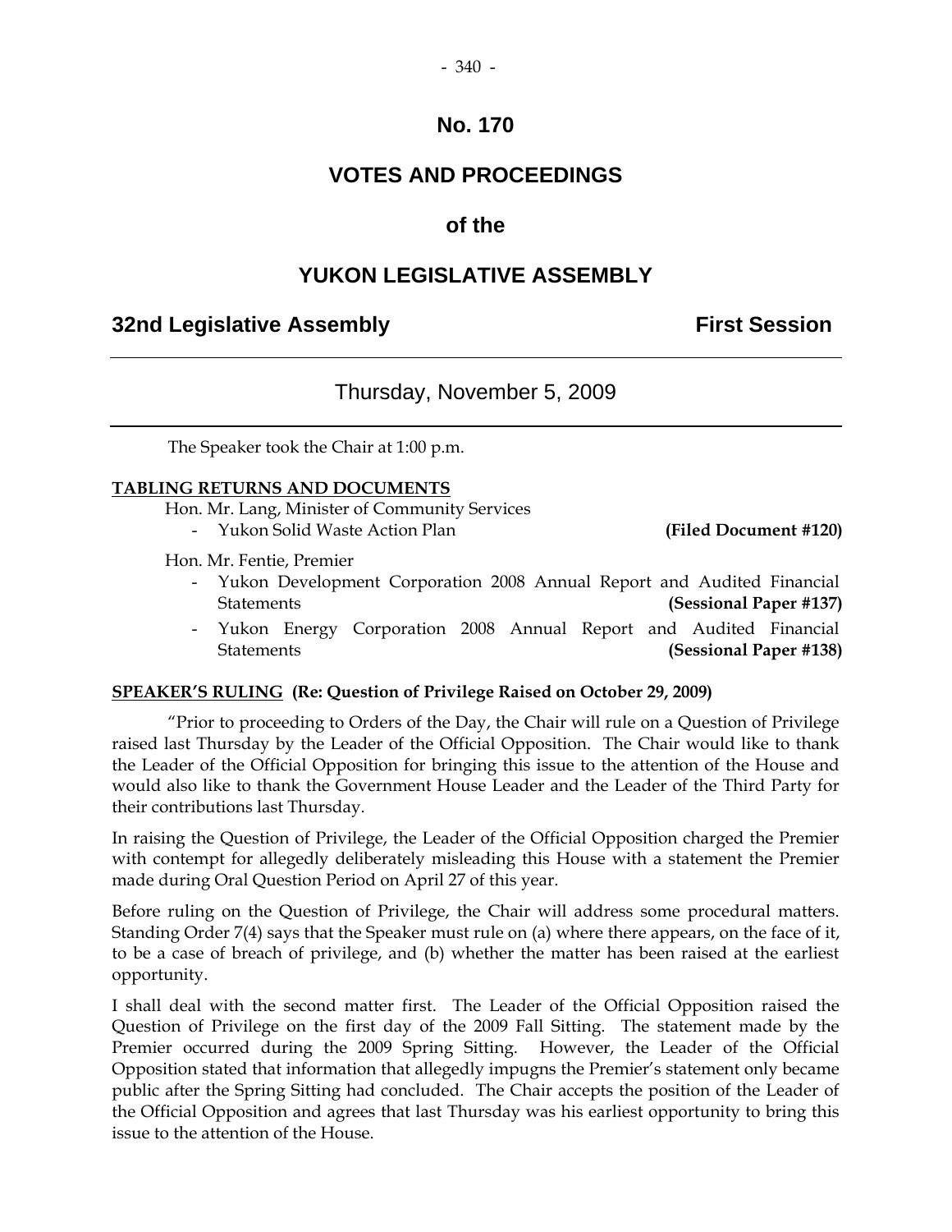# No. 170

# VOTES AND PROCEEDINGS

## of the

# YUKON LEGISLATIVE ASSEMBLY

**32nd Legislative Assembly** **First Session**

---

Thursday, November 5, 2009

---

The Speaker took the Chair at 1:00 p.m.

**TABLING RETURNS AND DOCUMENTS**

Hon. Mr. Lang, Minister of Community Services

- Yukon Solid Waste Action Plan **(Filed Document #120)**

Hon. Mr. Fentie, Premier

- Yukon Development Corporation 2008 Annual Report and Audited Financial Statements **(Sessional Paper #137)**
- Yukon Energy Corporation 2008 Annual Report and Audited Financial Statements **(Sessional Paper #138)**

**SPEAKER'S RULING (Re: Question of Privilege Raised on October 29, 2009)**

"Prior to proceeding to Orders of the Day, the Chair will rule on a Question of Privilege raised last Thursday by the Leader of the Official Opposition. The Chair would like to thank the Leader of the Official Opposition for bringing this issue to the attention of the House and would also like to thank the Government House Leader and the Leader of the Third Party for their contributions last Thursday.

In raising the Question of Privilege, the Leader of the Official Opposition charged the Premier with contempt for allegedly deliberately misleading this House with a statement the Premier made during Oral Question Period on April 27 of this year.

Before ruling on the Question of Privilege, the Chair will address some procedural matters. Standing Order 7(4) says that the Speaker must rule on (a) where there appears, on the face of it, to be a case of breach of privilege, and (b) whether the matter has been raised at the earliest opportunity.

I shall deal with the second matter first. The Leader of the Official Opposition raised the Question of Privilege on the first day of the 2009 Fall Sitting. The statement made by the Premier occurred during the 2009 Spring Sitting. However, the Leader of the Official Opposition stated that information that allegedly impugns the Premier's statement only became public after the Spring Sitting had concluded. The Chair accepts the position of the Leader of the Official Opposition and agrees that last Thursday was his earliest opportunity to bring this issue to the attention of the House.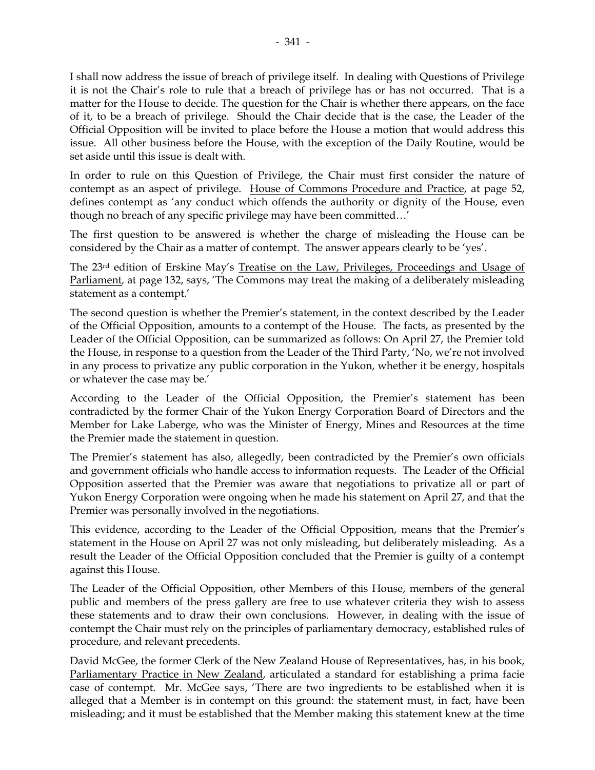I shall now address the issue of breach of privilege itself. In dealing with Questions of Privilege it is not the Chair's role to rule that a breach of privilege has or has not occurred. That is a matter for the House to decide. The question for the Chair is whether there appears, on the face of it, to be a breach of privilege. Should the Chair decide that is the case, the Leader of the Official Opposition will be invited to place before the House a motion that would address this issue. All other business before the House, with the exception of the Daily Routine, would be set aside until this issue is dealt with.

In order to rule on this Question of Privilege, the Chair must first consider the nature of contempt as an aspect of privilege. House of Commons Procedure and Practice, at page 52, defines contempt as 'any conduct which offends the authority or dignity of the House, even though no breach of any specific privilege may have been committed…'

The first question to be answered is whether the charge of misleading the House can be considered by the Chair as a matter of contempt. The answer appears clearly to be 'yes'.

The 23rd edition of Erskine May's Treatise on the Law, Privileges, Proceedings and Usage of Parliament, at page 132, says, 'The Commons may treat the making of a deliberately misleading statement as a contempt.'

The second question is whether the Premier's statement, in the context described by the Leader of the Official Opposition, amounts to a contempt of the House. The facts, as presented by the Leader of the Official Opposition, can be summarized as follows: On April 27, the Premier told the House, in response to a question from the Leader of the Third Party, 'No, we're not involved in any process to privatize any public corporation in the Yukon, whether it be energy, hospitals or whatever the case may be.'

According to the Leader of the Official Opposition, the Premier's statement has been contradicted by the former Chair of the Yukon Energy Corporation Board of Directors and the Member for Lake Laberge, who was the Minister of Energy, Mines and Resources at the time the Premier made the statement in question.

The Premier's statement has also, allegedly, been contradicted by the Premier's own officials and government officials who handle access to information requests. The Leader of the Official Opposition asserted that the Premier was aware that negotiations to privatize all or part of Yukon Energy Corporation were ongoing when he made his statement on April 27, and that the Premier was personally involved in the negotiations.

This evidence, according to the Leader of the Official Opposition, means that the Premier's statement in the House on April 27 was not only misleading, but deliberately misleading. As a result the Leader of the Official Opposition concluded that the Premier is guilty of a contempt against this House.

The Leader of the Official Opposition, other Members of this House, members of the general public and members of the press gallery are free to use whatever criteria they wish to assess these statements and to draw their own conclusions. However, in dealing with the issue of contempt the Chair must rely on the principles of parliamentary democracy, established rules of procedure, and relevant precedents.

David McGee, the former Clerk of the New Zealand House of Representatives, has, in his book, Parliamentary Practice in New Zealand, articulated a standard for establishing a prima facie case of contempt. Mr. McGee says, 'There are two ingredients to be established when it is alleged that a Member is in contempt on this ground: the statement must, in fact, have been misleading; and it must be established that the Member making this statement knew at the time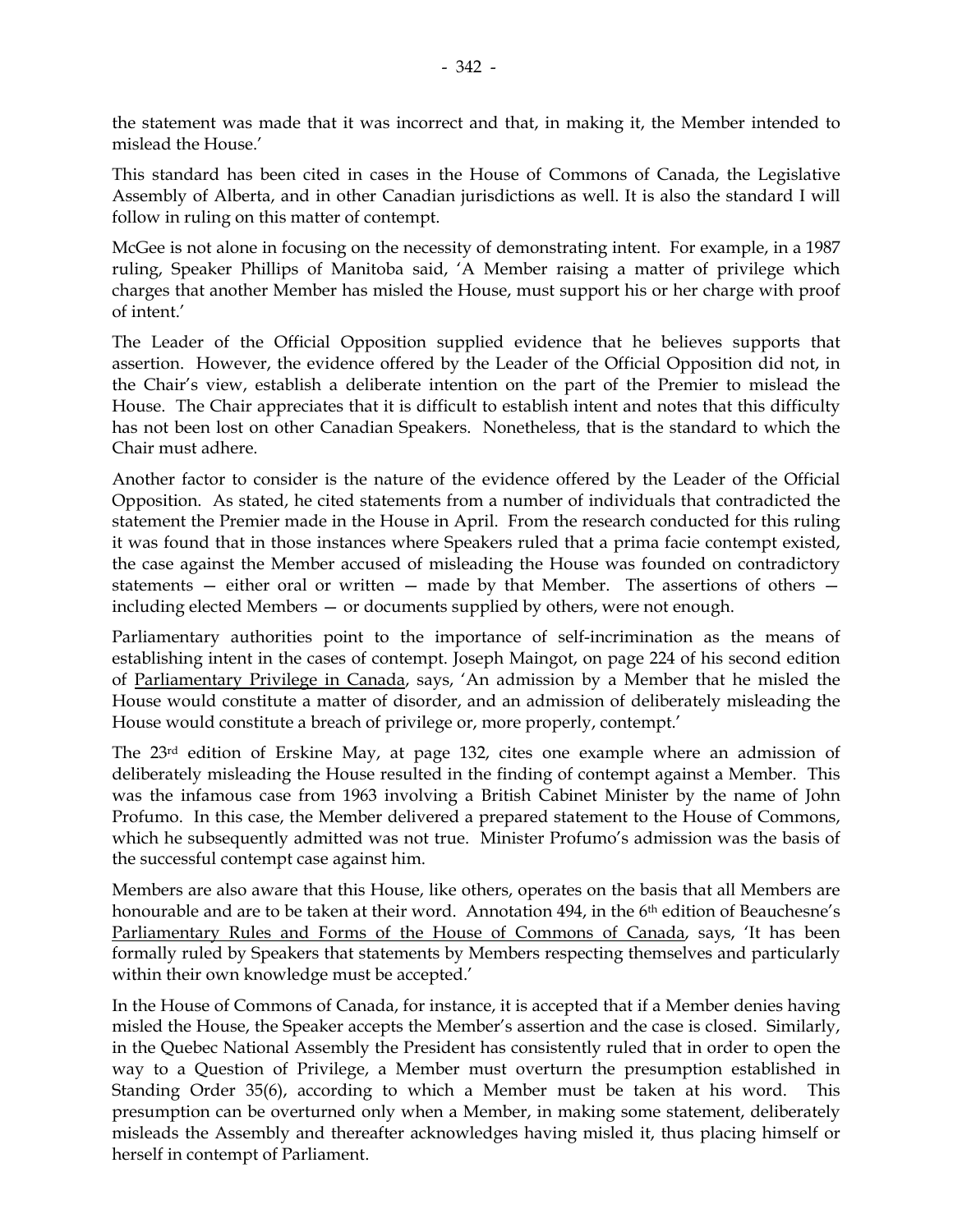the statement was made that it was incorrect and that, in making it, the Member intended to mislead the House.'

This standard has been cited in cases in the House of Commons of Canada, the Legislative Assembly of Alberta, and in other Canadian jurisdictions as well. It is also the standard I will follow in ruling on this matter of contempt.

McGee is not alone in focusing on the necessity of demonstrating intent. For example, in a 1987 ruling, Speaker Phillips of Manitoba said, 'A Member raising a matter of privilege which charges that another Member has misled the House, must support his or her charge with proof of intent.'

The Leader of the Official Opposition supplied evidence that he believes supports that assertion. However, the evidence offered by the Leader of the Official Opposition did not, in the Chair's view, establish a deliberate intention on the part of the Premier to mislead the House. The Chair appreciates that it is difficult to establish intent and notes that this difficulty has not been lost on other Canadian Speakers. Nonetheless, that is the standard to which the Chair must adhere.

Another factor to consider is the nature of the evidence offered by the Leader of the Official Opposition. As stated, he cited statements from a number of individuals that contradicted the statement the Premier made in the House in April. From the research conducted for this ruling it was found that in those instances where Speakers ruled that a prima facie contempt existed, the case against the Member accused of misleading the House was founded on contradictory statements — either oral or written — made by that Member. The assertions of others — including elected Members — or documents supplied by others, were not enough.

Parliamentary authorities point to the importance of self-incrimination as the means of establishing intent in the cases of contempt. Joseph Maingot, on page 224 of his second edition of Parliamentary Privilege in Canada, says, 'An admission by a Member that he misled the House would constitute a matter of disorder, and an admission of deliberately misleading the House would constitute a breach of privilege or, more properly, contempt.'

The 23rd edition of Erskine May, at page 132, cites one example where an admission of deliberately misleading the House resulted in the finding of contempt against a Member. This was the infamous case from 1963 involving a British Cabinet Minister by the name of John Profumo. In this case, the Member delivered a prepared statement to the House of Commons, which he subsequently admitted was not true. Minister Profumo's admission was the basis of the successful contempt case against him.

Members are also aware that this House, like others, operates on the basis that all Members are honourable and are to be taken at their word. Annotation 494, in the 6th edition of Beauchesne's Parliamentary Rules and Forms of the House of Commons of Canada, says, 'It has been formally ruled by Speakers that statements by Members respecting themselves and particularly within their own knowledge must be accepted.'

In the House of Commons of Canada, for instance, it is accepted that if a Member denies having misled the House, the Speaker accepts the Member's assertion and the case is closed. Similarly, in the Quebec National Assembly the President has consistently ruled that in order to open the way to a Question of Privilege, a Member must overturn the presumption established in Standing Order 35(6), according to which a Member must be taken at his word. This presumption can be overturned only when a Member, in making some statement, deliberately misleads the Assembly and thereafter acknowledges having misled it, thus placing himself or herself in contempt of Parliament.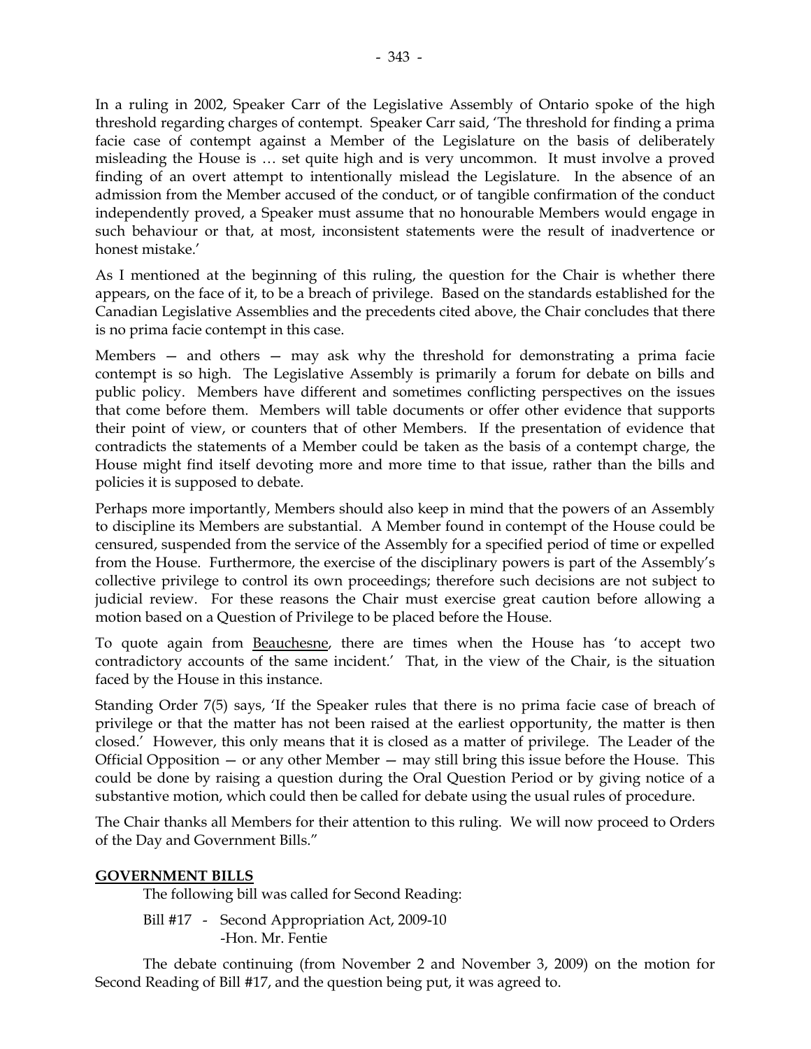In a ruling in 2002, Speaker Carr of the Legislative Assembly of Ontario spoke of the high threshold regarding charges of contempt. Speaker Carr said, 'The threshold for finding a prima facie case of contempt against a Member of the Legislature on the basis of deliberately misleading the House is … set quite high and is very uncommon. It must involve a proved finding of an overt attempt to intentionally mislead the Legislature. In the absence of an admission from the Member accused of the conduct, or of tangible confirmation of the conduct independently proved, a Speaker must assume that no honourable Members would engage in such behaviour or that, at most, inconsistent statements were the result of inadvertence or honest mistake.'

As I mentioned at the beginning of this ruling, the question for the Chair is whether there appears, on the face of it, to be a breach of privilege. Based on the standards established for the Canadian Legislative Assemblies and the precedents cited above, the Chair concludes that there is no prima facie contempt in this case.

Members — and others — may ask why the threshold for demonstrating a prima facie contempt is so high. The Legislative Assembly is primarily a forum for debate on bills and public policy. Members have different and sometimes conflicting perspectives on the issues that come before them. Members will table documents or offer other evidence that supports their point of view, or counters that of other Members. If the presentation of evidence that contradicts the statements of a Member could be taken as the basis of a contempt charge, the House might find itself devoting more and more time to that issue, rather than the bills and policies it is supposed to debate.

Perhaps more importantly, Members should also keep in mind that the powers of an Assembly to discipline its Members are substantial. A Member found in contempt of the House could be censured, suspended from the service of the Assembly for a specified period of time or expelled from the House. Furthermore, the exercise of the disciplinary powers is part of the Assembly's collective privilege to control its own proceedings; therefore such decisions are not subject to judicial review. For these reasons the Chair must exercise great caution before allowing a motion based on a Question of Privilege to be placed before the House.

To quote again from Beauchesne, there are times when the House has 'to accept two contradictory accounts of the same incident.' That, in the view of the Chair, is the situation faced by the House in this instance.

Standing Order 7(5) says, 'If the Speaker rules that there is no prima facie case of breach of privilege or that the matter has not been raised at the earliest opportunity, the matter is then closed.' However, this only means that it is closed as a matter of privilege. The Leader of the Official Opposition — or any other Member — may still bring this issue before the House. This could be done by raising a question during the Oral Question Period or by giving notice of a substantive motion, which could then be called for debate using the usual rules of procedure.

The Chair thanks all Members for their attention to this ruling. We will now proceed to Orders of the Day and Government Bills."

## GOVERNMENT BILLS

The following bill was called for Second Reading:

Bill #17 - Second Appropriation Act, 2009-10
-Hon. Mr. Fentie

The debate continuing (from November 2 and November 3, 2009) on the motion for Second Reading of Bill #17, and the question being put, it was agreed to.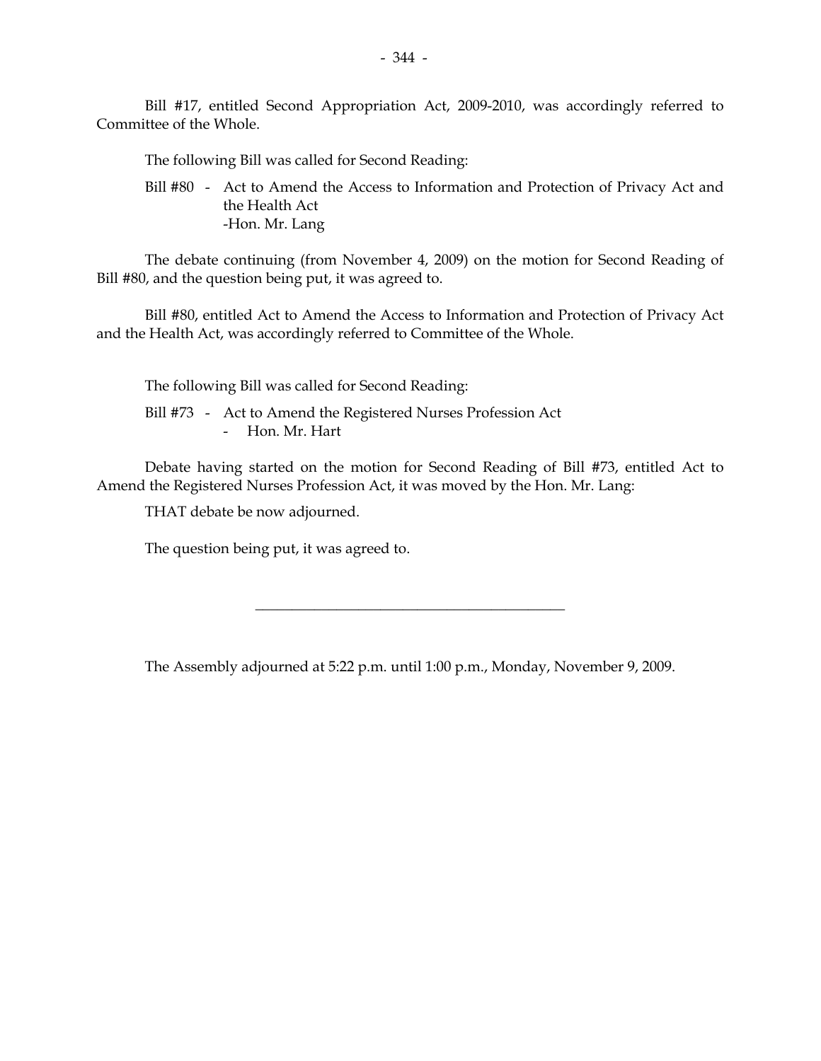Bill #17, entitled Second Appropriation Act, 2009-2010, was accordingly referred to Committee of the Whole.

The following Bill was called for Second Reading:

Bill #80 - Act to Amend the Access to Information and Protection of Privacy Act and the Health Act
-Hon. Mr. Lang

The debate continuing (from November 4, 2009) on the motion for Second Reading of Bill #80, and the question being put, it was agreed to.

Bill #80, entitled Act to Amend the Access to Information and Protection of Privacy Act and the Health Act, was accordingly referred to Committee of the Whole.

The following Bill was called for Second Reading:

Bill #73 - Act to Amend the Registered Nurses Profession Act
- Hon. Mr. Hart

Debate having started on the motion for Second Reading of Bill #73, entitled Act to Amend the Registered Nurses Profession Act, it was moved by the Hon. Mr. Lang:

THAT debate be now adjourned.

The question being put, it was agreed to.

---

The Assembly adjourned at 5:22 p.m. until 1:00 p.m., Monday, November 9, 2009.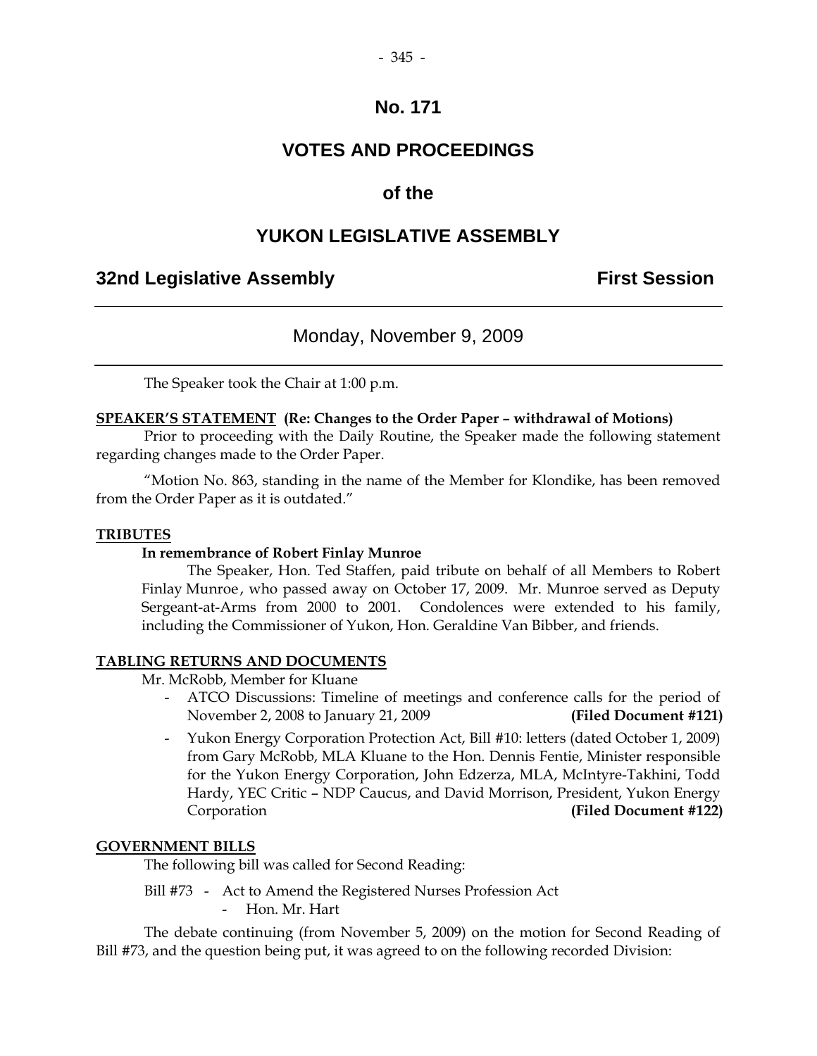# No. 171

# VOTES AND PROCEEDINGS

# of the

# YUKON LEGISLATIVE ASSEMBLY

## 32nd Legislative Assembly — First Session

### Monday, November 9, 2009

The Speaker took the Chair at 1:00 p.m.

**SPEAKER'S STATEMENT (Re: Changes to the Order Paper – withdrawal of Motions)**

Prior to proceeding with the Daily Routine, the Speaker made the following statement regarding changes made to the Order Paper.

"Motion No. 863, standing in the name of the Member for Klondike, has been removed from the Order Paper as it is outdated."

**TRIBUTES**

**In remembrance of Robert Finlay Munroe**

The Speaker, Hon. Ted Staffen, paid tribute on behalf of all Members to Robert Finlay Munroe, who passed away on October 17, 2009. Mr. Munroe served as Deputy Sergeant-at-Arms from 2000 to 2001. Condolences were extended to his family, including the Commissioner of Yukon, Hon. Geraldine Van Bibber, and friends.

**TABLING RETURNS AND DOCUMENTS**

Mr. McRobb, Member for Kluane

- ATCO Discussions: Timeline of meetings and conference calls for the period of November 2, 2008 to January 21, 2009 **(Filed Document #121)**
- Yukon Energy Corporation Protection Act, Bill #10: letters (dated October 1, 2009) from Gary McRobb, MLA Kluane to the Hon. Dennis Fentie, Minister responsible for the Yukon Energy Corporation, John Edzerza, MLA, McIntyre-Takhini, Todd Hardy, YEC Critic – NDP Caucus, and David Morrison, President, Yukon Energy Corporation **(Filed Document #122)**

**GOVERNMENT BILLS**

The following bill was called for Second Reading:

Bill #73 - Act to Amend the Registered Nurses Profession Act
- Hon. Mr. Hart

The debate continuing (from November 5, 2009) on the motion for Second Reading of Bill #73, and the question being put, it was agreed to on the following recorded Division: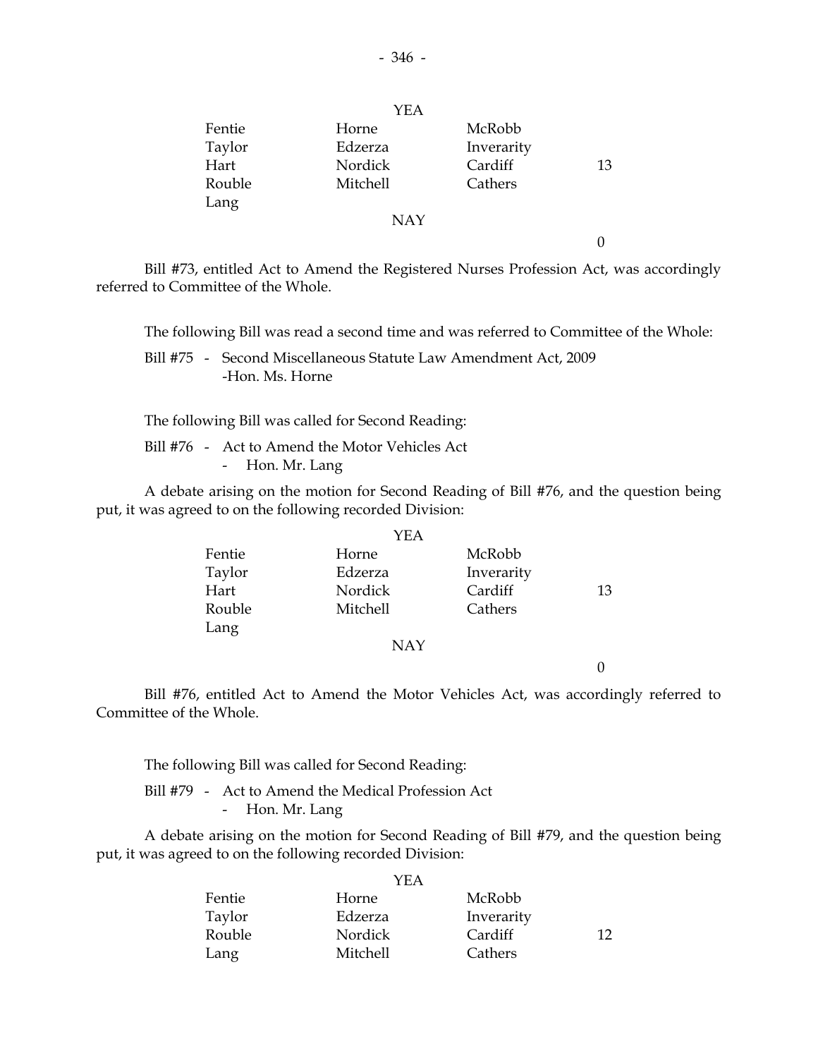| | YEA | | |
|---|---|---|---|
| Fentie | Horne | McRobb | |
| Taylor | Edzerza | Inverarity | |
| Hart | Nordick | Cardiff | 13 |
| Rouble | Mitchell | Cathers | |
| Lang | | | |
| | NAY | | |
| | | | 0 |

Bill #73, entitled Act to Amend the Registered Nurses Profession Act, was accordingly referred to Committee of the Whole.

The following Bill was read a second time and was referred to Committee of the Whole:

Bill #75 - Second Miscellaneous Statute Law Amendment Act, 2009
-Hon. Ms. Horne

The following Bill was called for Second Reading:

Bill #76 - Act to Amend the Motor Vehicles Act
- Hon. Mr. Lang

A debate arising on the motion for Second Reading of Bill #76, and the question being put, it was agreed to on the following recorded Division:

| | YEA | | |
|---|---|---|---|
| Fentie | Horne | McRobb | |
| Taylor | Edzerza | Inverarity | |
| Hart | Nordick | Cardiff | 13 |
| Rouble | Mitchell | Cathers | |
| Lang | | | |
| | NAY | | |
| | | | 0 |

Bill #76, entitled Act to Amend the Motor Vehicles Act, was accordingly referred to Committee of the Whole.

The following Bill was called for Second Reading:

Bill #79 - Act to Amend the Medical Profession Act
- Hon. Mr. Lang

A debate arising on the motion for Second Reading of Bill #79, and the question being put, it was agreed to on the following recorded Division:

| | YEA | | |
|---|---|---|---|
| Fentie | Horne | McRobb | |
| Taylor | Edzerza | Inverarity | |
| Rouble | Nordick | Cardiff | 12 |
| Lang | Mitchell | Cathers | |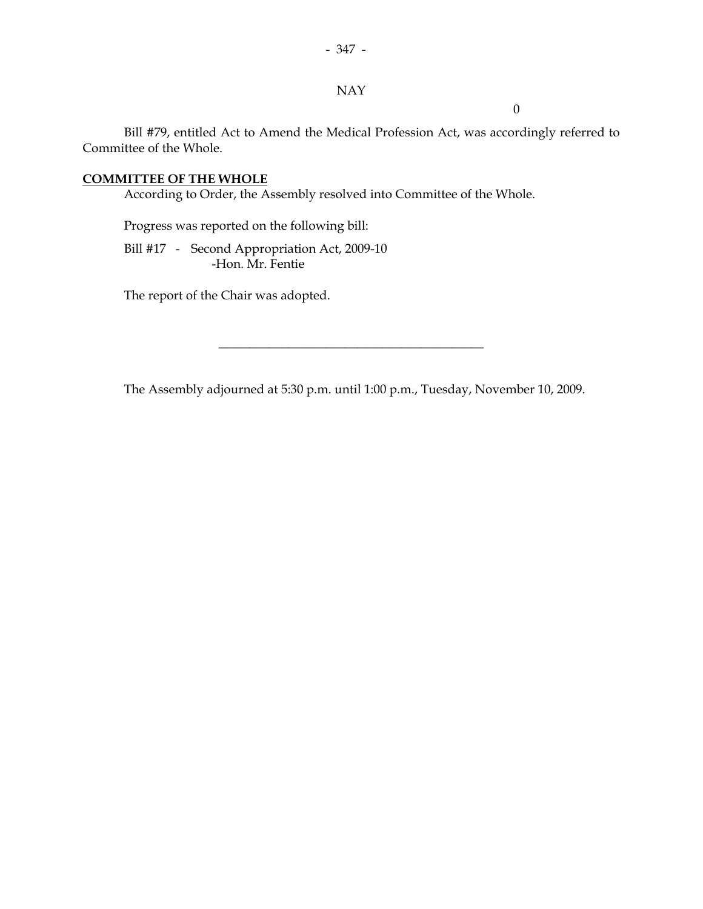NAY

0

Bill #79, entitled Act to Amend the Medical Profession Act, was accordingly referred to Committee of the Whole.

**COMMITTEE OF THE WHOLE**

According to Order, the Assembly resolved into Committee of the Whole.

Progress was reported on the following bill:

Bill #17 - Second Appropriation Act, 2009-10
-Hon. Mr. Fentie

The report of the Chair was adopted.

---

The Assembly adjourned at 5:30 p.m. until 1:00 p.m., Tuesday, November 10, 2009.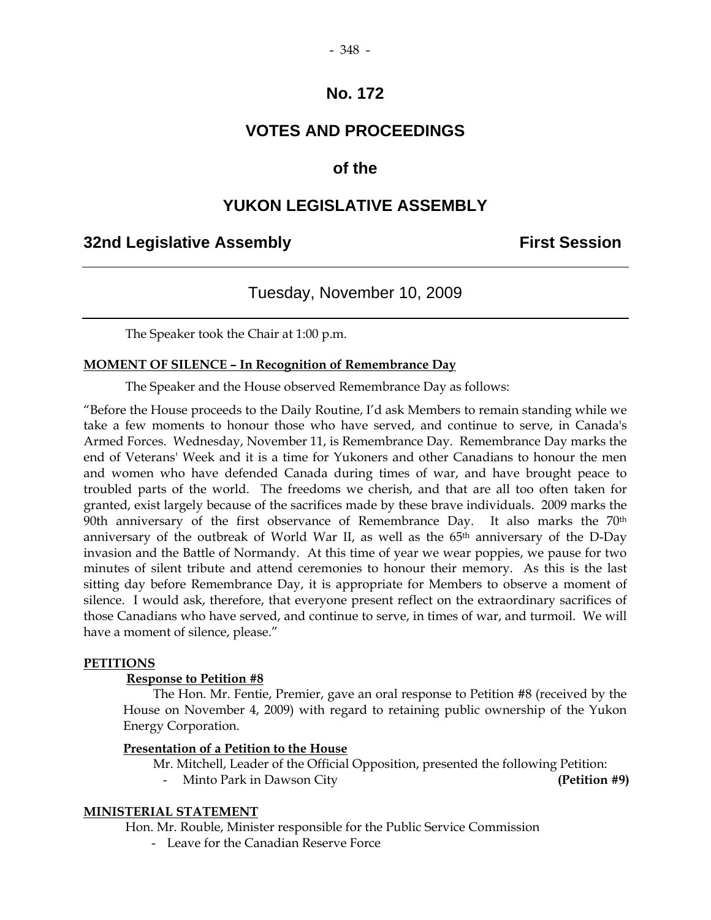# No. 172

# VOTES AND PROCEEDINGS

# of the

# YUKON LEGISLATIVE ASSEMBLY

## 32nd Legislative Assembly — First Session

---

### Tuesday, November 10, 2009

---

The Speaker took the Chair at 1:00 p.m.

**MOMENT OF SILENCE – In Recognition of Remembrance Day**

The Speaker and the House observed Remembrance Day as follows:

"Before the House proceeds to the Daily Routine, I'd ask Members to remain standing while we take a few moments to honour those who have served, and continue to serve, in Canada's Armed Forces. Wednesday, November 11, is Remembrance Day. Remembrance Day marks the end of Veterans' Week and it is a time for Yukoners and other Canadians to honour the men and women who have defended Canada during times of war, and have brought peace to troubled parts of the world. The freedoms we cherish, and that are all too often taken for granted, exist largely because of the sacrifices made by these brave individuals. 2009 marks the 90th anniversary of the first observance of Remembrance Day. It also marks the 70th anniversary of the outbreak of World War II, as well as the 65th anniversary of the D-Day invasion and the Battle of Normandy. At this time of year we wear poppies, we pause for two minutes of silent tribute and attend ceremonies to honour their memory. As this is the last sitting day before Remembrance Day, it is appropriate for Members to observe a moment of silence. I would ask, therefore, that everyone present reflect on the extraordinary sacrifices of those Canadians who have served, and continue to serve, in times of war, and turmoil. We will have a moment of silence, please."

**PETITIONS**

**Response to Petition #8**

The Hon. Mr. Fentie, Premier, gave an oral response to Petition #8 (received by the House on November 4, 2009) with regard to retaining public ownership of the Yukon Energy Corporation.

**Presentation of a Petition to the House**

Mr. Mitchell, Leader of the Official Opposition, presented the following Petition:

- Minto Park in Dawson City **(Petition #9)**

**MINISTERIAL STATEMENT**

Hon. Mr. Rouble, Minister responsible for the Public Service Commission

- Leave for the Canadian Reserve Force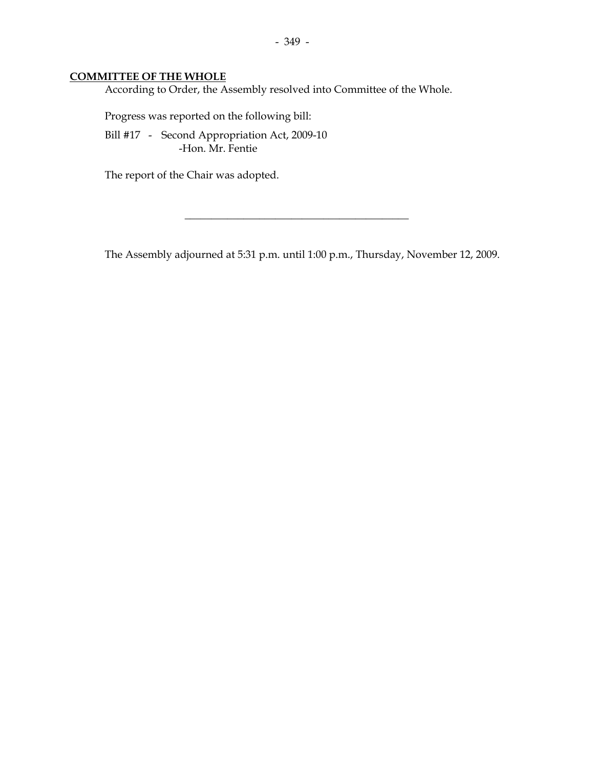## COMMITTEE OF THE WHOLE

According to Order, the Assembly resolved into Committee of the Whole.

Progress was reported on the following bill:

Bill #17 - Second Appropriation Act, 2009-10
-Hon. Mr. Fentie

The report of the Chair was adopted.

---

The Assembly adjourned at 5:31 p.m. until 1:00 p.m., Thursday, November 12, 2009.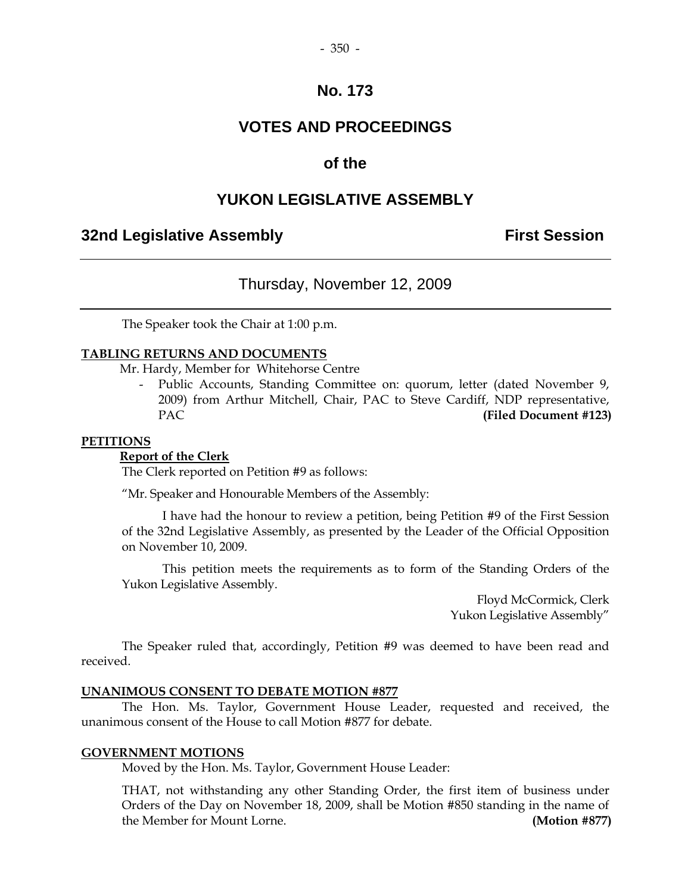# No. 173

# VOTES AND PROCEEDINGS

# of the

# YUKON LEGISLATIVE ASSEMBLY

## 32nd Legislative Assembly First Session

---

Thursday, November 12, 2009

---

The Speaker took the Chair at 1:00 p.m.

**TABLING RETURNS AND DOCUMENTS**

Mr. Hardy, Member for Whitehorse Centre

- Public Accounts, Standing Committee on: quorum, letter (dated November 9, 2009) from Arthur Mitchell, Chair, PAC to Steve Cardiff, NDP representative, PAC **(Filed Document #123)**

**PETITIONS**

**Report of the Clerk**

The Clerk reported on Petition #9 as follows:

"Mr. Speaker and Honourable Members of the Assembly:

I have had the honour to review a petition, being Petition #9 of the First Session of the 32nd Legislative Assembly, as presented by the Leader of the Official Opposition on November 10, 2009.

This petition meets the requirements as to form of the Standing Orders of the Yukon Legislative Assembly.

Floyd McCormick, Clerk
Yukon Legislative Assembly"

The Speaker ruled that, accordingly, Petition #9 was deemed to have been read and received.

**UNANIMOUS CONSENT TO DEBATE MOTION #877**

The Hon. Ms. Taylor, Government House Leader, requested and received, the unanimous consent of the House to call Motion #877 for debate.

**GOVERNMENT MOTIONS**

Moved by the Hon. Ms. Taylor, Government House Leader:

THAT, not withstanding any other Standing Order, the first item of business under Orders of the Day on November 18, 2009, shall be Motion #850 standing in the name of the Member for Mount Lorne. **(Motion #877)**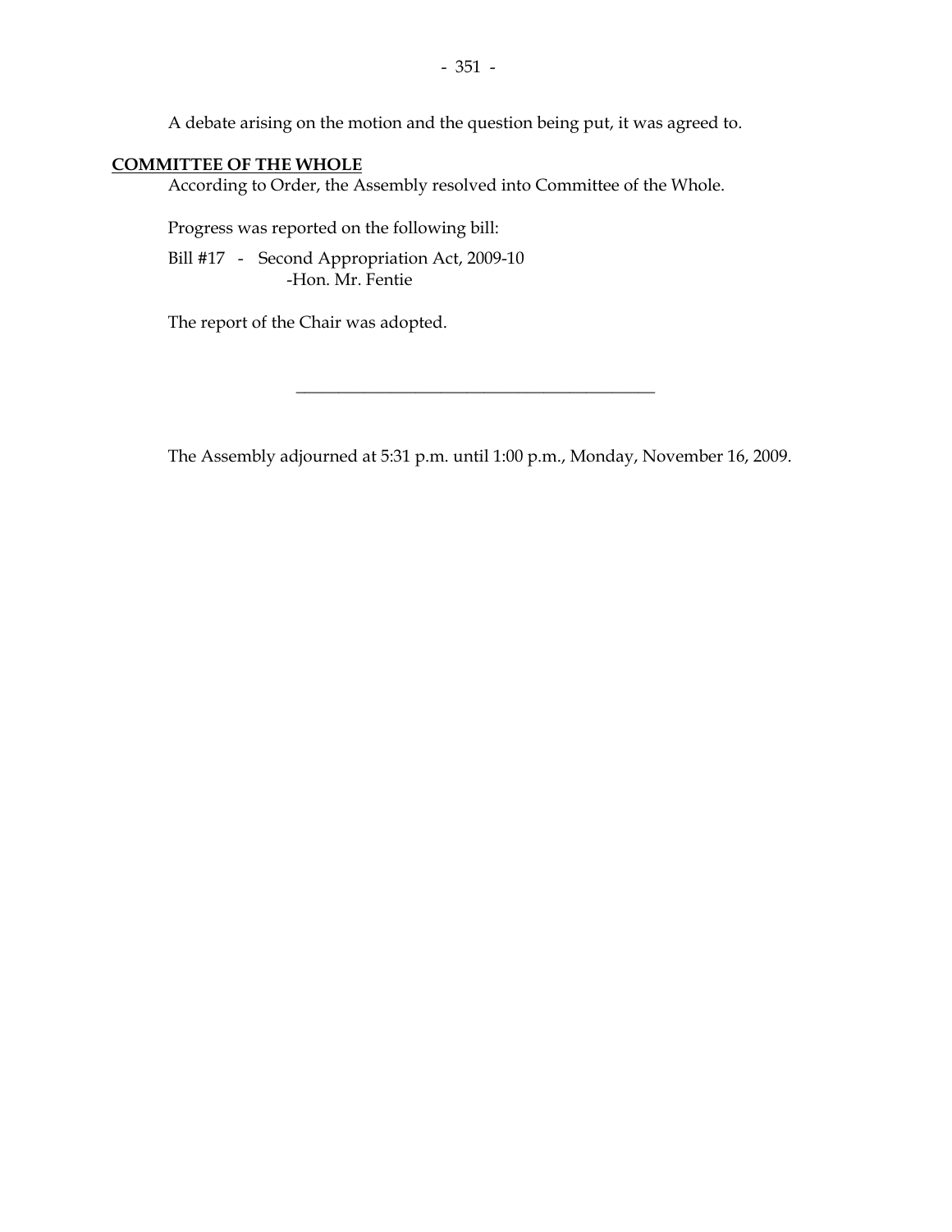A debate arising on the motion and the question being put, it was agreed to.

## COMMITTEE OF THE WHOLE

According to Order, the Assembly resolved into Committee of the Whole.

Progress was reported on the following bill:

Bill #17 - Second Appropriation Act, 2009-10
-Hon. Mr. Fentie

The report of the Chair was adopted.

---

The Assembly adjourned at 5:31 p.m. until 1:00 p.m., Monday, November 16, 2009.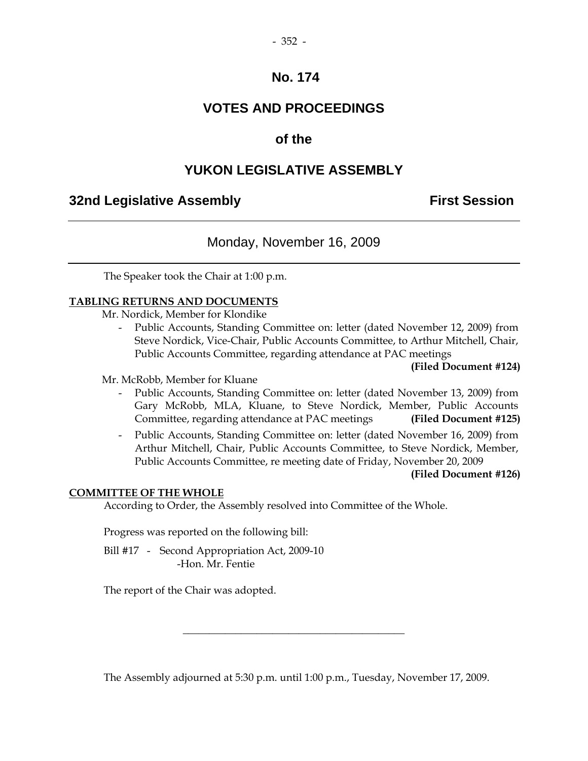# No. 174

## VOTES AND PROCEEDINGS

## of the

## YUKON LEGISLATIVE ASSEMBLY

**32nd Legislative Assembly** **First Session**

---

Monday, November 16, 2009

---

The Speaker took the Chair at 1:00 p.m.

**TABLING RETURNS AND DOCUMENTS**

Mr. Nordick, Member for Klondike

- Public Accounts, Standing Committee on: letter (dated November 12, 2009) from Steve Nordick, Vice-Chair, Public Accounts Committee, to Arthur Mitchell, Chair, Public Accounts Committee, regarding attendance at PAC meetings **(Filed Document #124)**

Mr. McRobb, Member for Kluane

- Public Accounts, Standing Committee on: letter (dated November 13, 2009) from Gary McRobb, MLA, Kluane, to Steve Nordick, Member, Public Accounts Committee, regarding attendance at PAC meetings **(Filed Document #125)**
- Public Accounts, Standing Committee on: letter (dated November 16, 2009) from Arthur Mitchell, Chair, Public Accounts Committee, to Steve Nordick, Member, Public Accounts Committee, re meeting date of Friday, November 20, 2009 **(Filed Document #126)**

**COMMITTEE OF THE WHOLE**

According to Order, the Assembly resolved into Committee of the Whole.

Progress was reported on the following bill:

Bill #17 - Second Appropriation Act, 2009-10
-Hon. Mr. Fentie

The report of the Chair was adopted.

---

The Assembly adjourned at 5:30 p.m. until 1:00 p.m., Tuesday, November 17, 2009.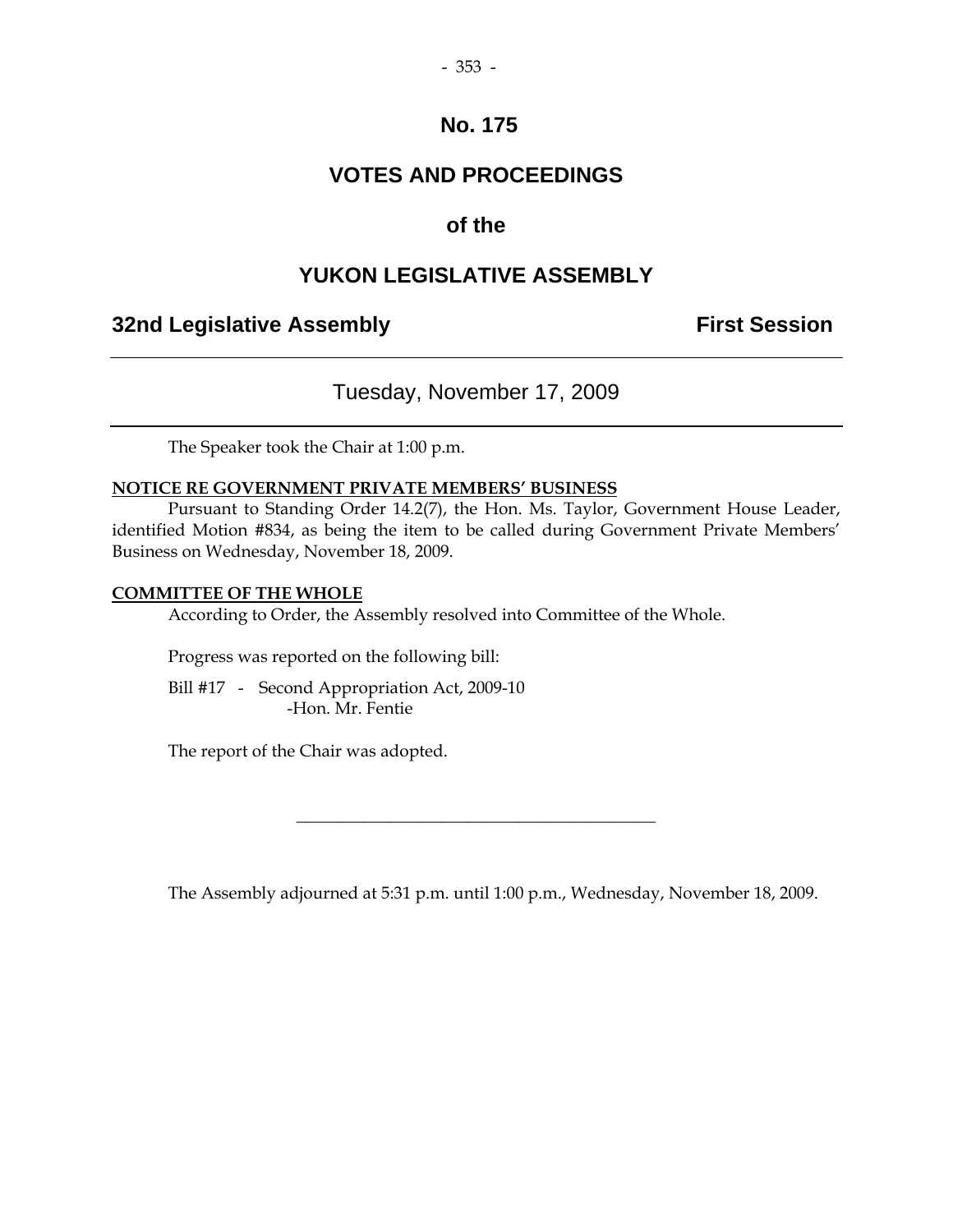# No. 175

# VOTES AND PROCEEDINGS

# of the

# YUKON LEGISLATIVE ASSEMBLY

**32nd Legislative Assembly** **First Session**

---

## Tuesday, November 17, 2009

---

The Speaker took the Chair at 1:00 p.m.

**NOTICE RE GOVERNMENT PRIVATE MEMBERS' BUSINESS**

Pursuant to Standing Order 14.2(7), the Hon. Ms. Taylor, Government House Leader, identified Motion #834, as being the item to be called during Government Private Members' Business on Wednesday, November 18, 2009.

**COMMITTEE OF THE WHOLE**

According to Order, the Assembly resolved into Committee of the Whole.

Progress was reported on the following bill:

Bill #17 - Second Appropriation Act, 2009-10
-Hon. Mr. Fentie

The report of the Chair was adopted.

---

The Assembly adjourned at 5:31 p.m. until 1:00 p.m., Wednesday, November 18, 2009.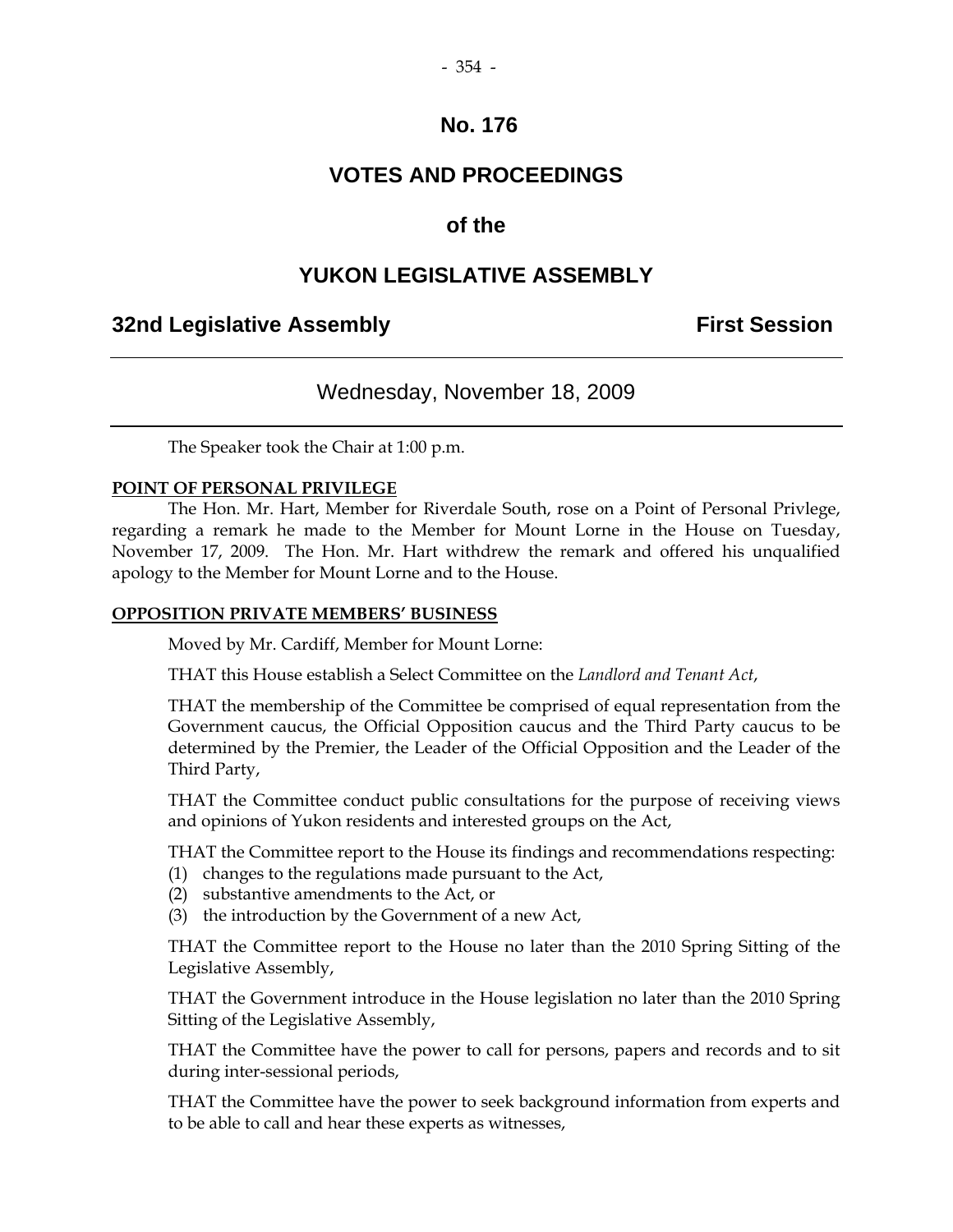# No. 176

# VOTES AND PROCEEDINGS

# of the

# YUKON LEGISLATIVE ASSEMBLY

**32nd Legislative Assembly** **First Session**

---

Wednesday, November 18, 2009

---

The Speaker took the Chair at 1:00 p.m.

**POINT OF PERSONAL PRIVILEGE**

The Hon. Mr. Hart, Member for Riverdale South, rose on a Point of Personal Privlege, regarding a remark he made to the Member for Mount Lorne in the House on Tuesday, November 17, 2009. The Hon. Mr. Hart withdrew the remark and offered his unqualified apology to the Member for Mount Lorne and to the House.

**OPPOSITION PRIVATE MEMBERS' BUSINESS**

Moved by Mr. Cardiff, Member for Mount Lorne:

THAT this House establish a Select Committee on the *Landlord and Tenant Act*,

THAT the membership of the Committee be comprised of equal representation from the Government caucus, the Official Opposition caucus and the Third Party caucus to be determined by the Premier, the Leader of the Official Opposition and the Leader of the Third Party,

THAT the Committee conduct public consultations for the purpose of receiving views and opinions of Yukon residents and interested groups on the Act,

THAT the Committee report to the House its findings and recommendations respecting:
(1) changes to the regulations made pursuant to the Act,
(2) substantive amendments to the Act, or
(3) the introduction by the Government of a new Act,

THAT the Committee report to the House no later than the 2010 Spring Sitting of the Legislative Assembly,

THAT the Government introduce in the House legislation no later than the 2010 Spring Sitting of the Legislative Assembly,

THAT the Committee have the power to call for persons, papers and records and to sit during inter-sessional periods,

THAT the Committee have the power to seek background information from experts and to be able to call and hear these experts as witnesses,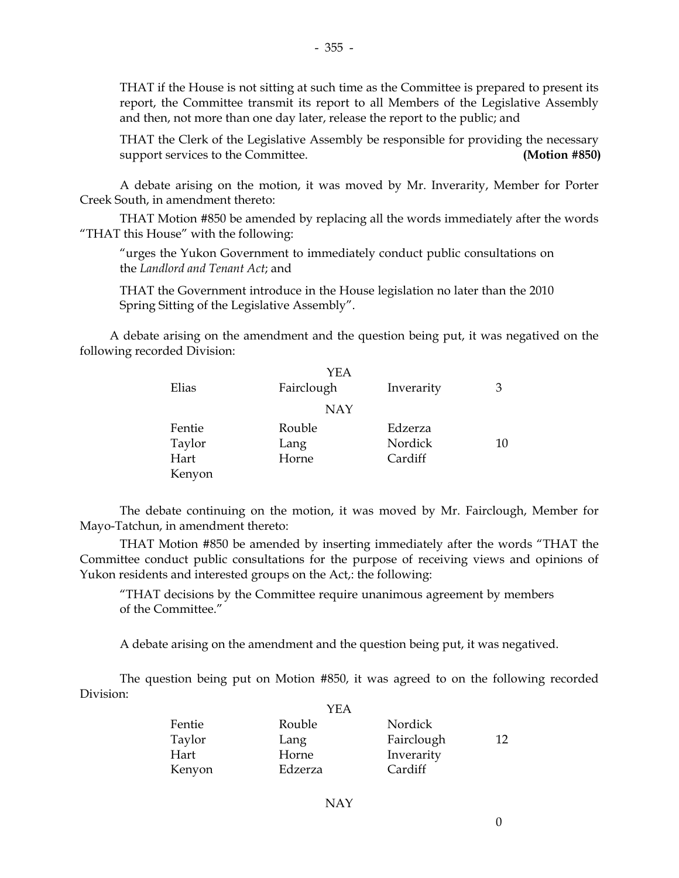THAT if the House is not sitting at such time as the Committee is prepared to present its report, the Committee transmit its report to all Members of the Legislative Assembly and then, not more than one day later, release the report to the public; and

THAT the Clerk of the Legislative Assembly be responsible for providing the necessary support services to the Committee. **(Motion #850)**

A debate arising on the motion, it was moved by Mr. Inverarity, Member for Porter Creek South, in amendment thereto:

THAT Motion #850 be amended by replacing all the words immediately after the words "THAT this House" with the following:

"urges the Yukon Government to immediately conduct public consultations on the *Landlord and Tenant Act*; and

THAT the Government introduce in the House legislation no later than the 2010 Spring Sitting of the Legislative Assembly".

A debate arising on the amendment and the question being put, it was negatived on the following recorded Division:

| | YEA | | |
|---|---|---|---|
| Elias | Fairclough | Inverarity | 3 |
| | **NAY** | | |
| Fentie | Rouble | Edzerza | |
| Taylor | Lang | Nordick | 10 |
| Hart | Horne | Cardiff | |
| Kenyon | | | |

The debate continuing on the motion, it was moved by Mr. Fairclough, Member for Mayo-Tatchun, in amendment thereto:

THAT Motion #850 be amended by inserting immediately after the words "THAT the Committee conduct public consultations for the purpose of receiving views and opinions of Yukon residents and interested groups on the Act,: the following:

"THAT decisions by the Committee require unanimous agreement by members of the Committee."

A debate arising on the amendment and the question being put, it was negatived.

The question being put on Motion #850, it was agreed to on the following recorded Division:

| | YEA | | |
|---|---|---|---|
| Fentie | Rouble | Nordick | |
| Taylor | Lang | Fairclough | 12 |
| Hart | Horne | Inverarity | |
| Kenyon | Edzerza | Cardiff | |
| | **NAY** | | |
| | | | 0 |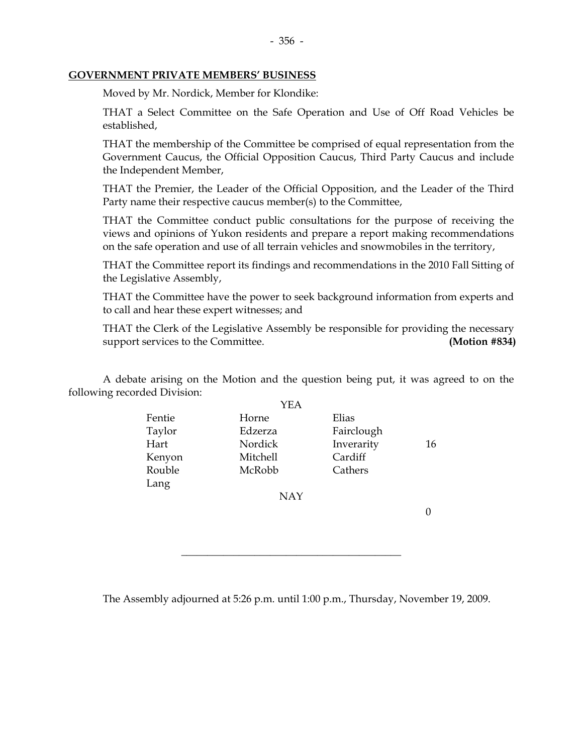**GOVERNMENT PRIVATE MEMBERS' BUSINESS**

Moved by Mr. Nordick, Member for Klondike:

THAT a Select Committee on the Safe Operation and Use of Off Road Vehicles be established,

THAT the membership of the Committee be comprised of equal representation from the Government Caucus, the Official Opposition Caucus, Third Party Caucus and include the Independent Member,

THAT the Premier, the Leader of the Official Opposition, and the Leader of the Third Party name their respective caucus member(s) to the Committee,

THAT the Committee conduct public consultations for the purpose of receiving the views and opinions of Yukon residents and prepare a report making recommendations on the safe operation and use of all terrain vehicles and snowmobiles in the territory,

THAT the Committee report its findings and recommendations in the 2010 Fall Sitting of the Legislative Assembly,

THAT the Committee have the power to seek background information from experts and to call and hear these expert witnesses; and

THAT the Clerk of the Legislative Assembly be responsible for providing the necessary support services to the Committee. **(Motion #834)**

A debate arising on the Motion and the question being put, it was agreed to on the following recorded Division:

YEA

| | | | |
|---|---|---|---|
| Fentie | Horne | Elias | |
| Taylor | Edzerza | Fairclough | |
| Hart | Nordick | Inverarity | 16 |
| Kenyon | Mitchell | Cardiff | |
| Rouble | McRobb | Cathers | |
| Lang | | | |

NAY

0

---

The Assembly adjourned at 5:26 p.m. until 1:00 p.m., Thursday, November 19, 2009.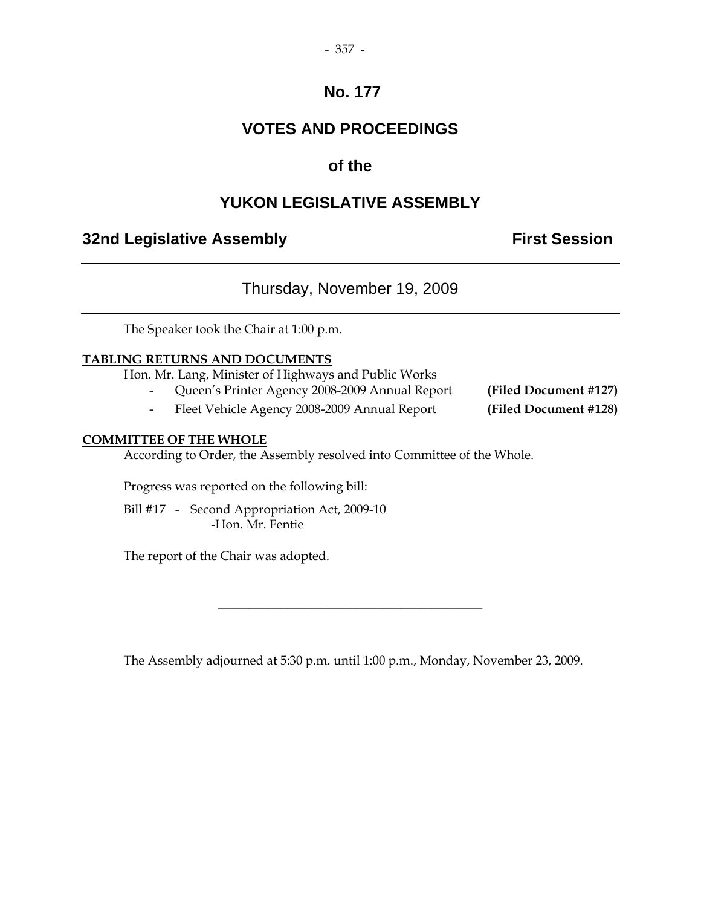# No. 177

# VOTES AND PROCEEDINGS

# of the

# YUKON LEGISLATIVE ASSEMBLY

## 32nd Legislative Assembly — First Session

---

### Thursday, November 19, 2009

---

The Speaker took the Chair at 1:00 p.m.

**TABLING RETURNS AND DOCUMENTS**

Hon. Mr. Lang, Minister of Highways and Public Works

- Queen's Printer Agency 2008-2009 Annual Report **(Filed Document #127)**
- Fleet Vehicle Agency 2008-2009 Annual Report **(Filed Document #128)**

**COMMITTEE OF THE WHOLE**

According to Order, the Assembly resolved into Committee of the Whole.

Progress was reported on the following bill:

Bill #17 - Second Appropriation Act, 2009-10
-Hon. Mr. Fentie

The report of the Chair was adopted.

---

The Assembly adjourned at 5:30 p.m. until 1:00 p.m., Monday, November 23, 2009.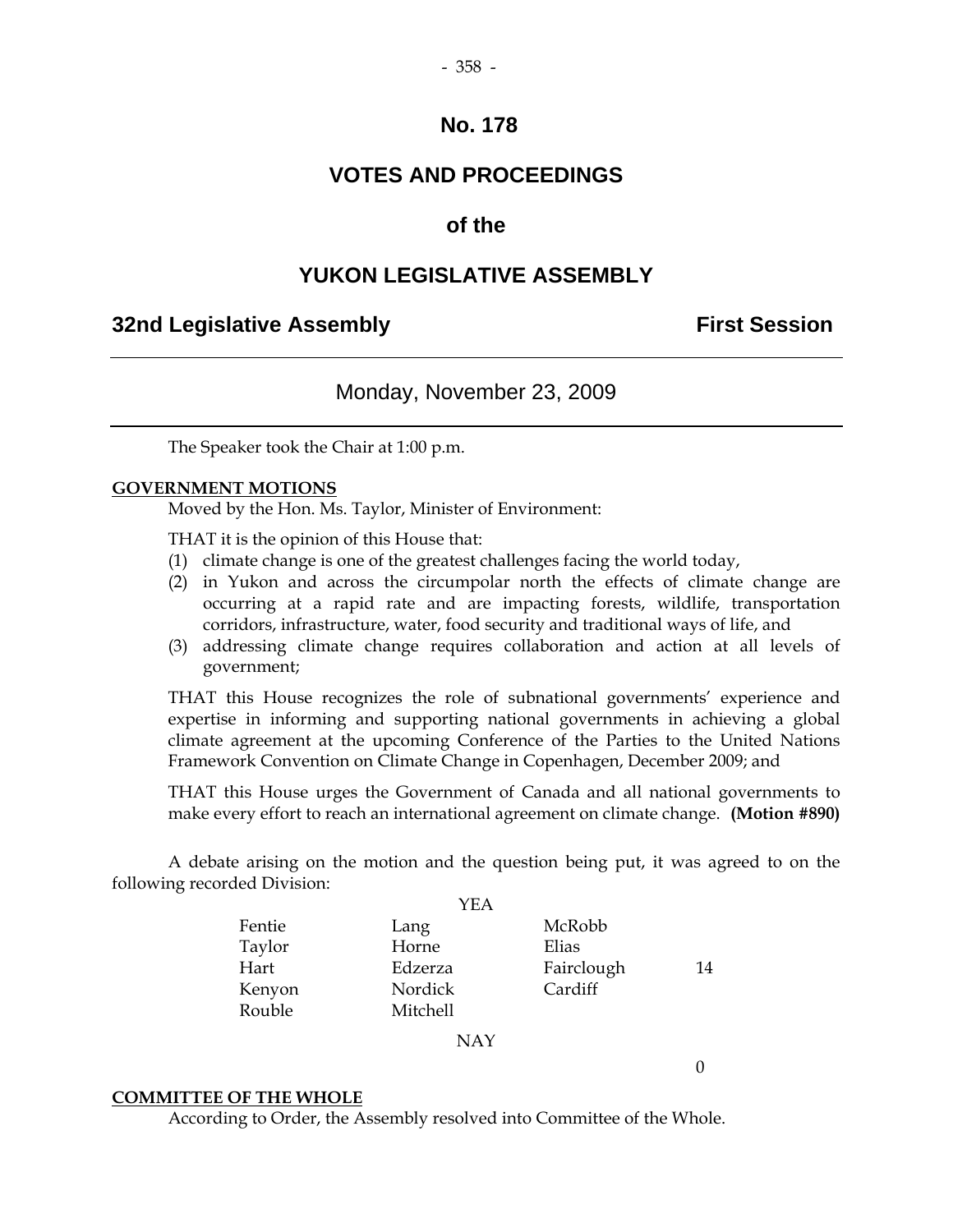# No. 178

## VOTES AND PROCEEDINGS

## of the

## YUKON LEGISLATIVE ASSEMBLY

### 32nd Legislative Assembly — First Session

---

Monday, November 23, 2009

---

The Speaker took the Chair at 1:00 p.m.

**GOVERNMENT MOTIONS**

Moved by the Hon. Ms. Taylor, Minister of Environment:

THAT it is the opinion of this House that:

(1) climate change is one of the greatest challenges facing the world today,

(2) in Yukon and across the circumpolar north the effects of climate change are occurring at a rapid rate and are impacting forests, wildlife, transportation corridors, infrastructure, water, food security and traditional ways of life, and

(3) addressing climate change requires collaboration and action at all levels of government;

THAT this House recognizes the role of subnational governments' experience and expertise in informing and supporting national governments in achieving a global climate agreement at the upcoming Conference of the Parties to the United Nations Framework Convention on Climate Change in Copenhagen, December 2009; and

THAT this House urges the Government of Canada and all national governments to make every effort to reach an international agreement on climate change. **(Motion #890)**

A debate arising on the motion and the question being put, it was agreed to on the following recorded Division:

YEA

| | | | |
|---|---|---|---|
| Fentie | Lang | McRobb | |
| Taylor | Horne | Elias | |
| Hart | Edzerza | Fairclough | 14 |
| Kenyon | Nordick | Cardiff | |
| Rouble | Mitchell | | |

NAY

0

**COMMITTEE OF THE WHOLE**

According to Order, the Assembly resolved into Committee of the Whole.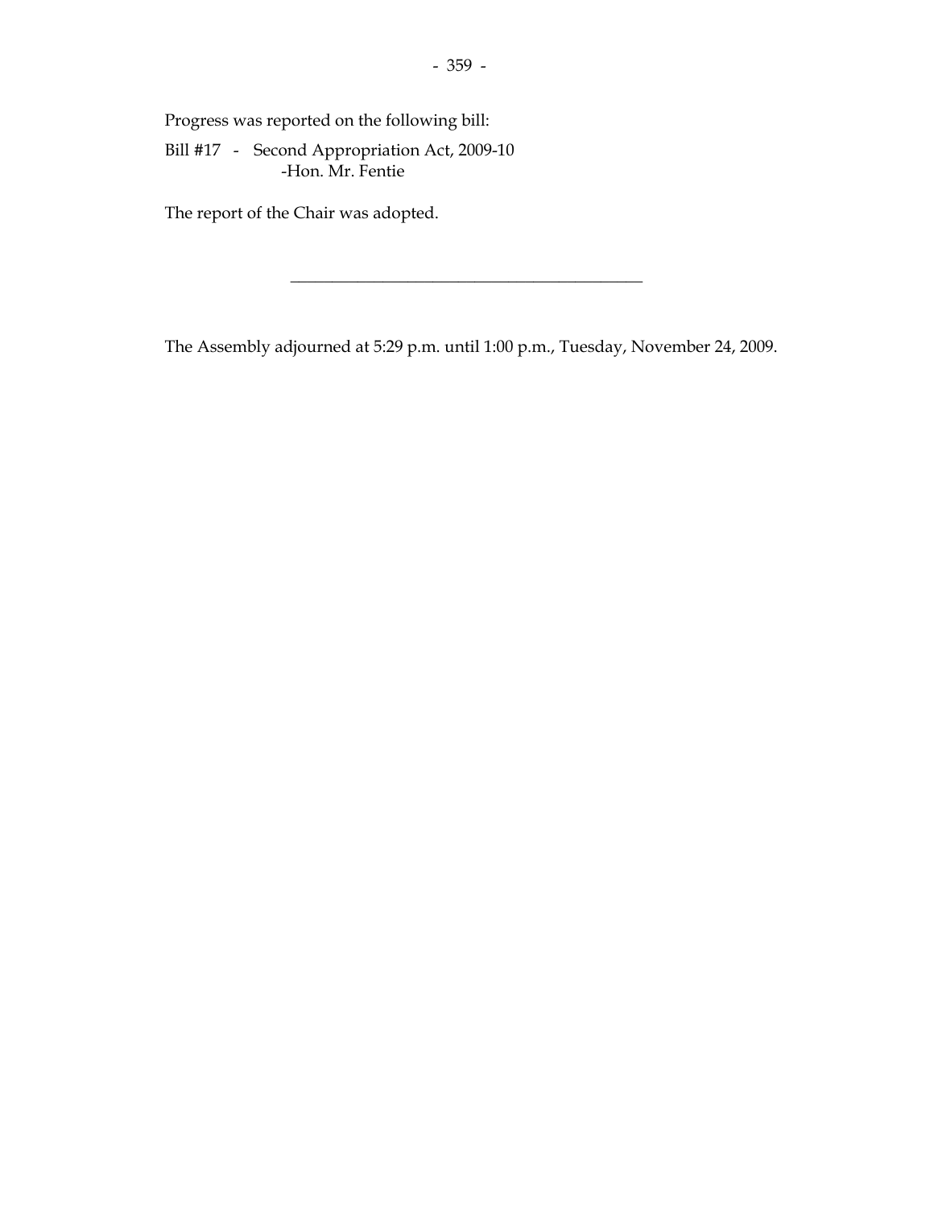Progress was reported on the following bill:

Bill #17 - Second Appropriation Act, 2009-10
 -Hon. Mr. Fentie

The report of the Chair was adopted.

---

The Assembly adjourned at 5:29 p.m. until 1:00 p.m., Tuesday, November 24, 2009.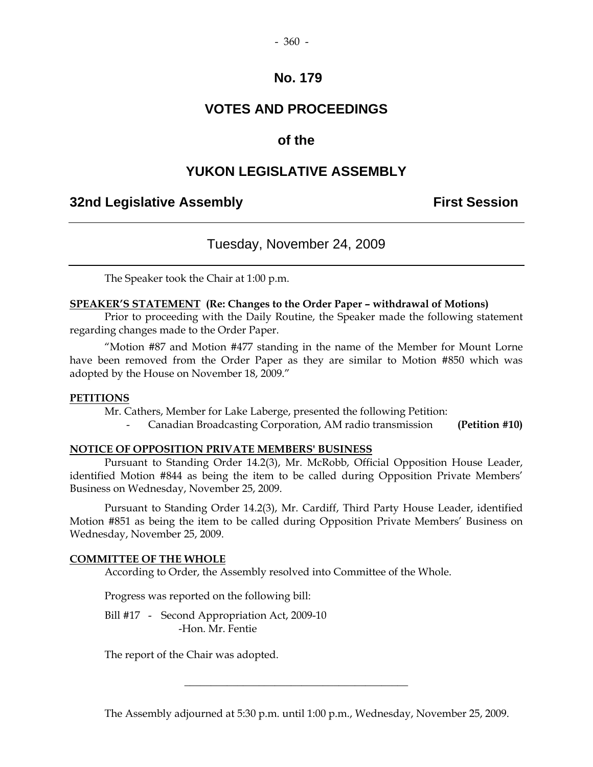# No. 179

## VOTES AND PROCEEDINGS

## of the

## YUKON LEGISLATIVE ASSEMBLY

**32nd Legislative Assembly** **First Session**

---

Tuesday, November 24, 2009

---

The Speaker took the Chair at 1:00 p.m.

**SPEAKER'S STATEMENT (Re: Changes to the Order Paper – withdrawal of Motions)**

Prior to proceeding with the Daily Routine, the Speaker made the following statement regarding changes made to the Order Paper.

"Motion #87 and Motion #477 standing in the name of the Member for Mount Lorne have been removed from the Order Paper as they are similar to Motion #850 which was adopted by the House on November 18, 2009."

**PETITIONS**

Mr. Cathers, Member for Lake Laberge, presented the following Petition:

- Canadian Broadcasting Corporation, AM radio transmission **(Petition #10)**

**NOTICE OF OPPOSITION PRIVATE MEMBERS' BUSINESS**

Pursuant to Standing Order 14.2(3), Mr. McRobb, Official Opposition House Leader, identified Motion #844 as being the item to be called during Opposition Private Members' Business on Wednesday, November 25, 2009.

Pursuant to Standing Order 14.2(3), Mr. Cardiff, Third Party House Leader, identified Motion #851 as being the item to be called during Opposition Private Members' Business on Wednesday, November 25, 2009.

**COMMITTEE OF THE WHOLE**

According to Order, the Assembly resolved into Committee of the Whole.

Progress was reported on the following bill:

Bill #17 - Second Appropriation Act, 2009-10
-Hon. Mr. Fentie

The report of the Chair was adopted.

---

The Assembly adjourned at 5:30 p.m. until 1:00 p.m., Wednesday, November 25, 2009.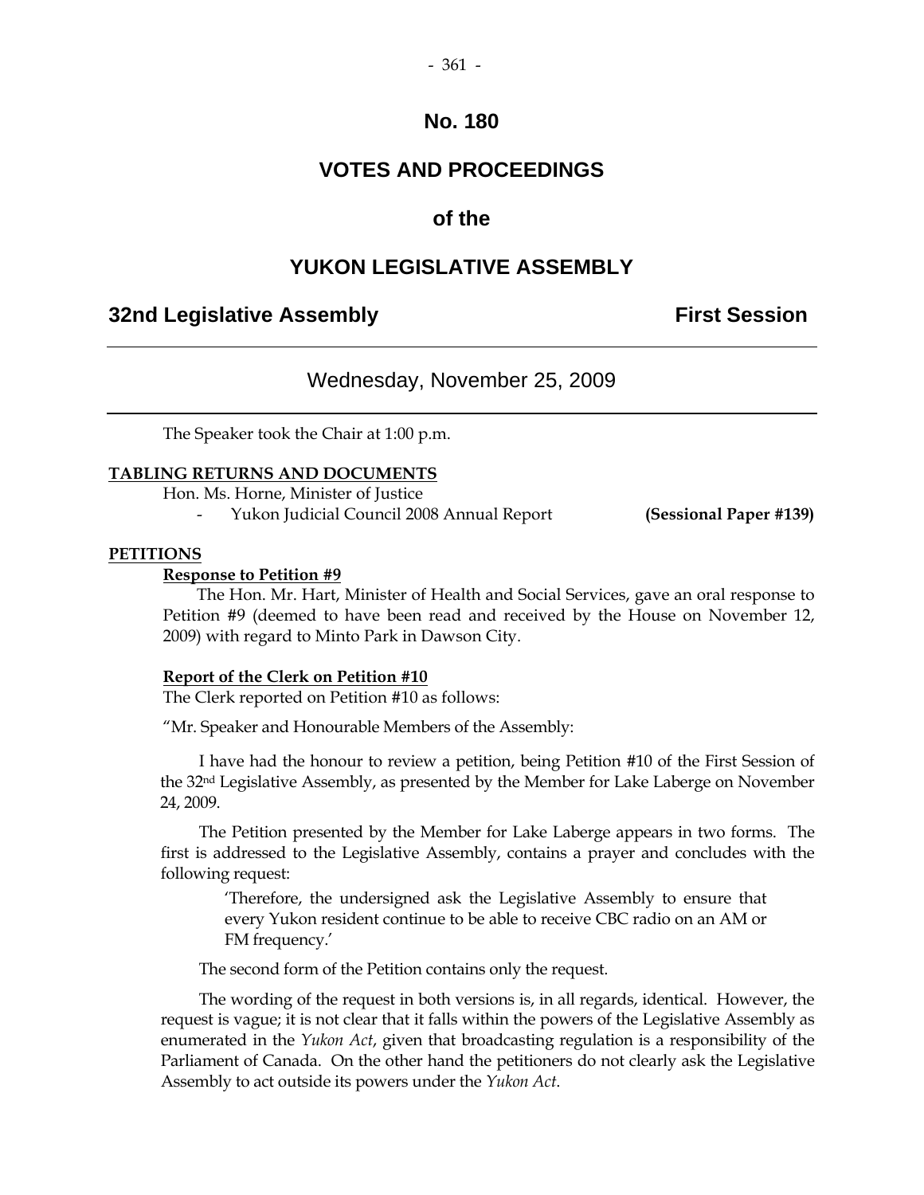# No. 180

# VOTES AND PROCEEDINGS

# of the

# YUKON LEGISLATIVE ASSEMBLY

## 32nd Legislative Assembly    First Session

### Wednesday, November 25, 2009

The Speaker took the Chair at 1:00 p.m.

**TABLING RETURNS AND DOCUMENTS**

Hon. Ms. Horne, Minister of Justice

- Yukon Judicial Council 2008 Annual Report **(Sessional Paper #139)**

**PETITIONS**

**Response to Petition #9**

The Hon. Mr. Hart, Minister of Health and Social Services, gave an oral response to Petition #9 (deemed to have been read and received by the House on November 12, 2009) with regard to Minto Park in Dawson City.

**Report of the Clerk on Petition #10**

The Clerk reported on Petition #10 as follows:

"Mr. Speaker and Honourable Members of the Assembly:

I have had the honour to review a petition, being Petition #10 of the First Session of the 32nd Legislative Assembly, as presented by the Member for Lake Laberge on November 24, 2009.

The Petition presented by the Member for Lake Laberge appears in two forms. The first is addressed to the Legislative Assembly, contains a prayer and concludes with the following request:

> 'Therefore, the undersigned ask the Legislative Assembly to ensure that every Yukon resident continue to be able to receive CBC radio on an AM or FM frequency.'

The second form of the Petition contains only the request.

The wording of the request in both versions is, in all regards, identical. However, the request is vague; it is not clear that it falls within the powers of the Legislative Assembly as enumerated in the *Yukon Act*, given that broadcasting regulation is a responsibility of the Parliament of Canada. On the other hand the petitioners do not clearly ask the Legislative Assembly to act outside its powers under the *Yukon Act*.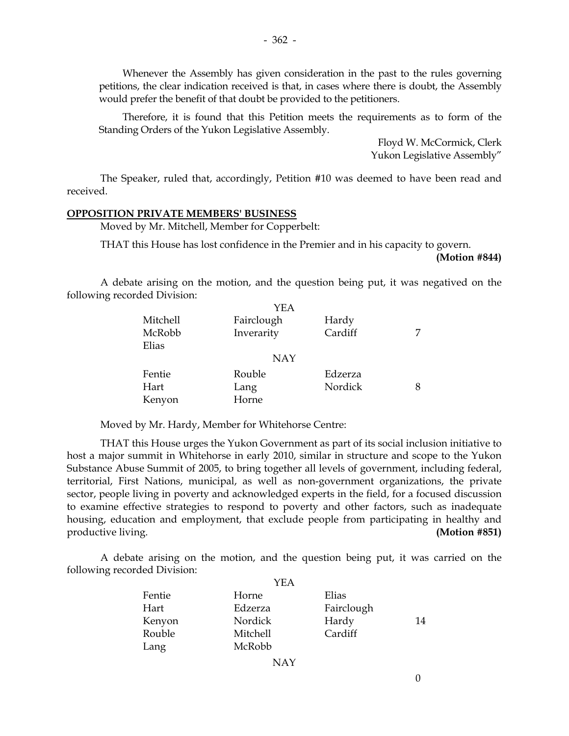Whenever the Assembly has given consideration in the past to the rules governing petitions, the clear indication received is that, in cases where there is doubt, the Assembly would prefer the benefit of that doubt be provided to the petitioners.

Therefore, it is found that this Petition meets the requirements as to form of the Standing Orders of the Yukon Legislative Assembly.

Floyd W. McCormick, Clerk
Yukon Legislative Assembly"

The Speaker, ruled that, accordingly, Petition #10 was deemed to have been read and received.

## OPPOSITION PRIVATE MEMBERS' BUSINESS

Moved by Mr. Mitchell, Member for Copperbelt:

THAT this House has lost confidence in the Premier and in his capacity to govern.

**(Motion #844)**

A debate arising on the motion, and the question being put, it was negatived on the following recorded Division:

YEA

| | | | |
|---|---|---|---|
| Mitchell | Fairclough | Hardy | |
| McRobb | Inverarity | Cardiff | 7 |
| Elias | | | |

NAY

| | | | |
|---|---|---|---|
| Fentie | Rouble | Edzerza | |
| Hart | Lang | Nordick | 8 |
| Kenyon | Horne | | |

Moved by Mr. Hardy, Member for Whitehorse Centre:

THAT this House urges the Yukon Government as part of its social inclusion initiative to host a major summit in Whitehorse in early 2010, similar in structure and scope to the Yukon Substance Abuse Summit of 2005, to bring together all levels of government, including federal, territorial, First Nations, municipal, as well as non-government organizations, the private sector, people living in poverty and acknowledged experts in the field, for a focused discussion to examine effective strategies to respond to poverty and other factors, such as inadequate housing, education and employment, that exclude people from participating in healthy and productive living. **(Motion #851)**

A debate arising on the motion, and the question being put, it was carried on the following recorded Division:

YEA

| | | | |
|---|---|---|---|
| Fentie | Horne | Elias | |
| Hart | Edzerza | Fairclough | |
| Kenyon | Nordick | Hardy | 14 |
| Rouble | Mitchell | Cardiff | |
| Lang | McRobb | | |

NAY

0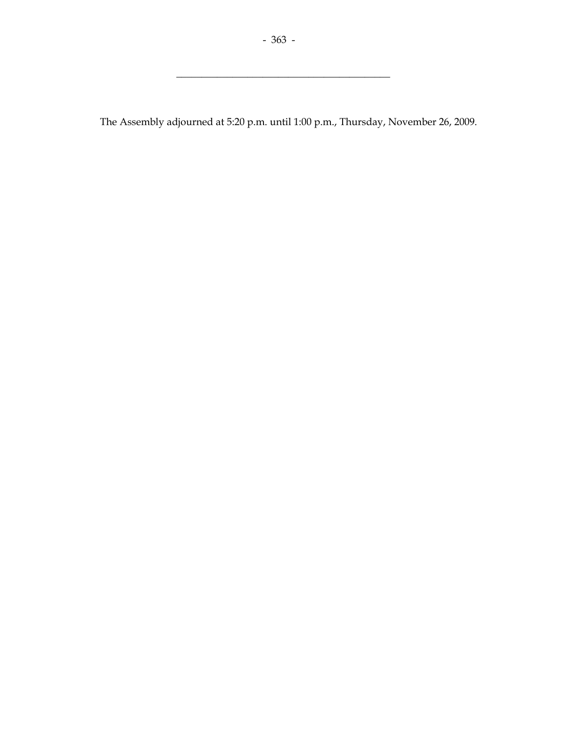---

The Assembly adjourned at 5:20 p.m. until 1:00 p.m., Thursday, November 26, 2009.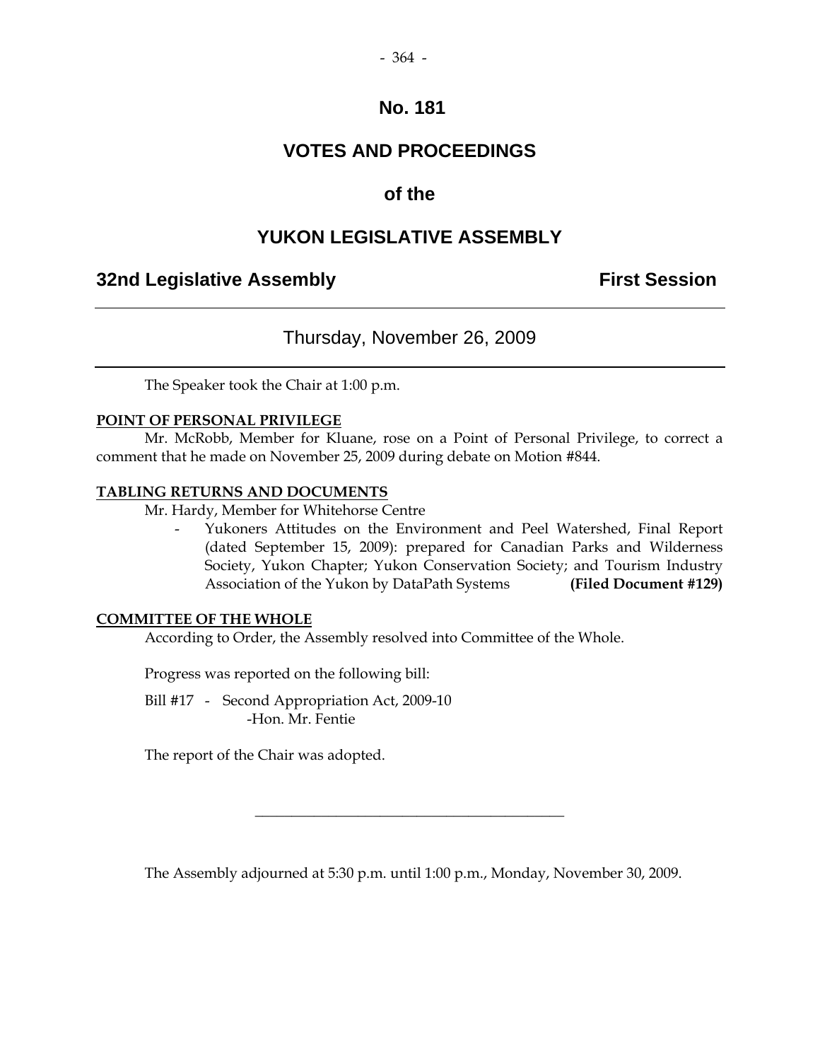# No. 181

# VOTES AND PROCEEDINGS

## of the

# YUKON LEGISLATIVE ASSEMBLY

**32nd Legislative Assembly** **First Session**

---

### Thursday, November 26, 2009

---

The Speaker took the Chair at 1:00 p.m.

**POINT OF PERSONAL PRIVILEGE**

Mr. McRobb, Member for Kluane, rose on a Point of Personal Privilege, to correct a comment that he made on November 25, 2009 during debate on Motion #844.

**TABLING RETURNS AND DOCUMENTS**

Mr. Hardy, Member for Whitehorse Centre

- Yukoners Attitudes on the Environment and Peel Watershed, Final Report (dated September 15, 2009): prepared for Canadian Parks and Wilderness Society, Yukon Chapter; Yukon Conservation Society; and Tourism Industry Association of the Yukon by DataPath Systems **(Filed Document #129)**

**COMMITTEE OF THE WHOLE**

According to Order, the Assembly resolved into Committee of the Whole.

Progress was reported on the following bill:

Bill #17 - Second Appropriation Act, 2009-10
-Hon. Mr. Fentie

The report of the Chair was adopted.

---

The Assembly adjourned at 5:30 p.m. until 1:00 p.m., Monday, November 30, 2009.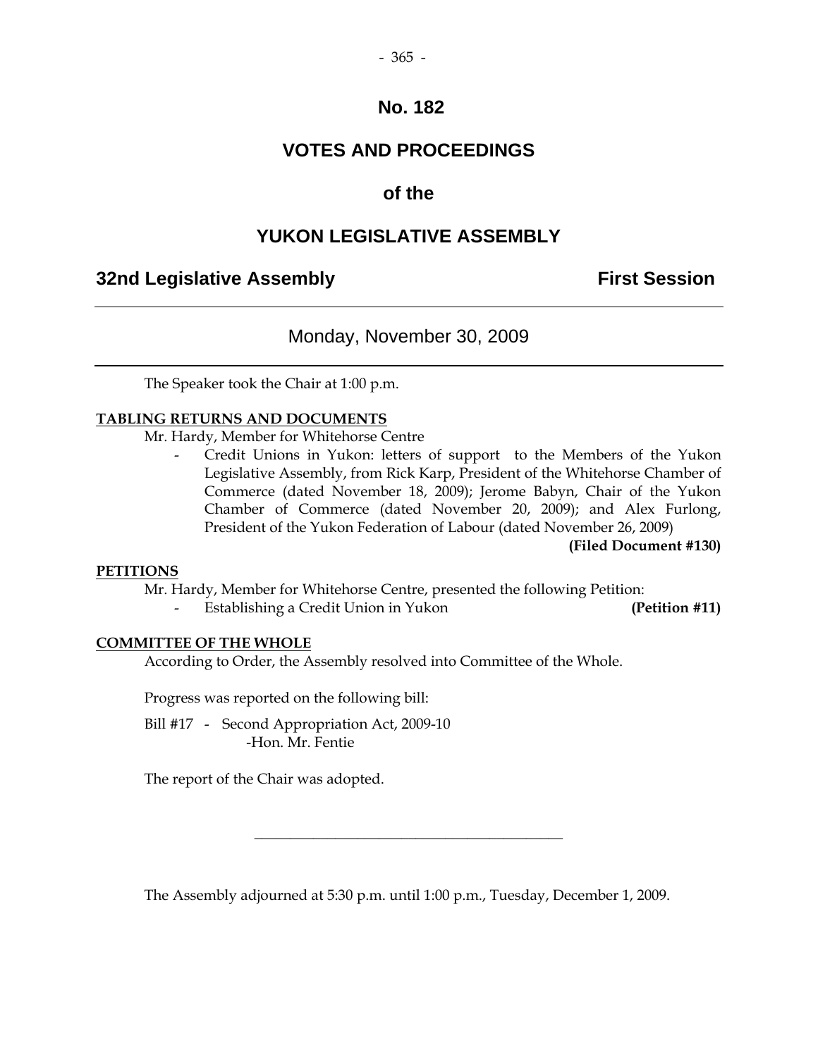# No. 182

## VOTES AND PROCEEDINGS

## of the

## YUKON LEGISLATIVE ASSEMBLY

**32nd Legislative Assembly** **First Session**

---

Monday, November 30, 2009

---

The Speaker took the Chair at 1:00 p.m.

**TABLING RETURNS AND DOCUMENTS**

Mr. Hardy, Member for Whitehorse Centre

- Credit Unions in Yukon: letters of support to the Members of the Yukon Legislative Assembly, from Rick Karp, President of the Whitehorse Chamber of Commerce (dated November 18, 2009); Jerome Babyn, Chair of the Yukon Chamber of Commerce (dated November 20, 2009); and Alex Furlong, President of the Yukon Federation of Labour (dated November 26, 2009) **(Filed Document #130)**

**PETITIONS**

Mr. Hardy, Member for Whitehorse Centre, presented the following Petition:

- Establishing a Credit Union in Yukon **(Petition #11)**

**COMMITTEE OF THE WHOLE**

According to Order, the Assembly resolved into Committee of the Whole.

Progress was reported on the following bill:

Bill #17 - Second Appropriation Act, 2009-10
-Hon. Mr. Fentie

The report of the Chair was adopted.

---

The Assembly adjourned at 5:30 p.m. until 1:00 p.m., Tuesday, December 1, 2009.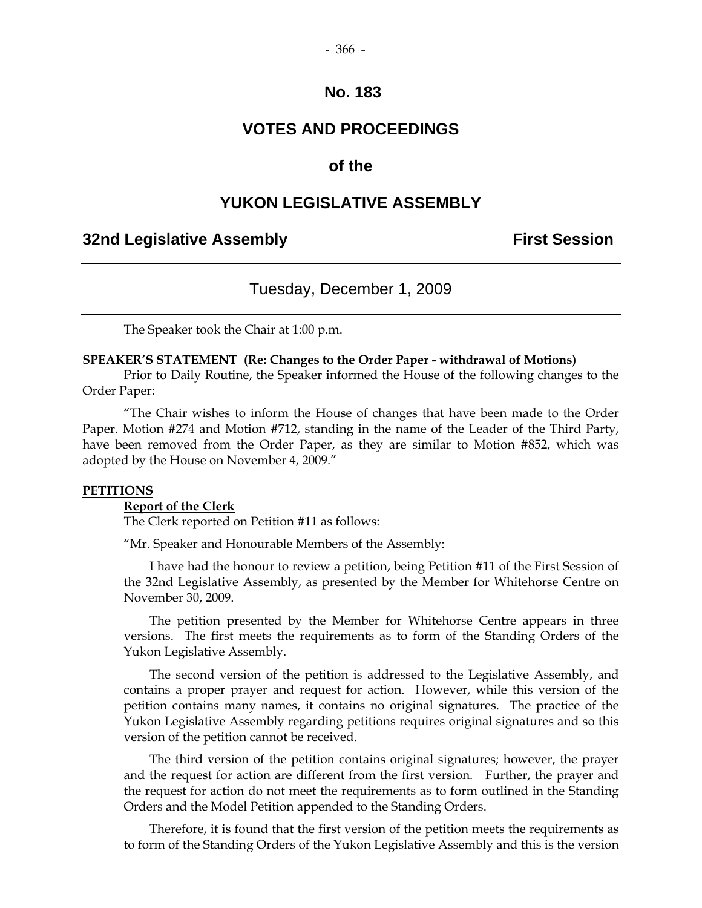# No. 183

# VOTES AND PROCEEDINGS

# of the

# YUKON LEGISLATIVE ASSEMBLY

## 32nd Legislative Assembly — First Session

---

### Tuesday, December 1, 2009

---

The Speaker took the Chair at 1:00 p.m.

**SPEAKER'S STATEMENT (Re: Changes to the Order Paper - withdrawal of Motions)**

Prior to Daily Routine, the Speaker informed the House of the following changes to the Order Paper:

"The Chair wishes to inform the House of changes that have been made to the Order Paper. Motion #274 and Motion #712, standing in the name of the Leader of the Third Party, have been removed from the Order Paper, as they are similar to Motion #852, which was adopted by the House on November 4, 2009."

**PETITIONS**

**Report of the Clerk**

The Clerk reported on Petition #11 as follows:

"Mr. Speaker and Honourable Members of the Assembly:

I have had the honour to review a petition, being Petition #11 of the First Session of the 32nd Legislative Assembly, as presented by the Member for Whitehorse Centre on November 30, 2009.

The petition presented by the Member for Whitehorse Centre appears in three versions. The first meets the requirements as to form of the Standing Orders of the Yukon Legislative Assembly.

The second version of the petition is addressed to the Legislative Assembly, and contains a proper prayer and request for action. However, while this version of the petition contains many names, it contains no original signatures. The practice of the Yukon Legislative Assembly regarding petitions requires original signatures and so this version of the petition cannot be received.

The third version of the petition contains original signatures; however, the prayer and the request for action are different from the first version. Further, the prayer and the request for action do not meet the requirements as to form outlined in the Standing Orders and the Model Petition appended to the Standing Orders.

Therefore, it is found that the first version of the petition meets the requirements as to form of the Standing Orders of the Yukon Legislative Assembly and this is the version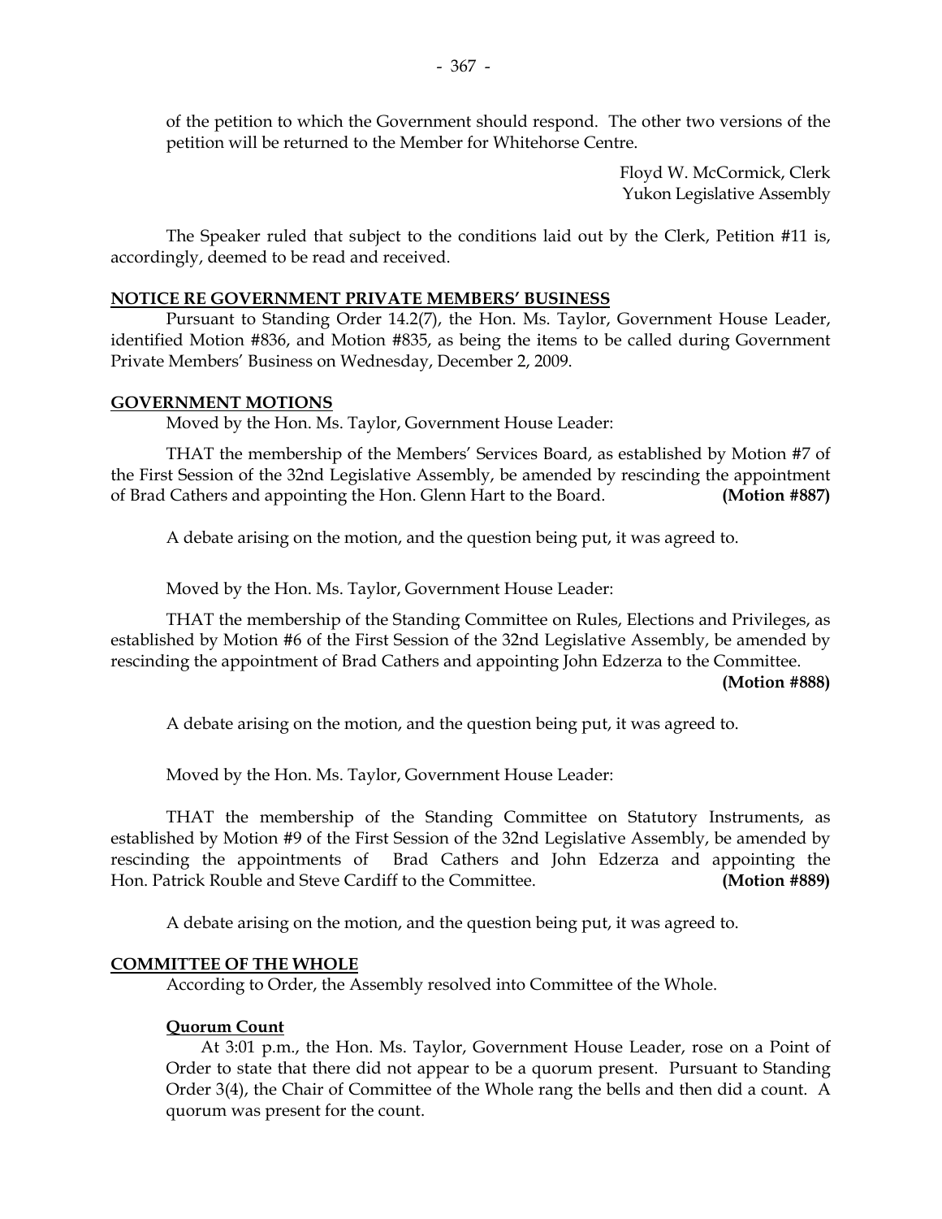of the petition to which the Government should respond. The other two versions of the petition will be returned to the Member for Whitehorse Centre.

Floyd W. McCormick, Clerk
Yukon Legislative Assembly

The Speaker ruled that subject to the conditions laid out by the Clerk, Petition #11 is, accordingly, deemed to be read and received.

**NOTICE RE GOVERNMENT PRIVATE MEMBERS' BUSINESS**

Pursuant to Standing Order 14.2(7), the Hon. Ms. Taylor, Government House Leader, identified Motion #836, and Motion #835, as being the items to be called during Government Private Members' Business on Wednesday, December 2, 2009.

**GOVERNMENT MOTIONS**

Moved by the Hon. Ms. Taylor, Government House Leader:

THAT the membership of the Members' Services Board, as established by Motion #7 of the First Session of the 32nd Legislative Assembly, be amended by rescinding the appointment of Brad Cathers and appointing the Hon. Glenn Hart to the Board. **(Motion #887)**

A debate arising on the motion, and the question being put, it was agreed to.

Moved by the Hon. Ms. Taylor, Government House Leader:

THAT the membership of the Standing Committee on Rules, Elections and Privileges, as established by Motion #6 of the First Session of the 32nd Legislative Assembly, be amended by rescinding the appointment of Brad Cathers and appointing John Edzerza to the Committee. **(Motion #888)**

A debate arising on the motion, and the question being put, it was agreed to.

Moved by the Hon. Ms. Taylor, Government House Leader:

THAT the membership of the Standing Committee on Statutory Instruments, as established by Motion #9 of the First Session of the 32nd Legislative Assembly, be amended by rescinding the appointments of Brad Cathers and John Edzerza and appointing the Hon. Patrick Rouble and Steve Cardiff to the Committee. **(Motion #889)**

A debate arising on the motion, and the question being put, it was agreed to.

**COMMITTEE OF THE WHOLE**

According to Order, the Assembly resolved into Committee of the Whole.

**Quorum Count**

At 3:01 p.m., the Hon. Ms. Taylor, Government House Leader, rose on a Point of Order to state that there did not appear to be a quorum present. Pursuant to Standing Order 3(4), the Chair of Committee of the Whole rang the bells and then did a count. A quorum was present for the count.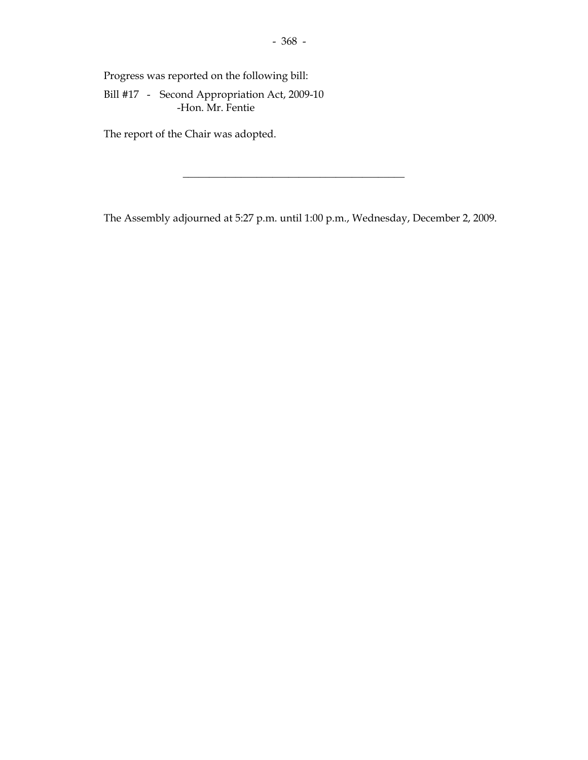Progress was reported on the following bill:

Bill #17 - Second Appropriation Act, 2009-10
-Hon. Mr. Fentie

The report of the Chair was adopted.

---

The Assembly adjourned at 5:27 p.m. until 1:00 p.m., Wednesday, December 2, 2009.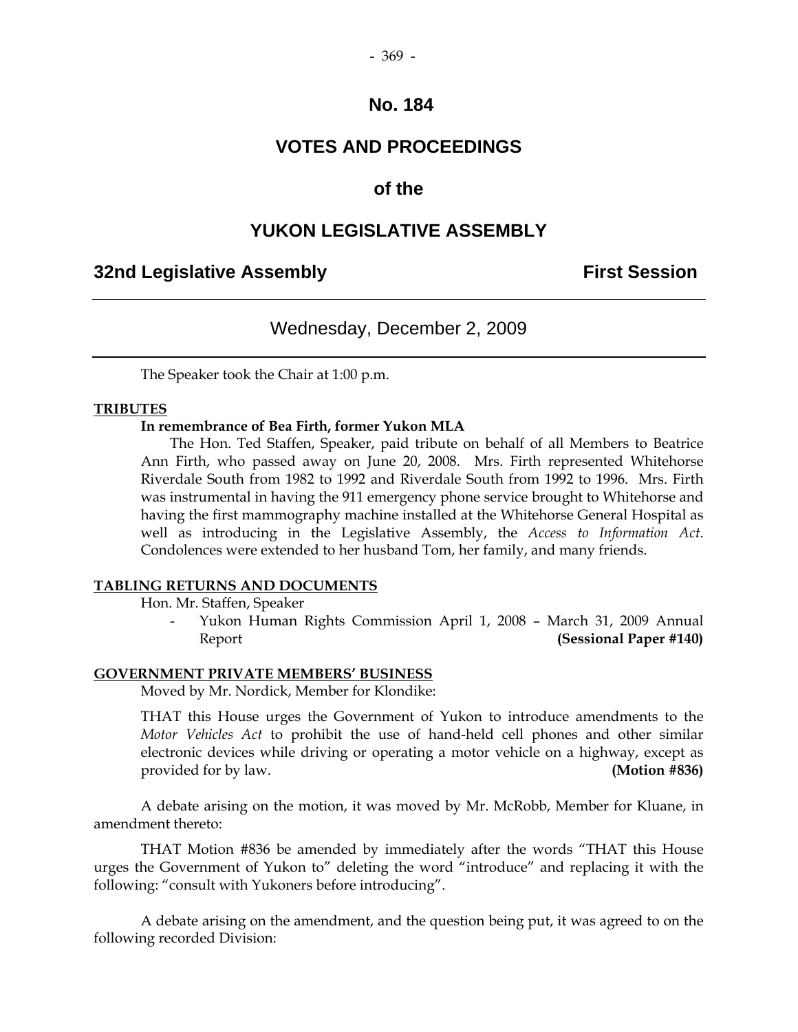# No. 184

## VOTES AND PROCEEDINGS

## of the

## YUKON LEGISLATIVE ASSEMBLY

**32nd Legislative Assembly** **First Session**

---

Wednesday, December 2, 2009

---

The Speaker took the Chair at 1:00 p.m.

**TRIBUTES**

**In remembrance of Bea Firth, former Yukon MLA**

The Hon. Ted Staffen, Speaker, paid tribute on behalf of all Members to Beatrice Ann Firth, who passed away on June 20, 2008. Mrs. Firth represented Whitehorse Riverdale South from 1982 to 1992 and Riverdale South from 1992 to 1996. Mrs. Firth was instrumental in having the 911 emergency phone service brought to Whitehorse and having the first mammography machine installed at the Whitehorse General Hospital as well as introducing in the Legislative Assembly, the *Access to Information Act*. Condolences were extended to her husband Tom, her family, and many friends.

**TABLING RETURNS AND DOCUMENTS**

Hon. Mr. Staffen, Speaker

- Yukon Human Rights Commission April 1, 2008 – March 31, 2009 Annual Report **(Sessional Paper #140)**

**GOVERNMENT PRIVATE MEMBERS' BUSINESS**

Moved by Mr. Nordick, Member for Klondike:

THAT this House urges the Government of Yukon to introduce amendments to the *Motor Vehicles Act* to prohibit the use of hand-held cell phones and other similar electronic devices while driving or operating a motor vehicle on a highway, except as provided for by law. **(Motion #836)**

A debate arising on the motion, it was moved by Mr. McRobb, Member for Kluane, in amendment thereto:

THAT Motion #836 be amended by immediately after the words "THAT this House urges the Government of Yukon to" deleting the word "introduce" and replacing it with the following: "consult with Yukoners before introducing".

A debate arising on the amendment, and the question being put, it was agreed to on the following recorded Division: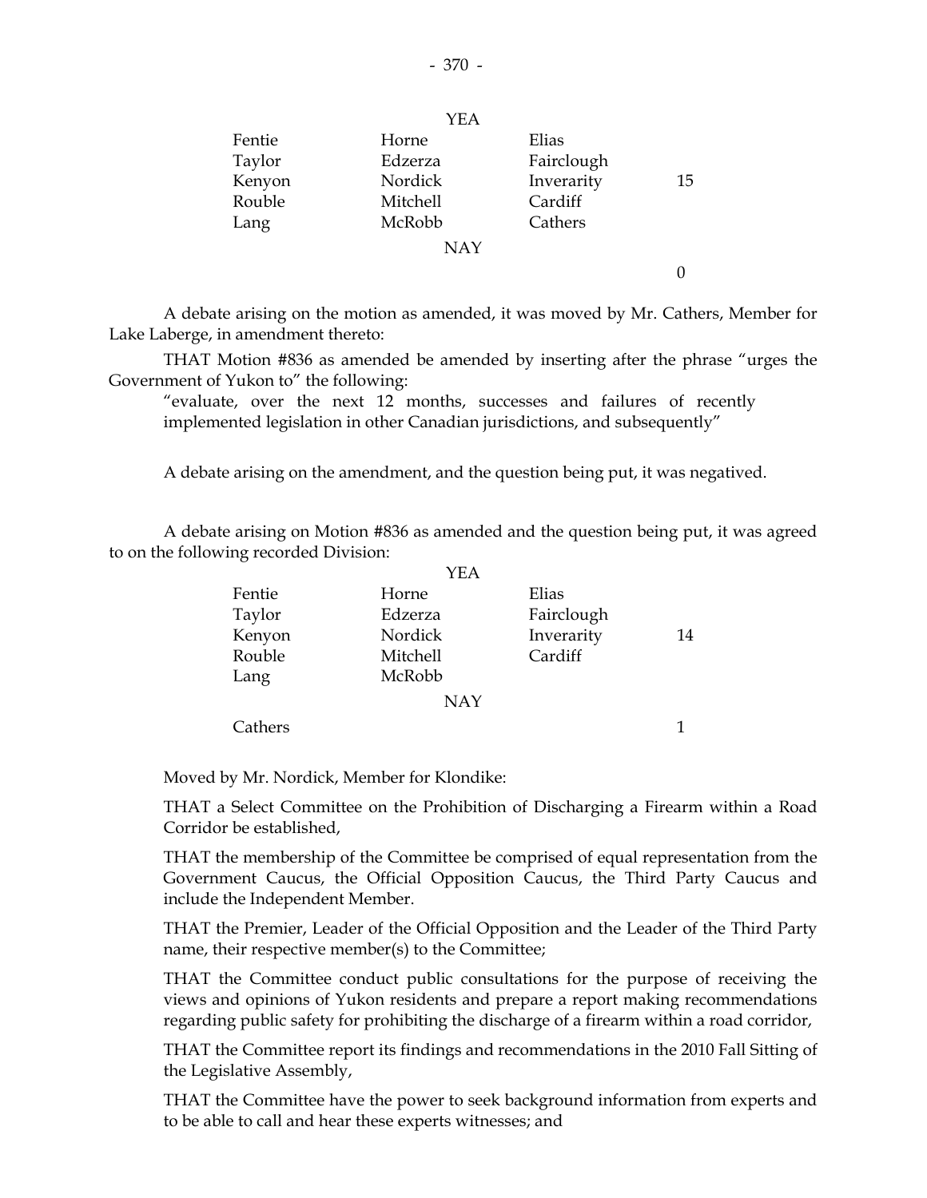| | YEA | | |
|---|---|---|---|
| Fentie | Horne | Elias | |
| Taylor | Edzerza | Fairclough | |
| Kenyon | Nordick | Inverarity | 15 |
| Rouble | Mitchell | Cardiff | |
| Lang | McRobb | Cathers | |
| | NAY | | |
| | | | 0 |

A debate arising on the motion as amended, it was moved by Mr. Cathers, Member for Lake Laberge, in amendment thereto:

THAT Motion #836 as amended be amended by inserting after the phrase "urges the Government of Yukon to" the following:

"evaluate, over the next 12 months, successes and failures of recently implemented legislation in other Canadian jurisdictions, and subsequently"

A debate arising on the amendment, and the question being put, it was negatived.

A debate arising on Motion #836 as amended and the question being put, it was agreed to on the following recorded Division:

| | YEA | | |
|---|---|---|---|
| Fentie | Horne | Elias | |
| Taylor | Edzerza | Fairclough | |
| Kenyon | Nordick | Inverarity | 14 |
| Rouble | Mitchell | Cardiff | |
| Lang | McRobb | | |
| | NAY | | |
| Cathers | | | 1 |

Moved by Mr. Nordick, Member for Klondike:

THAT a Select Committee on the Prohibition of Discharging a Firearm within a Road Corridor be established,

THAT the membership of the Committee be comprised of equal representation from the Government Caucus, the Official Opposition Caucus, the Third Party Caucus and include the Independent Member.

THAT the Premier, Leader of the Official Opposition and the Leader of the Third Party name, their respective member(s) to the Committee;

THAT the Committee conduct public consultations for the purpose of receiving the views and opinions of Yukon residents and prepare a report making recommendations regarding public safety for prohibiting the discharge of a firearm within a road corridor,

THAT the Committee report its findings and recommendations in the 2010 Fall Sitting of the Legislative Assembly,

THAT the Committee have the power to seek background information from experts and to be able to call and hear these experts witnesses; and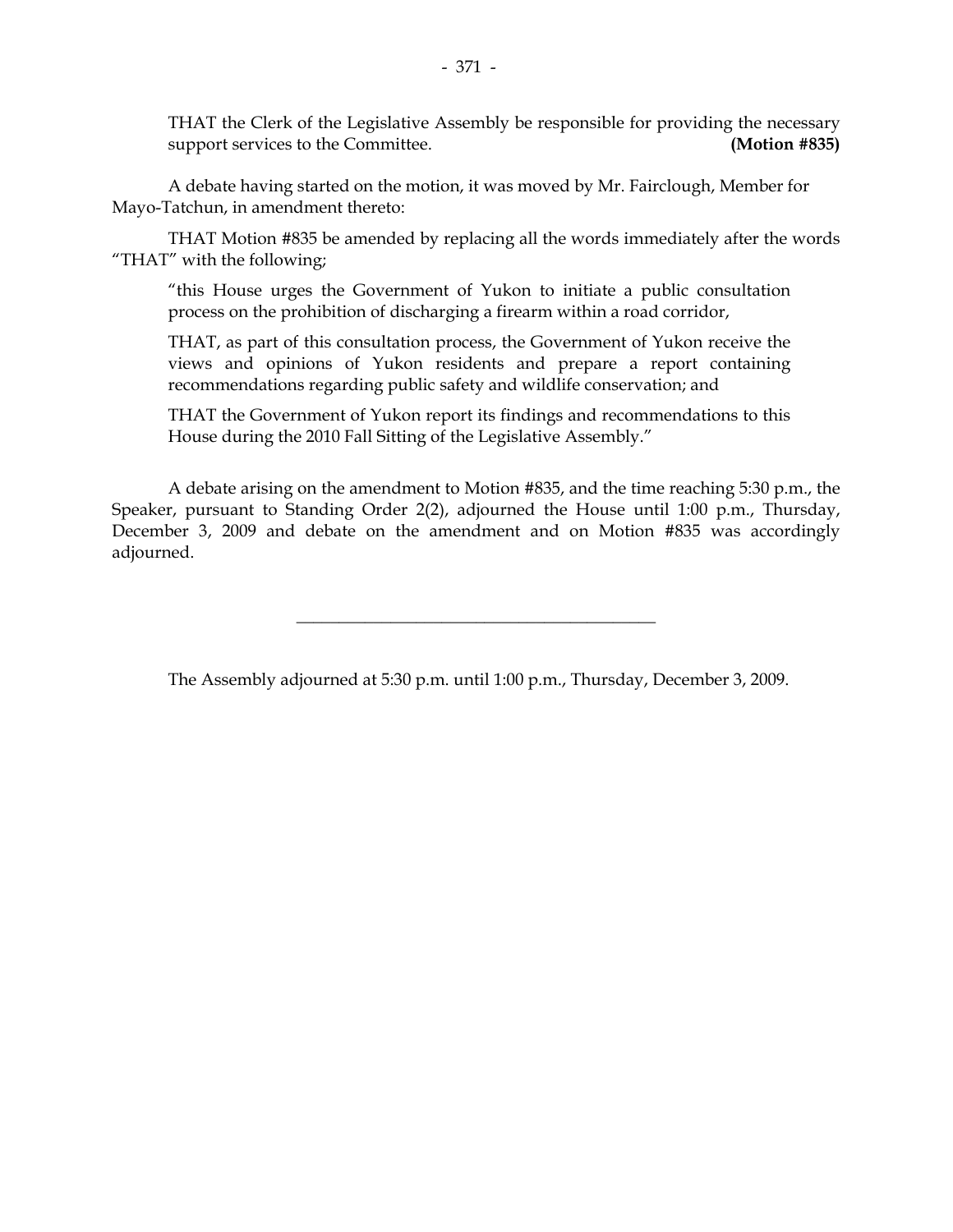THAT the Clerk of the Legislative Assembly be responsible for providing the necessary support services to the Committee. **(Motion #835)**

A debate having started on the motion, it was moved by Mr. Fairclough, Member for Mayo-Tatchun, in amendment thereto:

THAT Motion #835 be amended by replacing all the words immediately after the words "THAT" with the following;

> "this House urges the Government of Yukon to initiate a public consultation process on the prohibition of discharging a firearm within a road corridor,
>
> THAT, as part of this consultation process, the Government of Yukon receive the views and opinions of Yukon residents and prepare a report containing recommendations regarding public safety and wildlife conservation; and
>
> THAT the Government of Yukon report its findings and recommendations to this House during the 2010 Fall Sitting of the Legislative Assembly."

A debate arising on the amendment to Motion #835, and the time reaching 5:30 p.m., the Speaker, pursuant to Standing Order 2(2), adjourned the House until 1:00 p.m., Thursday, December 3, 2009 and debate on the amendment and on Motion #835 was accordingly adjourned.

---

The Assembly adjourned at 5:30 p.m. until 1:00 p.m., Thursday, December 3, 2009.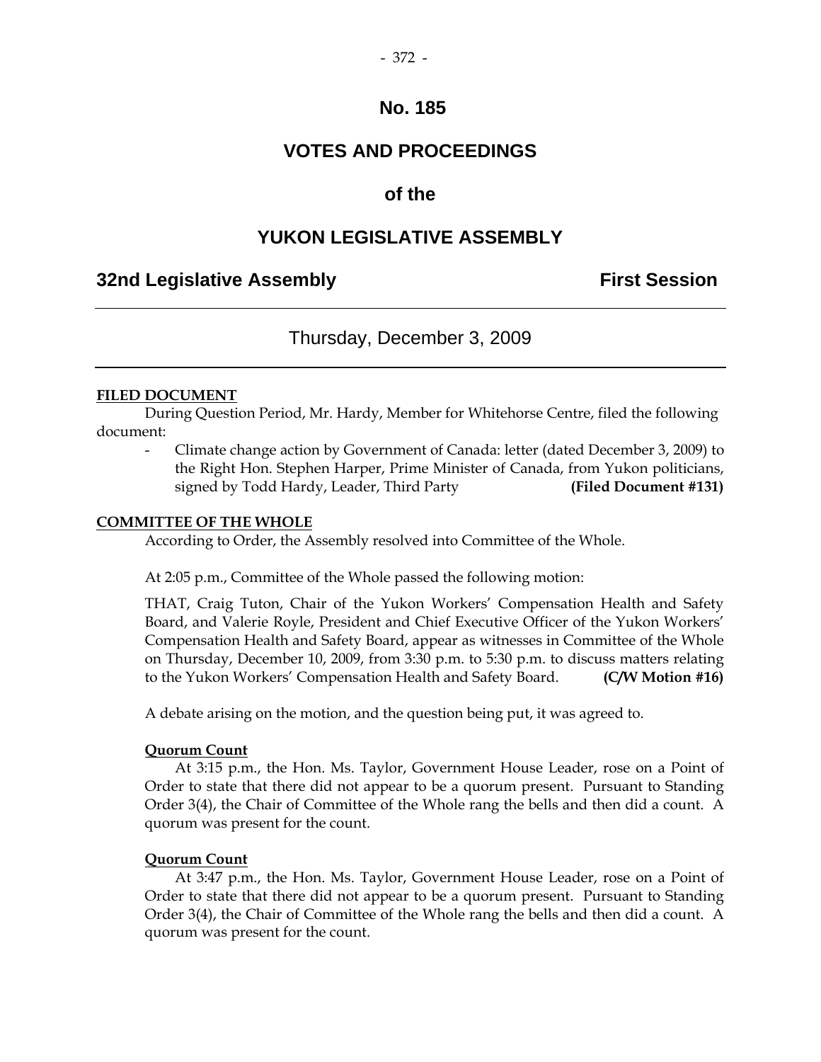# No. 185

# VOTES AND PROCEEDINGS

# of the

# YUKON LEGISLATIVE ASSEMBLY

## 32nd Legislative Assembly First Session

---

Thursday, December 3, 2009

---

**FILED DOCUMENT**

During Question Period, Mr. Hardy, Member for Whitehorse Centre, filed the following document:

- Climate change action by Government of Canada: letter (dated December 3, 2009) to the Right Hon. Stephen Harper, Prime Minister of Canada, from Yukon politicians, signed by Todd Hardy, Leader, Third Party **(Filed Document #131)**

**COMMITTEE OF THE WHOLE**

According to Order, the Assembly resolved into Committee of the Whole.

At 2:05 p.m., Committee of the Whole passed the following motion:

THAT, Craig Tuton, Chair of the Yukon Workers' Compensation Health and Safety Board, and Valerie Royle, President and Chief Executive Officer of the Yukon Workers' Compensation Health and Safety Board, appear as witnesses in Committee of the Whole on Thursday, December 10, 2009, from 3:30 p.m. to 5:30 p.m. to discuss matters relating to the Yukon Workers' Compensation Health and Safety Board. **(C/W Motion #16)**

A debate arising on the motion, and the question being put, it was agreed to.

**Quorum Count**

At 3:15 p.m., the Hon. Ms. Taylor, Government House Leader, rose on a Point of Order to state that there did not appear to be a quorum present. Pursuant to Standing Order 3(4), the Chair of Committee of the Whole rang the bells and then did a count. A quorum was present for the count.

**Quorum Count**

At 3:47 p.m., the Hon. Ms. Taylor, Government House Leader, rose on a Point of Order to state that there did not appear to be a quorum present. Pursuant to Standing Order 3(4), the Chair of Committee of the Whole rang the bells and then did a count. A quorum was present for the count.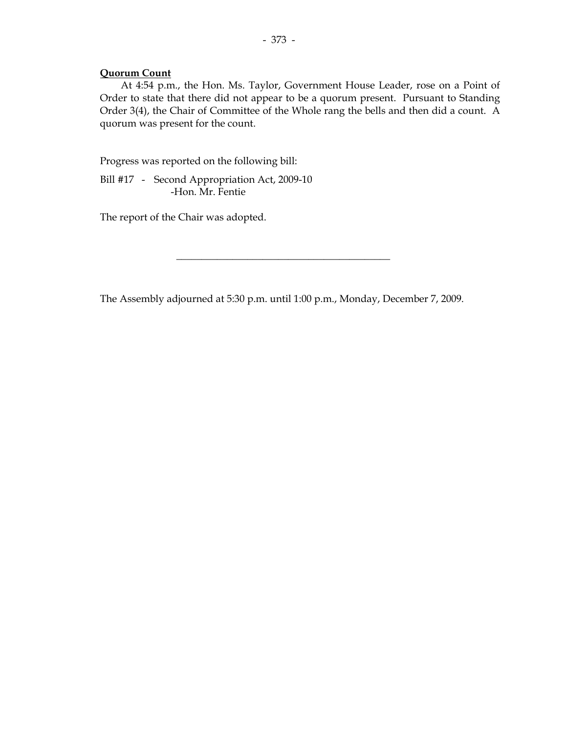**Quorum Count**

At 4:54 p.m., the Hon. Ms. Taylor, Government House Leader, rose on a Point of Order to state that there did not appear to be a quorum present. Pursuant to Standing Order 3(4), the Chair of Committee of the Whole rang the bells and then did a count. A quorum was present for the count.

Progress was reported on the following bill:

Bill #17 - Second Appropriation Act, 2009-10
-Hon. Mr. Fentie

The report of the Chair was adopted.

---

The Assembly adjourned at 5:30 p.m. until 1:00 p.m., Monday, December 7, 2009.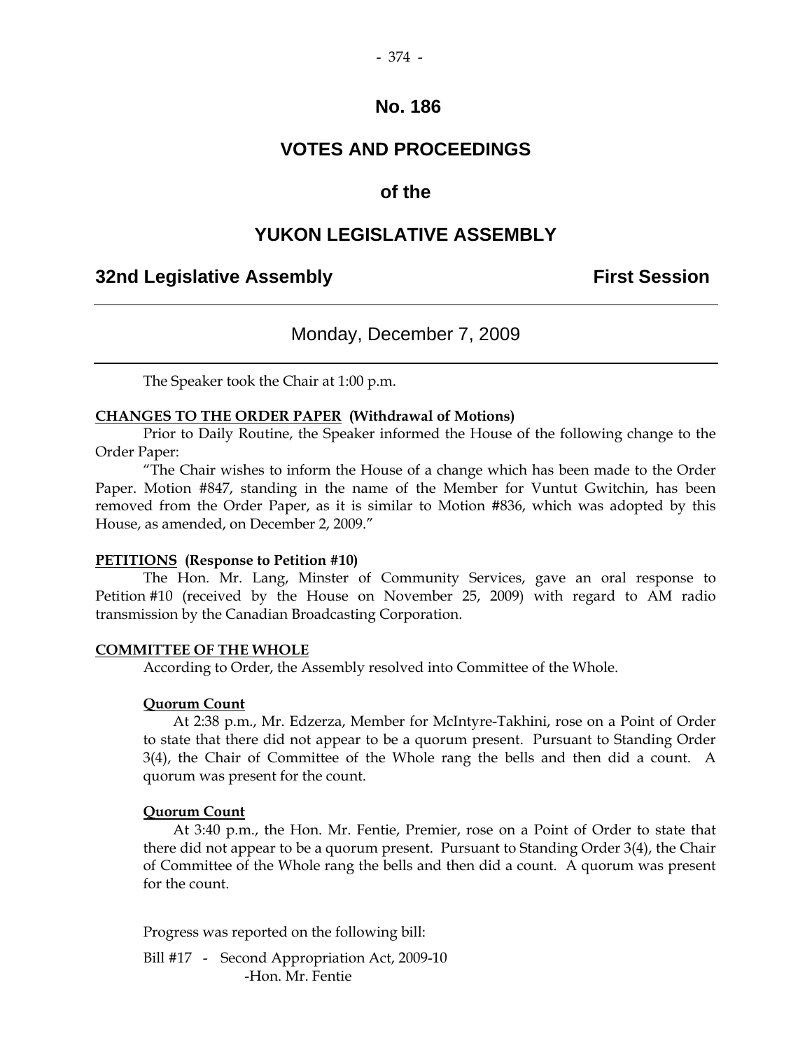# No. 186

## VOTES AND PROCEEDINGS

## of the

## YUKON LEGISLATIVE ASSEMBLY

**32nd Legislative Assembly** **First Session**

---

Monday, December 7, 2009

---

The Speaker took the Chair at 1:00 p.m.

**CHANGES TO THE ORDER PAPER (Withdrawal of Motions)**

Prior to Daily Routine, the Speaker informed the House of the following change to the Order Paper:

"The Chair wishes to inform the House of a change which has been made to the Order Paper. Motion #847, standing in the name of the Member for Vuntut Gwitchin, has been removed from the Order Paper, as it is similar to Motion #836, which was adopted by this House, as amended, on December 2, 2009."

**PETITIONS (Response to Petition #10)**

The Hon. Mr. Lang, Minster of Community Services, gave an oral response to Petition #10 (received by the House on November 25, 2009) with regard to AM radio transmission by the Canadian Broadcasting Corporation.

**COMMITTEE OF THE WHOLE**

According to Order, the Assembly resolved into Committee of the Whole.

**Quorum Count**

At 2:38 p.m., Mr. Edzerza, Member for McIntyre-Takhini, rose on a Point of Order to state that there did not appear to be a quorum present. Pursuant to Standing Order 3(4), the Chair of Committee of the Whole rang the bells and then did a count. A quorum was present for the count.

**Quorum Count**

At 3:40 p.m., the Hon. Mr. Fentie, Premier, rose on a Point of Order to state that there did not appear to be a quorum present. Pursuant to Standing Order 3(4), the Chair of Committee of the Whole rang the bells and then did a count. A quorum was present for the count.

Progress was reported on the following bill:

Bill #17 - Second Appropriation Act, 2009-10
-Hon. Mr. Fentie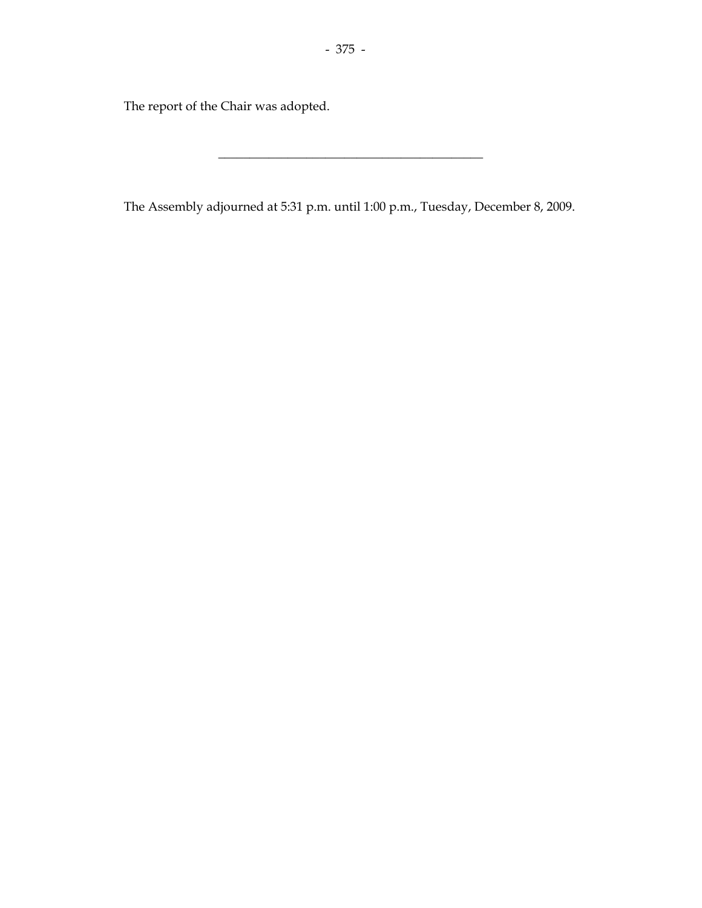The report of the Chair was adopted.

---

The Assembly adjourned at 5:31 p.m. until 1:00 p.m., Tuesday, December 8, 2009.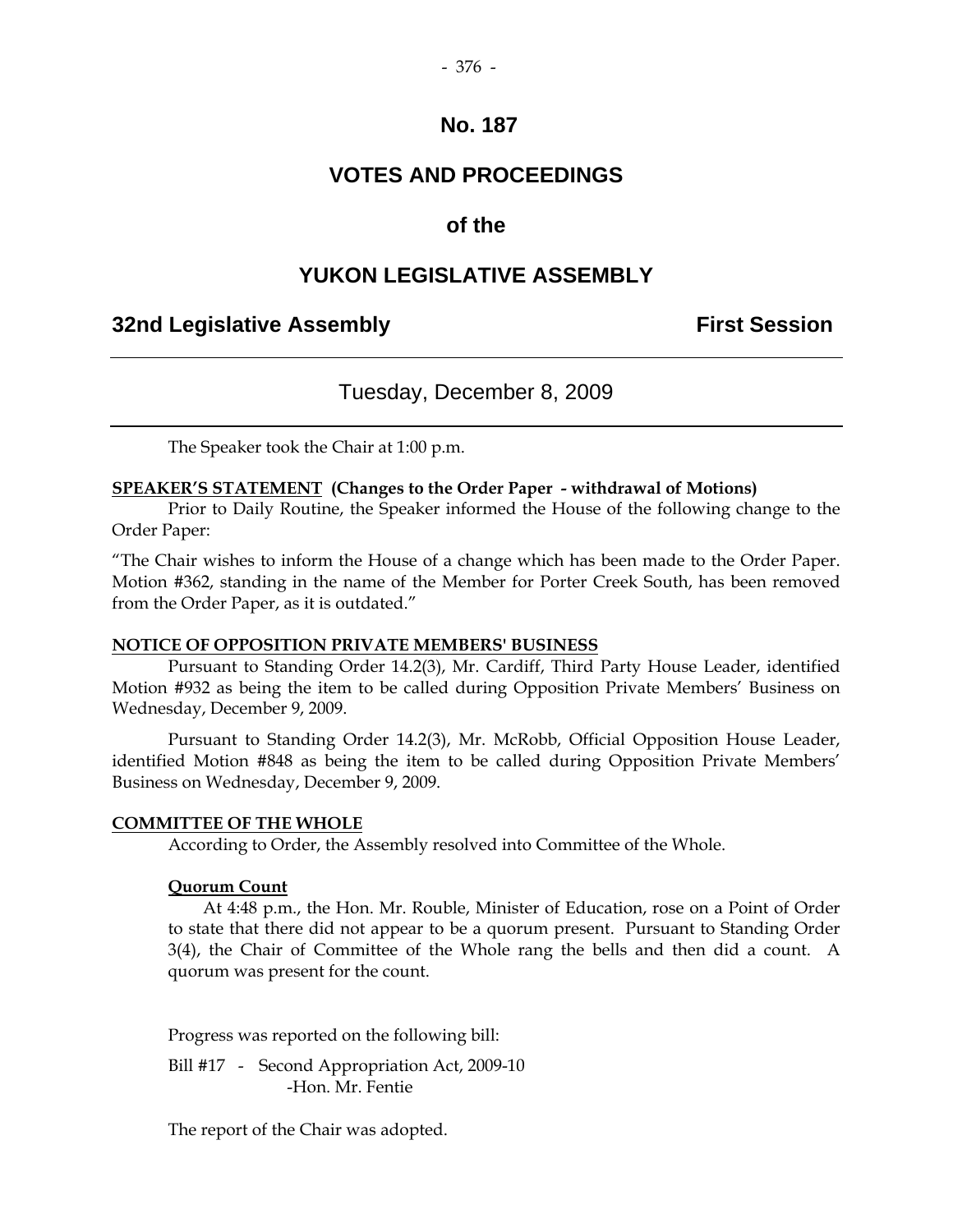# No. 187

# VOTES AND PROCEEDINGS

# of the

# YUKON LEGISLATIVE ASSEMBLY

## 32nd Legislative Assembly — First Session

---

### Tuesday, December 8, 2009

---

The Speaker took the Chair at 1:00 p.m.

**SPEAKER'S STATEMENT (Changes to the Order Paper - withdrawal of Motions)**

Prior to Daily Routine, the Speaker informed the House of the following change to the Order Paper:

"The Chair wishes to inform the House of a change which has been made to the Order Paper. Motion #362, standing in the name of the Member for Porter Creek South, has been removed from the Order Paper, as it is outdated."

**NOTICE OF OPPOSITION PRIVATE MEMBERS' BUSINESS**

Pursuant to Standing Order 14.2(3), Mr. Cardiff, Third Party House Leader, identified Motion #932 as being the item to be called during Opposition Private Members' Business on Wednesday, December 9, 2009.

Pursuant to Standing Order 14.2(3), Mr. McRobb, Official Opposition House Leader, identified Motion #848 as being the item to be called during Opposition Private Members' Business on Wednesday, December 9, 2009.

**COMMITTEE OF THE WHOLE**

According to Order, the Assembly resolved into Committee of the Whole.

**Quorum Count**

At 4:48 p.m., the Hon. Mr. Rouble, Minister of Education, rose on a Point of Order to state that there did not appear to be a quorum present. Pursuant to Standing Order 3(4), the Chair of Committee of the Whole rang the bells and then did a count. A quorum was present for the count.

Progress was reported on the following bill:

Bill #17 - Second Appropriation Act, 2009-10
-Hon. Mr. Fentie

The report of the Chair was adopted.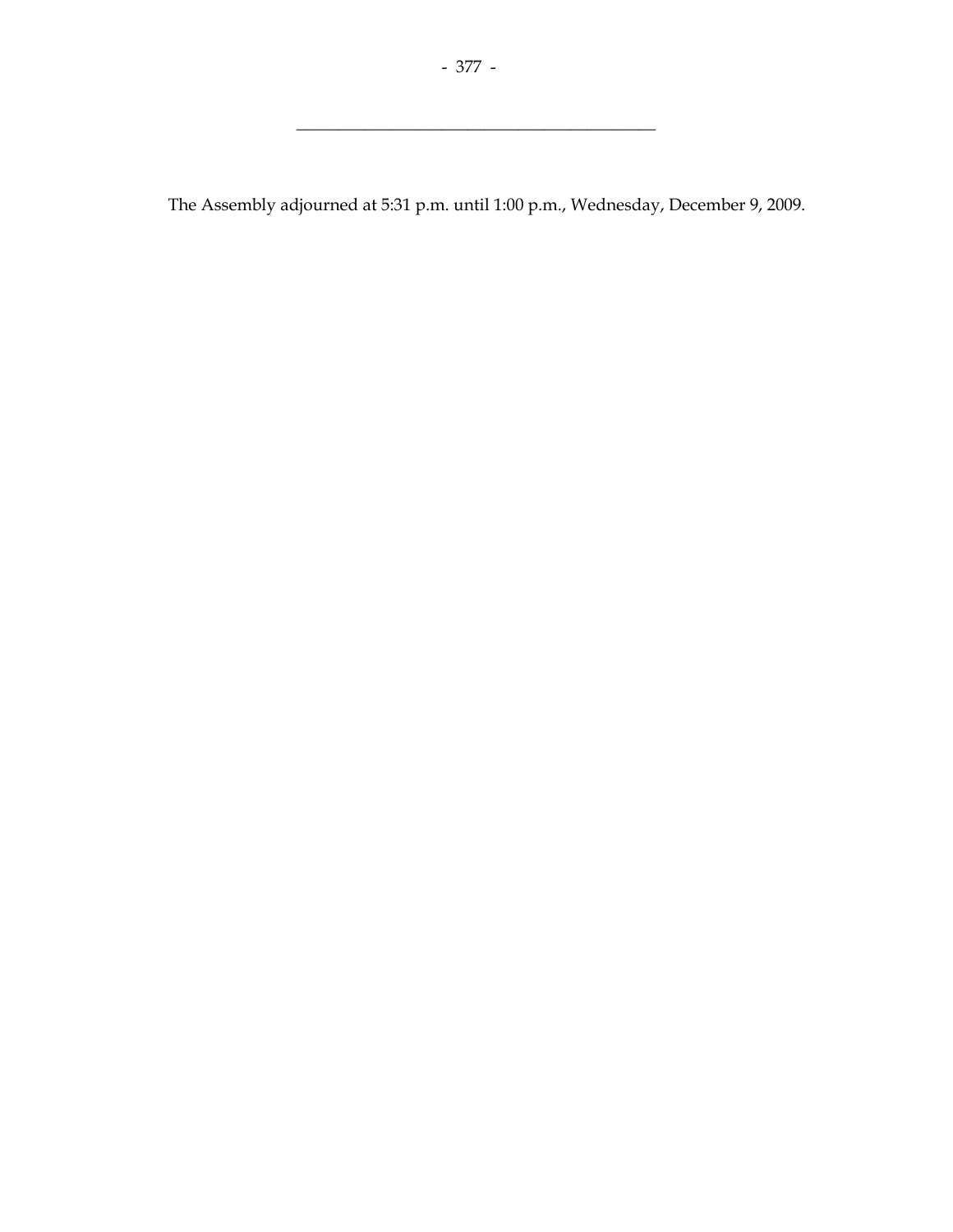---

The Assembly adjourned at 5:31 p.m. until 1:00 p.m., Wednesday, December 9, 2009.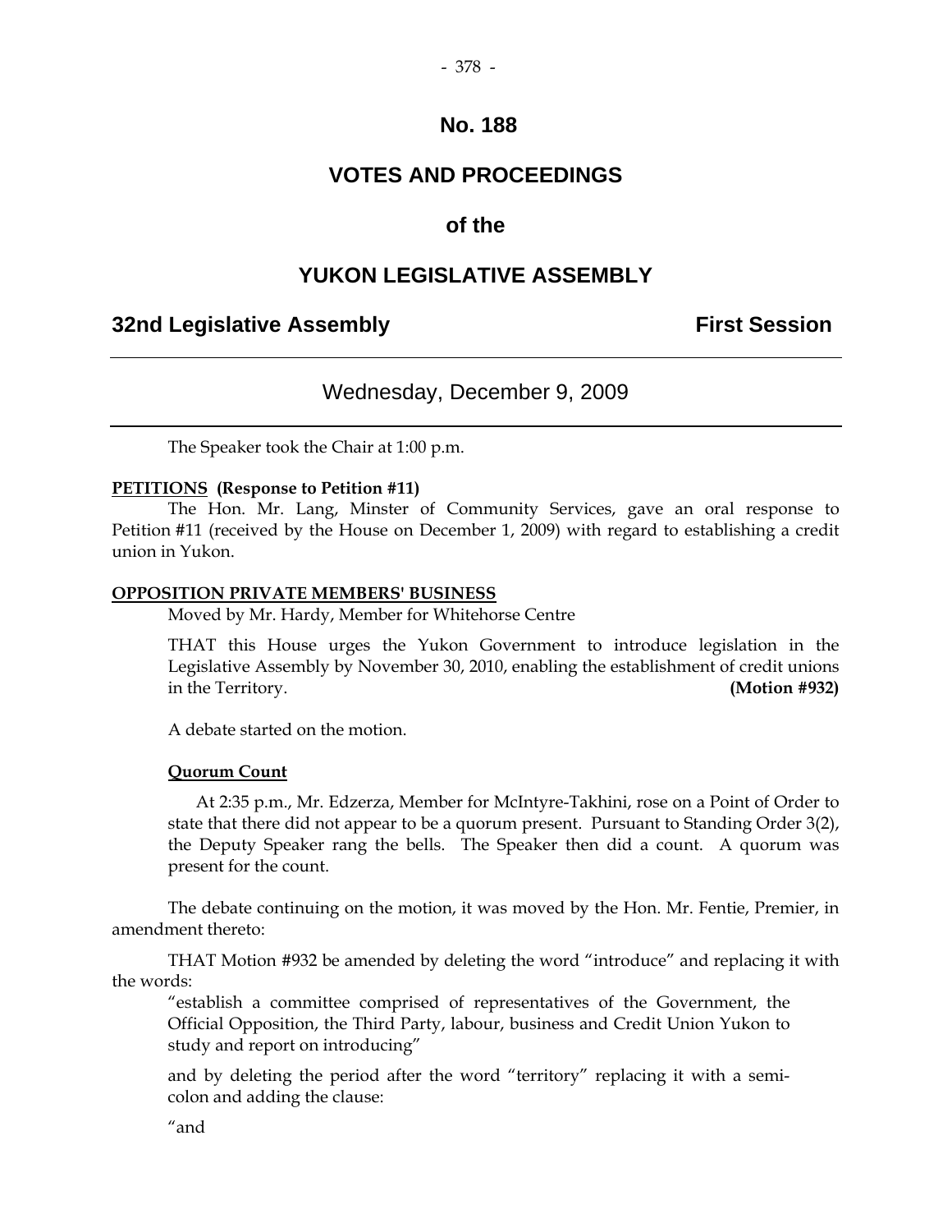# No. 188

## VOTES AND PROCEEDINGS

## of the

## YUKON LEGISLATIVE ASSEMBLY

### 32nd Legislative Assembly — First Session

---

Wednesday, December 9, 2009

---

The Speaker took the Chair at 1:00 p.m.

**PETITIONS (Response to Petition #11)**

The Hon. Mr. Lang, Minster of Community Services, gave an oral response to Petition #11 (received by the House on December 1, 2009) with regard to establishing a credit union in Yukon.

**OPPOSITION PRIVATE MEMBERS' BUSINESS**

Moved by Mr. Hardy, Member for Whitehorse Centre

THAT this House urges the Yukon Government to introduce legislation in the Legislative Assembly by November 30, 2010, enabling the establishment of credit unions in the Territory. **(Motion #932)**

A debate started on the motion.

**Quorum Count**

At 2:35 p.m., Mr. Edzerza, Member for McIntyre-Takhini, rose on a Point of Order to state that there did not appear to be a quorum present. Pursuant to Standing Order 3(2), the Deputy Speaker rang the bells. The Speaker then did a count. A quorum was present for the count.

The debate continuing on the motion, it was moved by the Hon. Mr. Fentie, Premier, in amendment thereto:

THAT Motion #932 be amended by deleting the word "introduce" and replacing it with the words:

"establish a committee comprised of representatives of the Government, the Official Opposition, the Third Party, labour, business and Credit Union Yukon to study and report on introducing"

and by deleting the period after the word "territory" replacing it with a semi-colon and adding the clause:

"and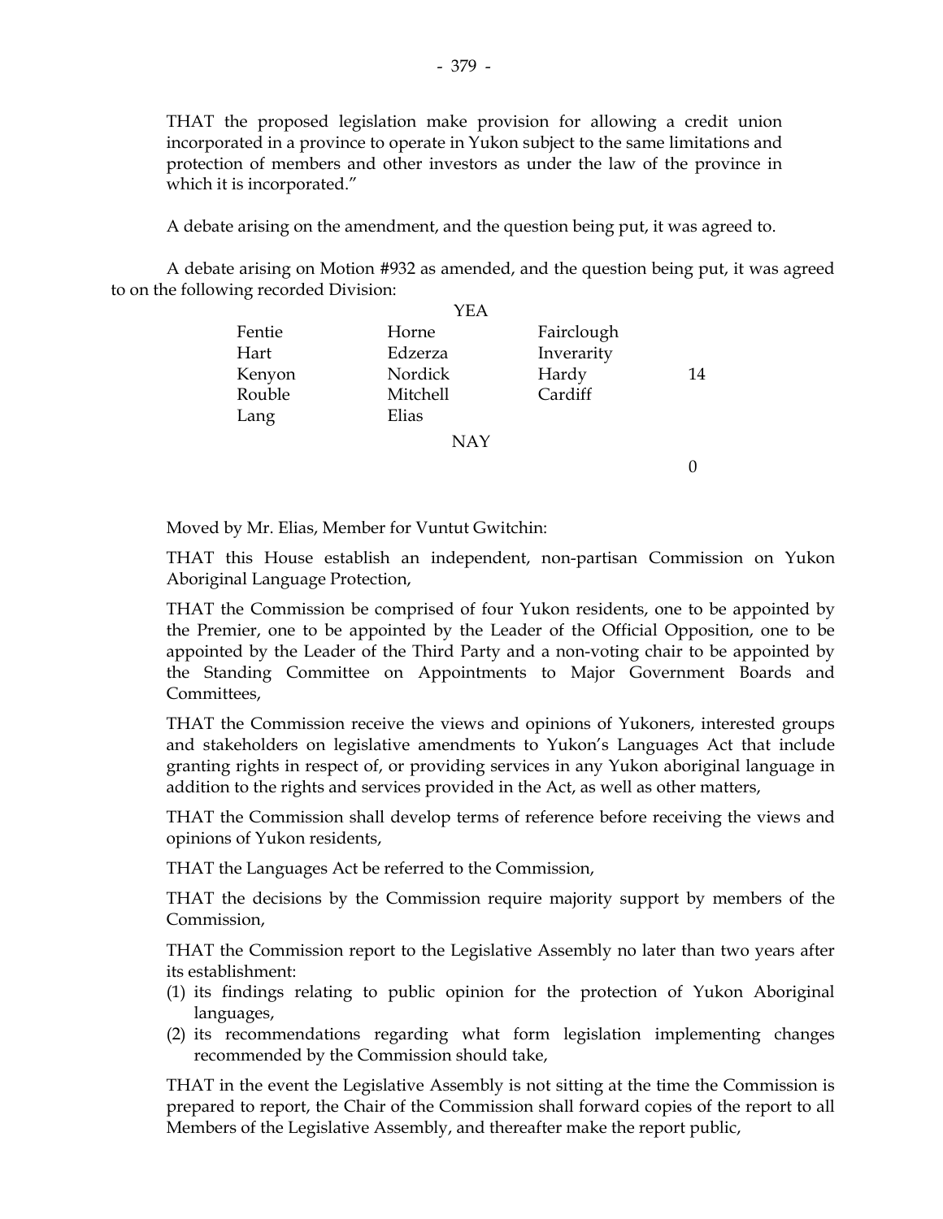THAT the proposed legislation make provision for allowing a credit union incorporated in a province to operate in Yukon subject to the same limitations and protection of members and other investors as under the law of the province in which it is incorporated."

A debate arising on the amendment, and the question being put, it was agreed to.

A debate arising on Motion #932 as amended, and the question being put, it was agreed to on the following recorded Division:

| | YEA | | |
|---|---|---|---|
| Fentie | Horne | Fairclough | |
| Hart | Edzerza | Inverarity | |
| Kenyon | Nordick | Hardy | 14 |
| Rouble | Mitchell | Cardiff | |
| Lang | Elias | | |
| | NAY | | |
| | | | 0 |

Moved by Mr. Elias, Member for Vuntut Gwitchin:

THAT this House establish an independent, non-partisan Commission on Yukon Aboriginal Language Protection,

THAT the Commission be comprised of four Yukon residents, one to be appointed by the Premier, one to be appointed by the Leader of the Official Opposition, one to be appointed by the Leader of the Third Party and a non-voting chair to be appointed by the Standing Committee on Appointments to Major Government Boards and Committees,

THAT the Commission receive the views and opinions of Yukoners, interested groups and stakeholders on legislative amendments to Yukon's Languages Act that include granting rights in respect of, or providing services in any Yukon aboriginal language in addition to the rights and services provided in the Act, as well as other matters,

THAT the Commission shall develop terms of reference before receiving the views and opinions of Yukon residents,

THAT the Languages Act be referred to the Commission,

THAT the decisions by the Commission require majority support by members of the Commission,

THAT the Commission report to the Legislative Assembly no later than two years after its establishment:

(1) its findings relating to public opinion for the protection of Yukon Aboriginal languages,
(2) its recommendations regarding what form legislation implementing changes recommended by the Commission should take,

THAT in the event the Legislative Assembly is not sitting at the time the Commission is prepared to report, the Chair of the Commission shall forward copies of the report to all Members of the Legislative Assembly, and thereafter make the report public,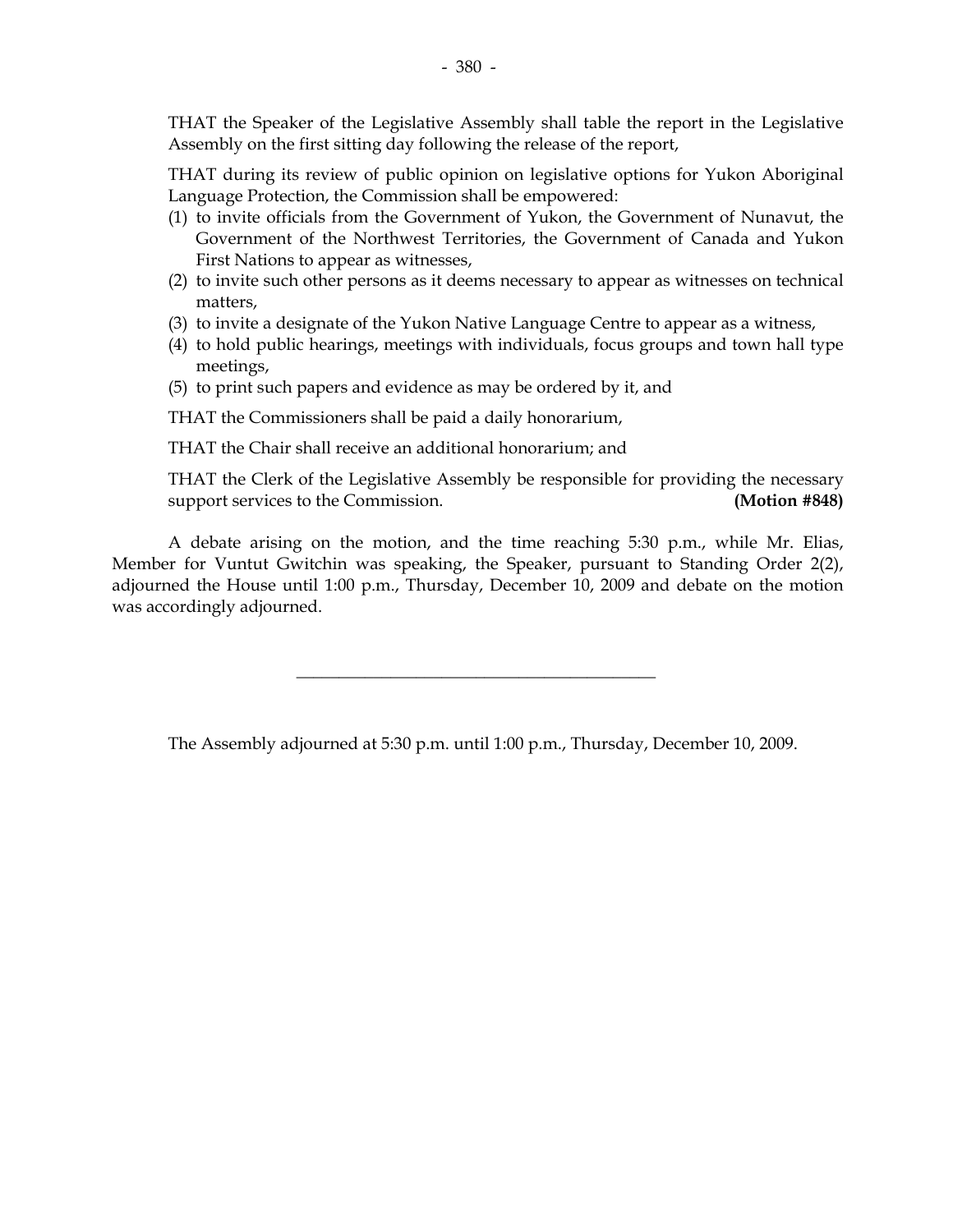THAT the Speaker of the Legislative Assembly shall table the report in the Legislative Assembly on the first sitting day following the release of the report,

THAT during its review of public opinion on legislative options for Yukon Aboriginal Language Protection, the Commission shall be empowered:

(1) to invite officials from the Government of Yukon, the Government of Nunavut, the Government of the Northwest Territories, the Government of Canada and Yukon First Nations to appear as witnesses,
(2) to invite such other persons as it deems necessary to appear as witnesses on technical matters,
(3) to invite a designate of the Yukon Native Language Centre to appear as a witness,
(4) to hold public hearings, meetings with individuals, focus groups and town hall type meetings,
(5) to print such papers and evidence as may be ordered by it, and

THAT the Commissioners shall be paid a daily honorarium,

THAT the Chair shall receive an additional honorarium; and

THAT the Clerk of the Legislative Assembly be responsible for providing the necessary support services to the Commission. **(Motion #848)**

A debate arising on the motion, and the time reaching 5:30 p.m., while Mr. Elias, Member for Vuntut Gwitchin was speaking, the Speaker, pursuant to Standing Order 2(2), adjourned the House until 1:00 p.m., Thursday, December 10, 2009 and debate on the motion was accordingly adjourned.

---

The Assembly adjourned at 5:30 p.m. until 1:00 p.m., Thursday, December 10, 2009.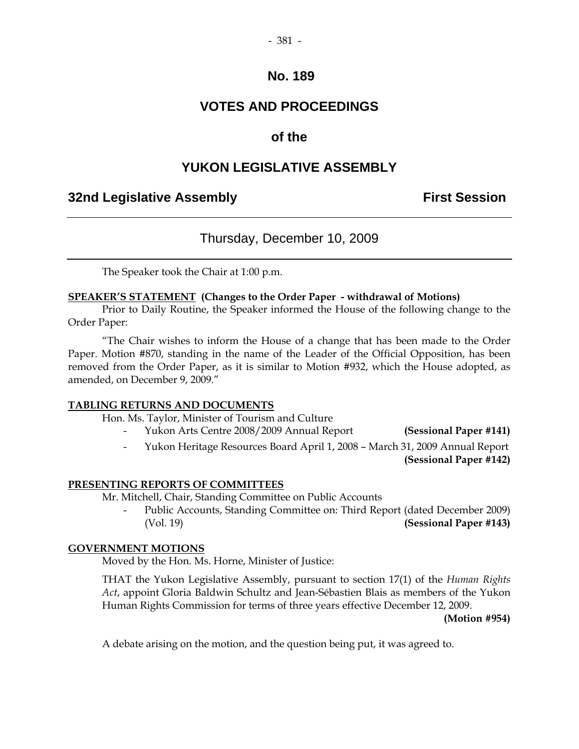# No. 189

# VOTES AND PROCEEDINGS

# of the

# YUKON LEGISLATIVE ASSEMBLY

## 32nd Legislative Assembly — First Session

### Thursday, December 10, 2009

The Speaker took the Chair at 1:00 p.m.

**SPEAKER'S STATEMENT (Changes to the Order Paper - withdrawal of Motions)**

Prior to Daily Routine, the Speaker informed the House of the following change to the Order Paper:

"The Chair wishes to inform the House of a change that has been made to the Order Paper. Motion #870, standing in the name of the Leader of the Official Opposition, has been removed from the Order Paper, as it is similar to Motion #932, which the House adopted, as amended, on December 9, 2009."

**TABLING RETURNS AND DOCUMENTS**

Hon. Ms. Taylor, Minister of Tourism and Culture

- Yukon Arts Centre 2008/2009 Annual Report **(Sessional Paper #141)**
- Yukon Heritage Resources Board April 1, 2008 – March 31, 2009 Annual Report **(Sessional Paper #142)**

**PRESENTING REPORTS OF COMMITTEES**

Mr. Mitchell, Chair, Standing Committee on Public Accounts

- Public Accounts, Standing Committee on: Third Report (dated December 2009) (Vol. 19) **(Sessional Paper #143)**

**GOVERNMENT MOTIONS**

Moved by the Hon. Ms. Horne, Minister of Justice:

THAT the Yukon Legislative Assembly, pursuant to section 17(1) of the *Human Rights Act*, appoint Gloria Baldwin Schultz and Jean-Sébastien Blais as members of the Yukon Human Rights Commission for terms of three years effective December 12, 2009.

**(Motion #954)**

A debate arising on the motion, and the question being put, it was agreed to.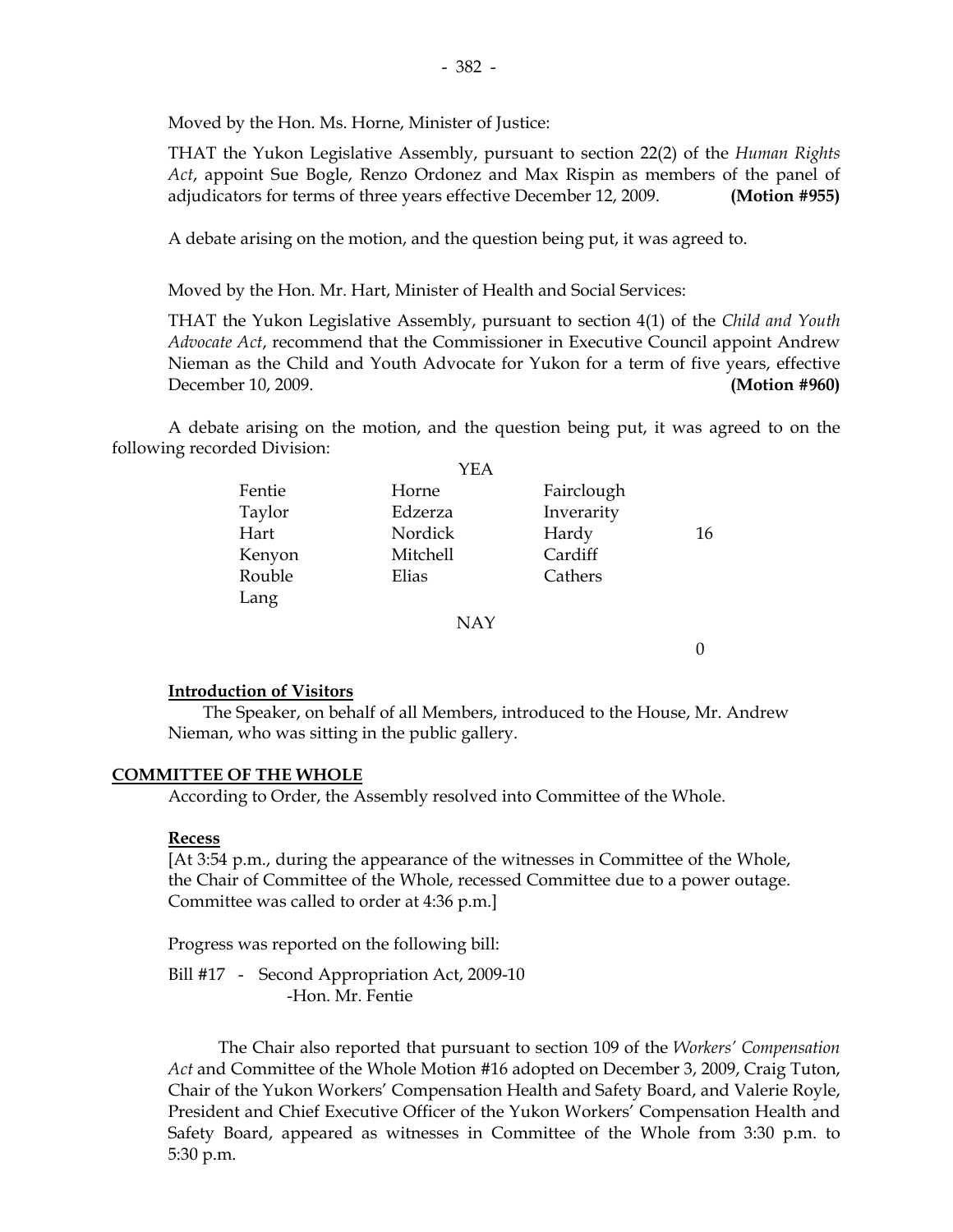Moved by the Hon. Ms. Horne, Minister of Justice:

THAT the Yukon Legislative Assembly, pursuant to section 22(2) of the *Human Rights Act*, appoint Sue Bogle, Renzo Ordonez and Max Rispin as members of the panel of adjudicators for terms of three years effective December 12, 2009. **(Motion #955)**

A debate arising on the motion, and the question being put, it was agreed to.

Moved by the Hon. Mr. Hart, Minister of Health and Social Services:

THAT the Yukon Legislative Assembly, pursuant to section 4(1) of the *Child and Youth Advocate Act*, recommend that the Commissioner in Executive Council appoint Andrew Nieman as the Child and Youth Advocate for Yukon for a term of five years, effective December 10, 2009. **(Motion #960)**

A debate arising on the motion, and the question being put, it was agreed to on the following recorded Division:

YEA

| | | | |
|---|---|---|---|
| Fentie | Horne | Fairclough | |
| Taylor | Edzerza | Inverarity | |
| Hart | Nordick | Hardy | 16 |
| Kenyon | Mitchell | Cardiff | |
| Rouble | Elias | Cathers | |
| Lang | | | |

NAY

0

**Introduction of Visitors**

The Speaker, on behalf of all Members, introduced to the House, Mr. Andrew Nieman, who was sitting in the public gallery.

**COMMITTEE OF THE WHOLE**

According to Order, the Assembly resolved into Committee of the Whole.

**Recess**

[At 3:54 p.m., during the appearance of the witnesses in Committee of the Whole, the Chair of Committee of the Whole, recessed Committee due to a power outage. Committee was called to order at 4:36 p.m.]

Progress was reported on the following bill:

Bill #17 - Second Appropriation Act, 2009-10
-Hon. Mr. Fentie

The Chair also reported that pursuant to section 109 of the *Workers' Compensation Act* and Committee of the Whole Motion #16 adopted on December 3, 2009, Craig Tuton, Chair of the Yukon Workers' Compensation Health and Safety Board, and Valerie Royle, President and Chief Executive Officer of the Yukon Workers' Compensation Health and Safety Board, appeared as witnesses in Committee of the Whole from 3:30 p.m. to 5:30 p.m.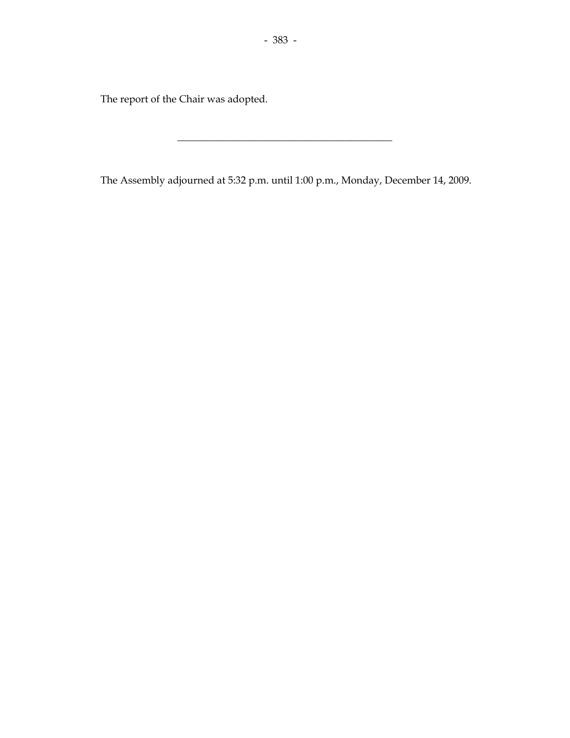The report of the Chair was adopted.

---

The Assembly adjourned at 5:32 p.m. until 1:00 p.m., Monday, December 14, 2009.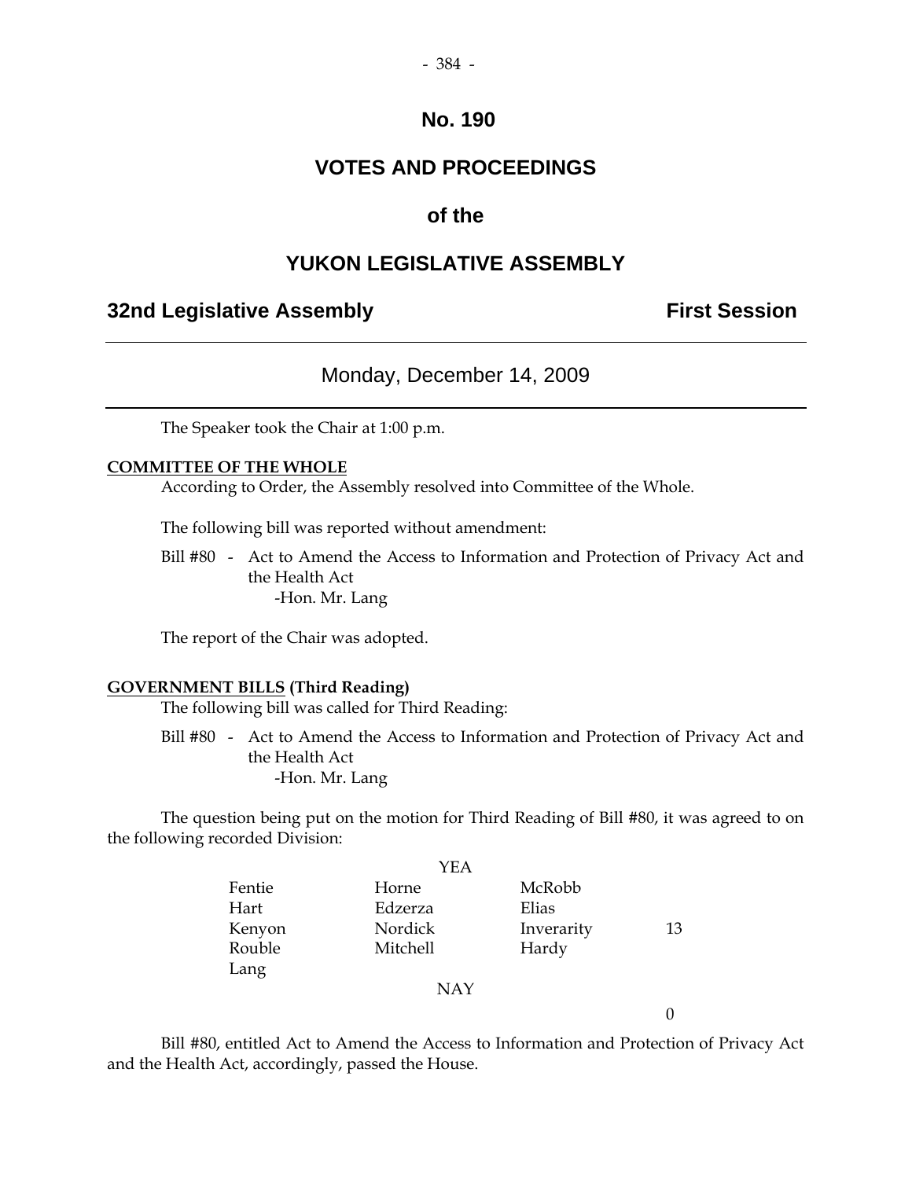# No. 190

# VOTES AND PROCEEDINGS

# of the

# YUKON LEGISLATIVE ASSEMBLY

**32nd Legislative Assembly** **First Session**

---

## Monday, December 14, 2009

---

The Speaker took the Chair at 1:00 p.m.

**COMMITTEE OF THE WHOLE**

According to Order, the Assembly resolved into Committee of the Whole.

The following bill was reported without amendment:

Bill #80 - Act to Amend the Access to Information and Protection of Privacy Act and the Health Act
-Hon. Mr. Lang

The report of the Chair was adopted.

**GOVERNMENT BILLS (Third Reading)**

The following bill was called for Third Reading:

Bill #80 - Act to Amend the Access to Information and Protection of Privacy Act and the Health Act
-Hon. Mr. Lang

The question being put on the motion for Third Reading of Bill #80, it was agreed to on the following recorded Division:

YEA

| | | | |
|---|---|---|---|
| Fentie | Horne | McRobb | |
| Hart | Edzerza | Elias | |
| Kenyon | Nordick | Inverarity | 13 |
| Rouble | Mitchell | Hardy | |
| Lang | | | |

NAY

0

Bill #80, entitled Act to Amend the Access to Information and Protection of Privacy Act and the Health Act, accordingly, passed the House.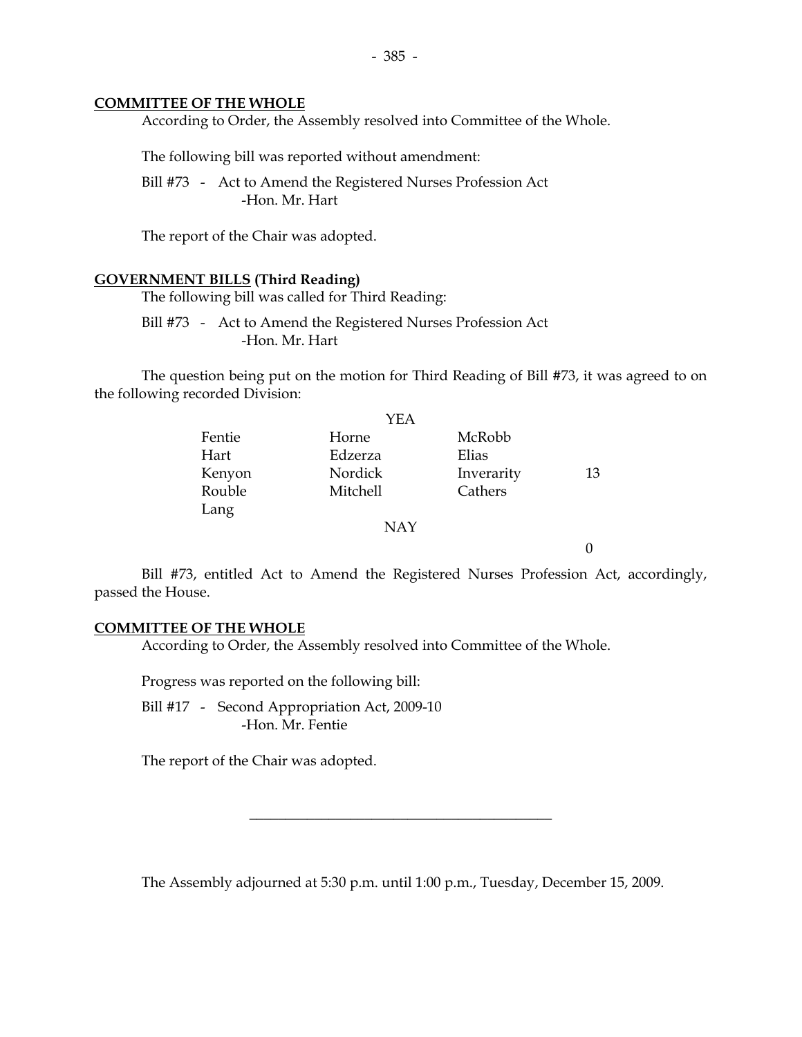**COMMITTEE OF THE WHOLE**

According to Order, the Assembly resolved into Committee of the Whole.

The following bill was reported without amendment:

Bill #73 - Act to Amend the Registered Nurses Profession Act
-Hon. Mr. Hart

The report of the Chair was adopted.

**GOVERNMENT BILLS (Third Reading)**

The following bill was called for Third Reading:

Bill #73 - Act to Amend the Registered Nurses Profession Act
-Hon. Mr. Hart

The question being put on the motion for Third Reading of Bill #73, it was agreed to on the following recorded Division:

| | YEA | | |
|---|---|---|---|
| Fentie | Horne | McRobb | |
| Hart | Edzerza | Elias | |
| Kenyon | Nordick | Inverarity | 13 |
| Rouble | Mitchell | Cathers | |
| Lang | | | |
| | NAY | | |
| | | | 0 |

Bill #73, entitled Act to Amend the Registered Nurses Profession Act, accordingly, passed the House.

**COMMITTEE OF THE WHOLE**

According to Order, the Assembly resolved into Committee of the Whole.

Progress was reported on the following bill:

Bill #17 - Second Appropriation Act, 2009-10
-Hon. Mr. Fentie

The report of the Chair was adopted.

---

The Assembly adjourned at 5:30 p.m. until 1:00 p.m., Tuesday, December 15, 2009.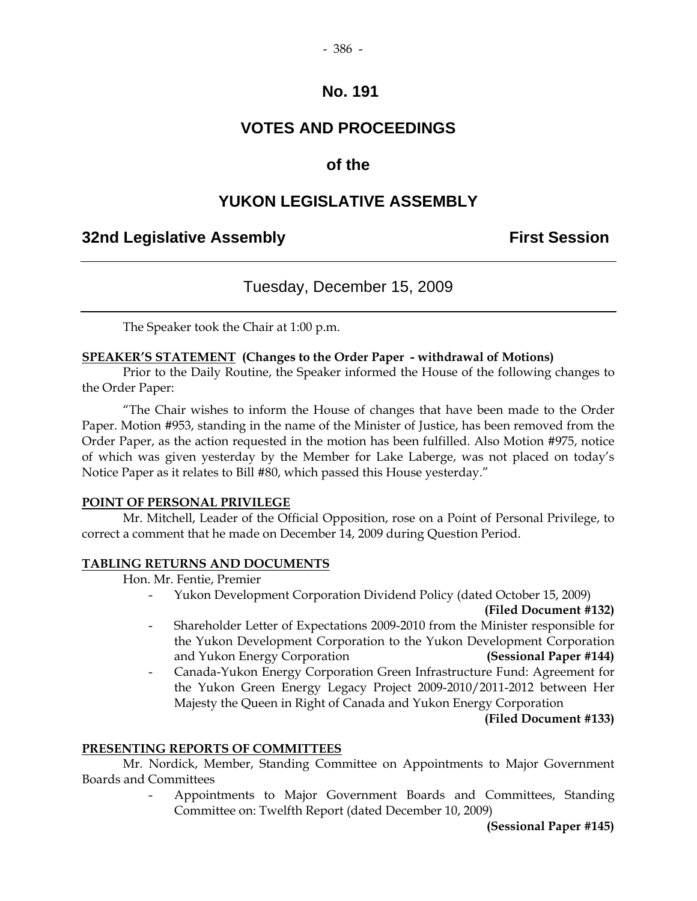# No. 191

# VOTES AND PROCEEDINGS

# of the

# YUKON LEGISLATIVE ASSEMBLY

## 32nd Legislative Assembly First Session

---

### Tuesday, December 15, 2009

---

The Speaker took the Chair at 1:00 p.m.

**SPEAKER'S STATEMENT (Changes to the Order Paper - withdrawal of Motions)**

Prior to the Daily Routine, the Speaker informed the House of the following changes to the Order Paper:

"The Chair wishes to inform the House of changes that have been made to the Order Paper. Motion #953, standing in the name of the Minister of Justice, has been removed from the Order Paper, as the action requested in the motion has been fulfilled. Also Motion #975, notice of which was given yesterday by the Member for Lake Laberge, was not placed on today's Notice Paper as it relates to Bill #80, which passed this House yesterday."

**POINT OF PERSONAL PRIVILEGE**

Mr. Mitchell, Leader of the Official Opposition, rose on a Point of Personal Privilege, to correct a comment that he made on December 14, 2009 during Question Period.

**TABLING RETURNS AND DOCUMENTS**

Hon. Mr. Fentie, Premier

- Yukon Development Corporation Dividend Policy (dated October 15, 2009) **(Filed Document #132)**
- Shareholder Letter of Expectations 2009-2010 from the Minister responsible for the Yukon Development Corporation to the Yukon Development Corporation and Yukon Energy Corporation **(Sessional Paper #144)**
- Canada-Yukon Energy Corporation Green Infrastructure Fund: Agreement for the Yukon Green Energy Legacy Project 2009-2010/2011-2012 between Her Majesty the Queen in Right of Canada and Yukon Energy Corporation **(Filed Document #133)**

**PRESENTING REPORTS OF COMMITTEES**

Mr. Nordick, Member, Standing Committee on Appointments to Major Government Boards and Committees

- Appointments to Major Government Boards and Committees, Standing Committee on: Twelfth Report (dated December 10, 2009) **(Sessional Paper #145)**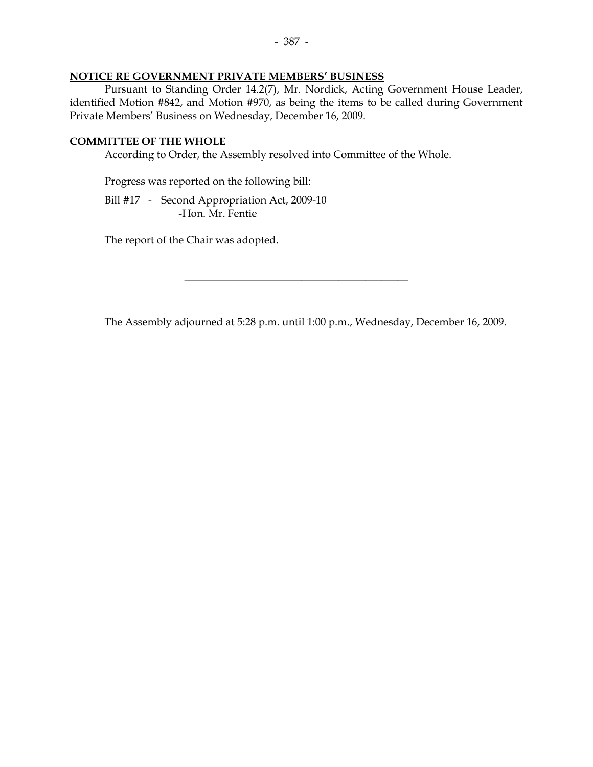**NOTICE RE GOVERNMENT PRIVATE MEMBERS' BUSINESS**

Pursuant to Standing Order 14.2(7), Mr. Nordick, Acting Government House Leader, identified Motion #842, and Motion #970, as being the items to be called during Government Private Members' Business on Wednesday, December 16, 2009.

**COMMITTEE OF THE WHOLE**

According to Order, the Assembly resolved into Committee of the Whole.

Progress was reported on the following bill:

Bill #17 - Second Appropriation Act, 2009-10
-Hon. Mr. Fentie

The report of the Chair was adopted.

---

The Assembly adjourned at 5:28 p.m. until 1:00 p.m., Wednesday, December 16, 2009.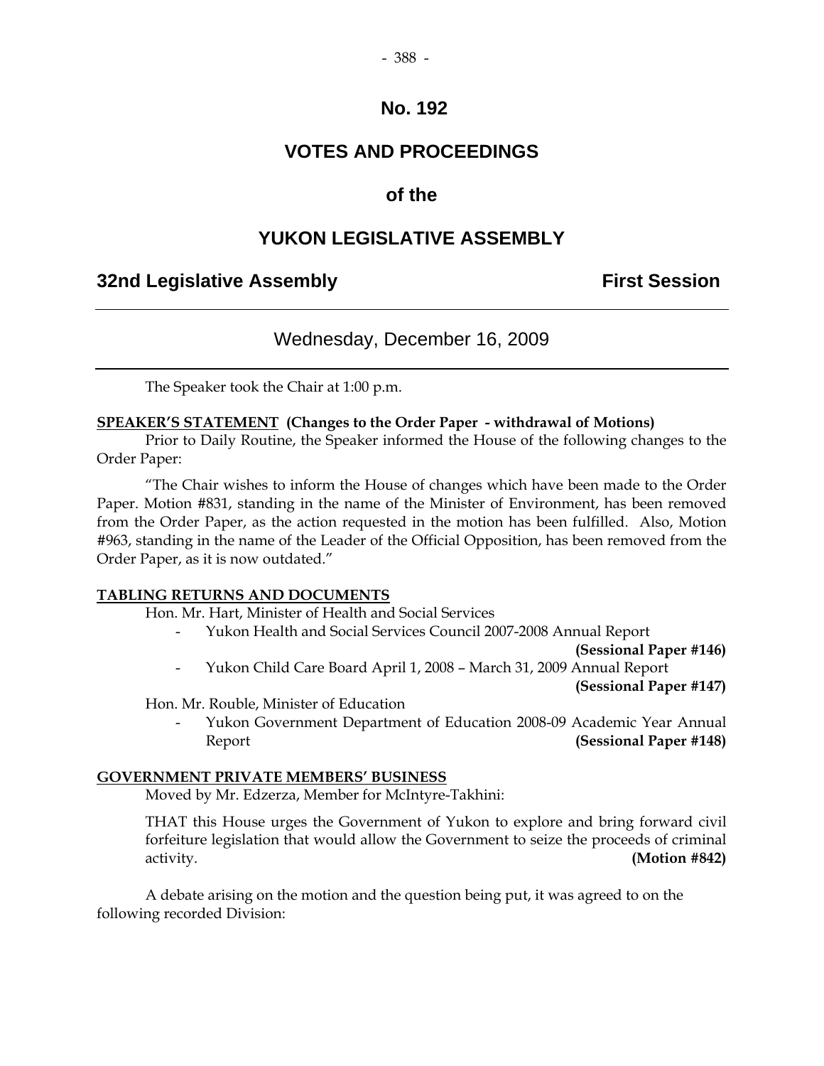# No. 192

# VOTES AND PROCEEDINGS

# of the

# YUKON LEGISLATIVE ASSEMBLY

## 32nd Legislative Assembly First Session

### Wednesday, December 16, 2009

The Speaker took the Chair at 1:00 p.m.

**SPEAKER'S STATEMENT (Changes to the Order Paper - withdrawal of Motions)**

Prior to Daily Routine, the Speaker informed the House of the following changes to the Order Paper:

"The Chair wishes to inform the House of changes which have been made to the Order Paper. Motion #831, standing in the name of the Minister of Environment, has been removed from the Order Paper, as the action requested in the motion has been fulfilled. Also, Motion #963, standing in the name of the Leader of the Official Opposition, has been removed from the Order Paper, as it is now outdated."

**TABLING RETURNS AND DOCUMENTS**

Hon. Mr. Hart, Minister of Health and Social Services

- Yukon Health and Social Services Council 2007-2008 Annual Report **(Sessional Paper #146)**
- Yukon Child Care Board April 1, 2008 – March 31, 2009 Annual Report **(Sessional Paper #147)**

Hon. Mr. Rouble, Minister of Education

- Yukon Government Department of Education 2008-09 Academic Year Annual Report **(Sessional Paper #148)**

**GOVERNMENT PRIVATE MEMBERS' BUSINESS**

Moved by Mr. Edzerza, Member for McIntyre-Takhini:

THAT this House urges the Government of Yukon to explore and bring forward civil forfeiture legislation that would allow the Government to seize the proceeds of criminal activity. **(Motion #842)**

A debate arising on the motion and the question being put, it was agreed to on the following recorded Division: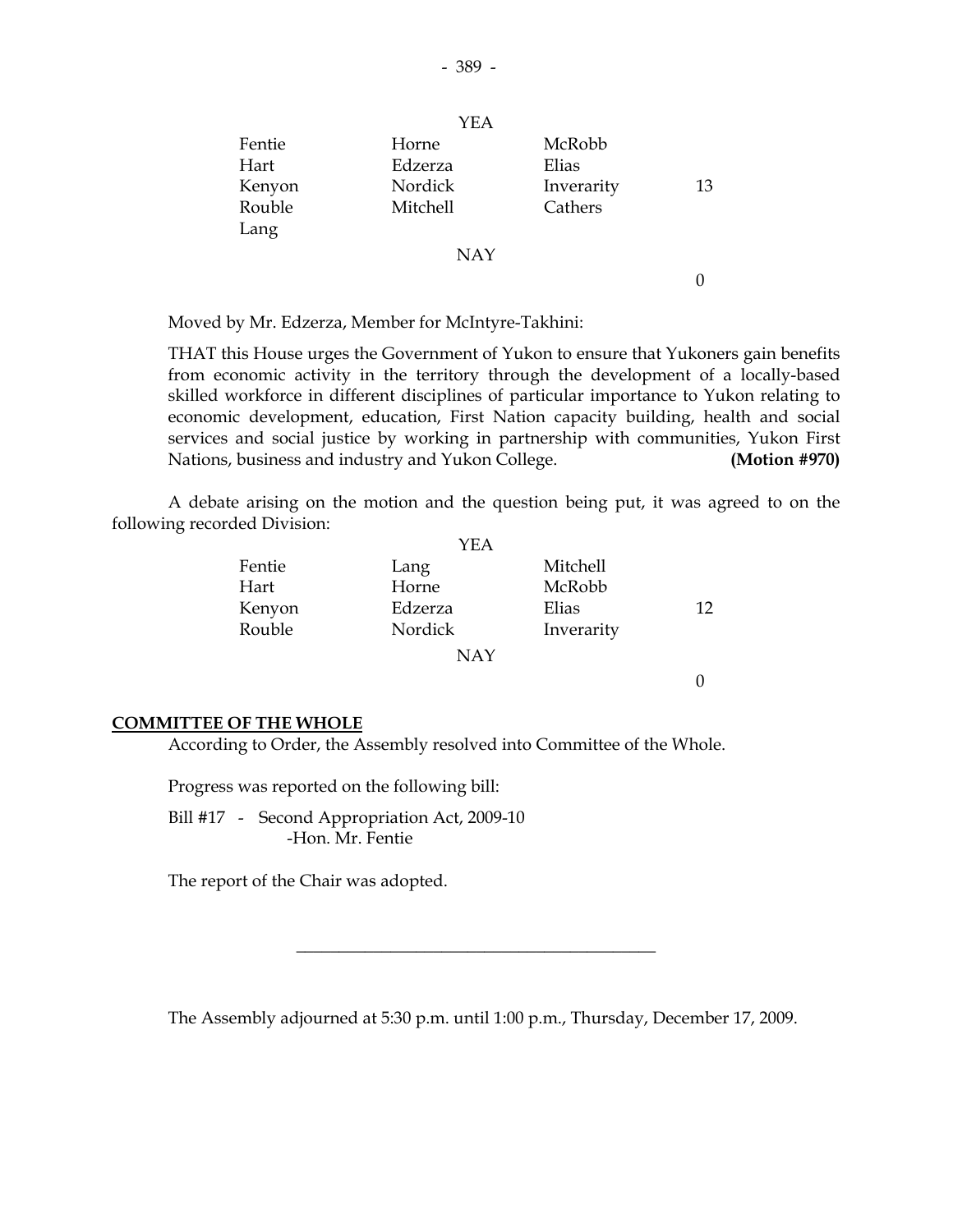| | YEA | | |
|---|---|---|---|
| Fentie | Horne | McRobb | |
| Hart | Edzerza | Elias | |
| Kenyon | Nordick | Inverarity | 13 |
| Rouble | Mitchell | Cathers | |
| Lang | | | |
| | NAY | | |
| | | | 0 |

Moved by Mr. Edzerza, Member for McIntyre-Takhini:

THAT this House urges the Government of Yukon to ensure that Yukoners gain benefits from economic activity in the territory through the development of a locally-based skilled workforce in different disciplines of particular importance to Yukon relating to economic development, education, First Nation capacity building, health and social services and social justice by working in partnership with communities, Yukon First Nations, business and industry and Yukon College. **(Motion #970)**

A debate arising on the motion and the question being put, it was agreed to on the following recorded Division:

| | YEA | | |
|---|---|---|---|
| Fentie | Lang | Mitchell | |
| Hart | Horne | McRobb | |
| Kenyon | Edzerza | Elias | 12 |
| Rouble | Nordick | Inverarity | |
| | NAY | | |
| | | | 0 |

**COMMITTEE OF THE WHOLE**

According to Order, the Assembly resolved into Committee of the Whole.

Progress was reported on the following bill:

Bill #17 - Second Appropriation Act, 2009-10
-Hon. Mr. Fentie

The report of the Chair was adopted.

---

The Assembly adjourned at 5:30 p.m. until 1:00 p.m., Thursday, December 17, 2009.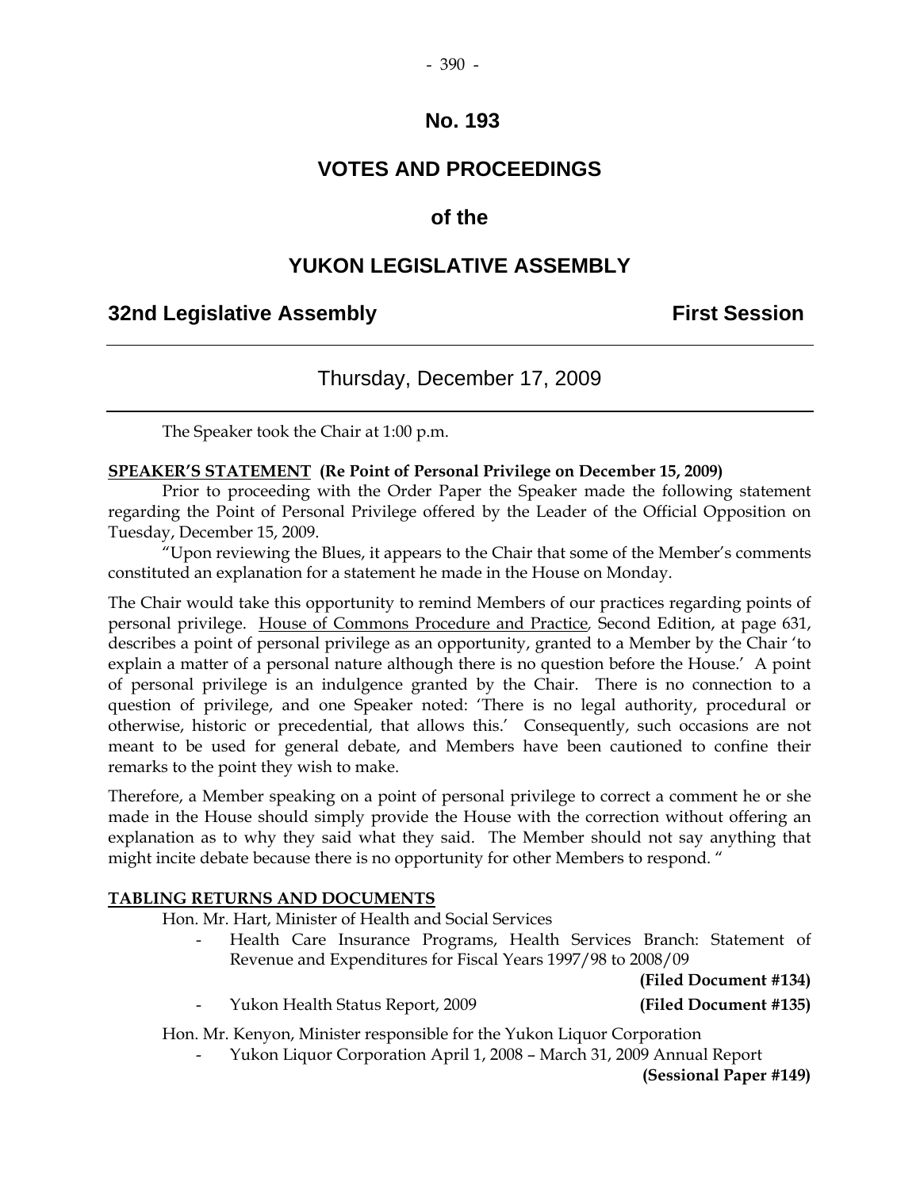# No. 193

# VOTES AND PROCEEDINGS

# of the

# YUKON LEGISLATIVE ASSEMBLY

**32nd Legislative Assembly** **First Session**

---

## Thursday, December 17, 2009

---

The Speaker took the Chair at 1:00 p.m.

**SPEAKER'S STATEMENT (Re Point of Personal Privilege on December 15, 2009)**

Prior to proceeding with the Order Paper the Speaker made the following statement regarding the Point of Personal Privilege offered by the Leader of the Official Opposition on Tuesday, December 15, 2009.

"Upon reviewing the Blues, it appears to the Chair that some of the Member's comments constituted an explanation for a statement he made in the House on Monday.

The Chair would take this opportunity to remind Members of our practices regarding points of personal privilege. House of Commons Procedure and Practice, Second Edition, at page 631, describes a point of personal privilege as an opportunity, granted to a Member by the Chair 'to explain a matter of a personal nature although there is no question before the House.' A point of personal privilege is an indulgence granted by the Chair. There is no connection to a question of privilege, and one Speaker noted: 'There is no legal authority, procedural or otherwise, historic or precedential, that allows this.' Consequently, such occasions are not meant to be used for general debate, and Members have been cautioned to confine their remarks to the point they wish to make.

Therefore, a Member speaking on a point of personal privilege to correct a comment he or she made in the House should simply provide the House with the correction without offering an explanation as to why they said what they said. The Member should not say anything that might incite debate because there is no opportunity for other Members to respond. "

**TABLING RETURNS AND DOCUMENTS**

Hon. Mr. Hart, Minister of Health and Social Services

- Health Care Insurance Programs, Health Services Branch: Statement of Revenue and Expenditures for Fiscal Years 1997/98 to 2008/09 **(Filed Document #134)**
- Yukon Health Status Report, 2009 **(Filed Document #135)**

Hon. Mr. Kenyon, Minister responsible for the Yukon Liquor Corporation

- Yukon Liquor Corporation April 1, 2008 – March 31, 2009 Annual Report **(Sessional Paper #149)**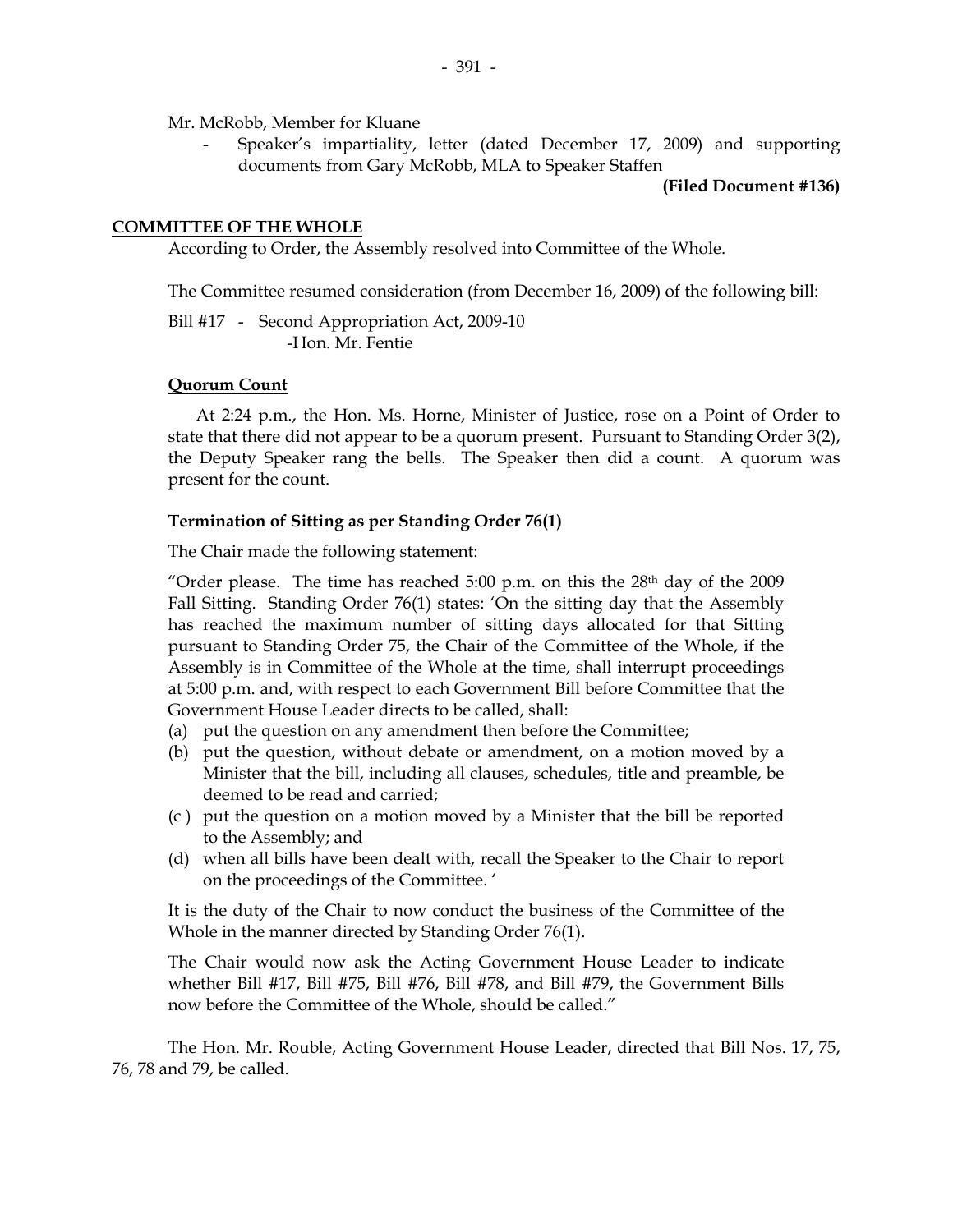Mr. McRobb, Member for Kluane

- Speaker's impartiality, letter (dated December 17, 2009) and supporting documents from Gary McRobb, MLA to Speaker Staffen

**(Filed Document #136)**

## COMMITTEE OF THE WHOLE

According to Order, the Assembly resolved into Committee of the Whole.

The Committee resumed consideration (from December 16, 2009) of the following bill:

Bill #17 - Second Appropriation Act, 2009-10
-Hon. Mr. Fentie

### Quorum Count

At 2:24 p.m., the Hon. Ms. Horne, Minister of Justice, rose on a Point of Order to state that there did not appear to be a quorum present. Pursuant to Standing Order 3(2), the Deputy Speaker rang the bells. The Speaker then did a count. A quorum was present for the count.

### Termination of Sitting as per Standing Order 76(1)

The Chair made the following statement:

"Order please. The time has reached 5:00 p.m. on this the 28th day of the 2009 Fall Sitting. Standing Order 76(1) states: 'On the sitting day that the Assembly has reached the maximum number of sitting days allocated for that Sitting pursuant to Standing Order 75, the Chair of the Committee of the Whole, if the Assembly is in Committee of the Whole at the time, shall interrupt proceedings at 5:00 p.m. and, with respect to each Government Bill before Committee that the Government House Leader directs to be called, shall:

(a) put the question on any amendment then before the Committee;
(b) put the question, without debate or amendment, on a motion moved by a Minister that the bill, including all clauses, schedules, title and preamble, be deemed to be read and carried;
(c ) put the question on a motion moved by a Minister that the bill be reported to the Assembly; and
(d) when all bills have been dealt with, recall the Speaker to the Chair to report on the proceedings of the Committee. '

It is the duty of the Chair to now conduct the business of the Committee of the Whole in the manner directed by Standing Order 76(1).

The Chair would now ask the Acting Government House Leader to indicate whether Bill #17, Bill #75, Bill #76, Bill #78, and Bill #79, the Government Bills now before the Committee of the Whole, should be called."

The Hon. Mr. Rouble, Acting Government House Leader, directed that Bill Nos. 17, 75, 76, 78 and 79, be called.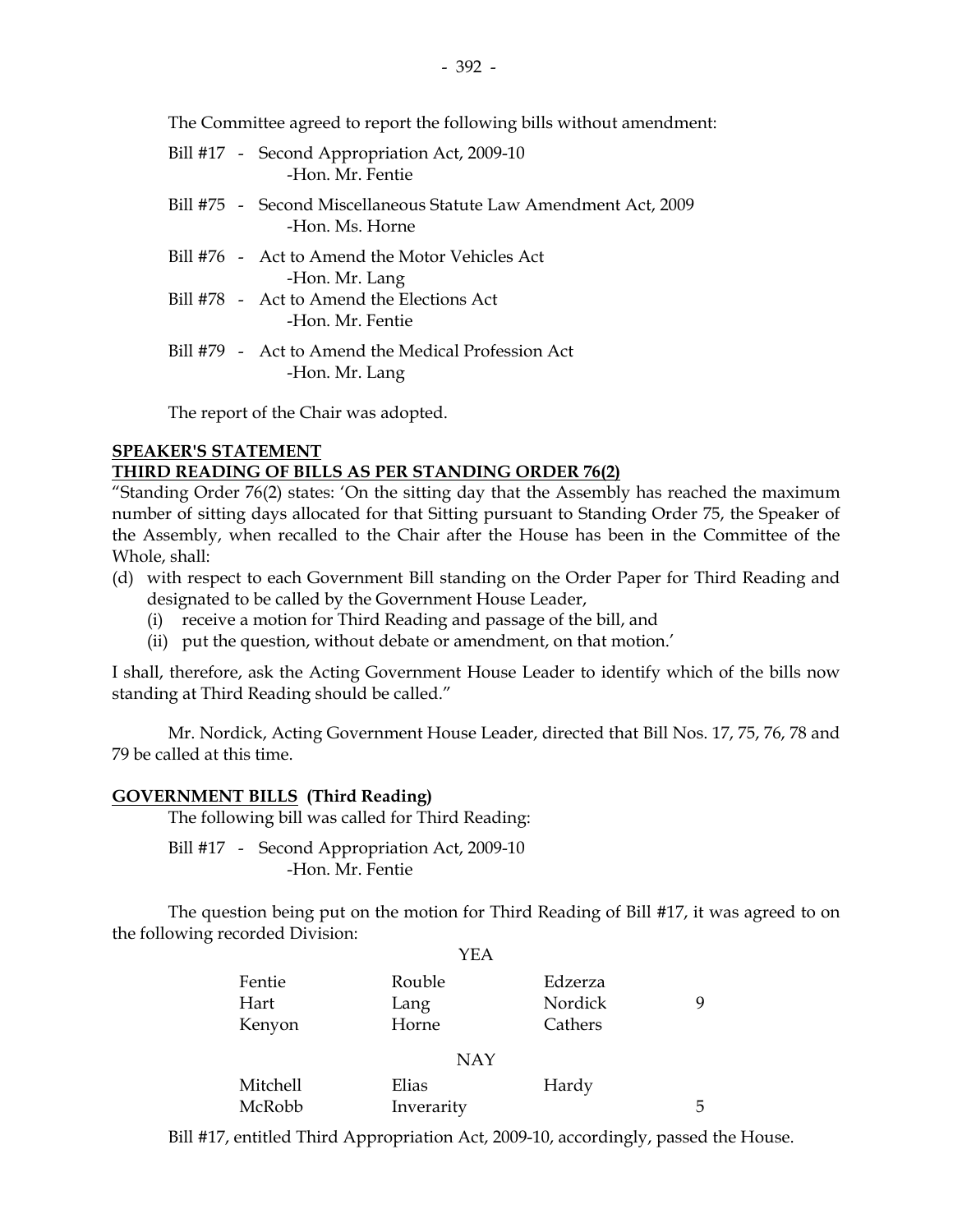The Committee agreed to report the following bills without amendment:

Bill #17 - Second Appropriation Act, 2009-10
-Hon. Mr. Fentie

Bill #75 - Second Miscellaneous Statute Law Amendment Act, 2009
-Hon. Ms. Horne

Bill #76 - Act to Amend the Motor Vehicles Act
-Hon. Mr. Lang

Bill #78 - Act to Amend the Elections Act
-Hon. Mr. Fentie

Bill #79 - Act to Amend the Medical Profession Act
-Hon. Mr. Lang

The report of the Chair was adopted.

**SPEAKER'S STATEMENT**

**THIRD READING OF BILLS AS PER STANDING ORDER 76(2)**

"Standing Order 76(2) states: 'On the sitting day that the Assembly has reached the maximum number of sitting days allocated for that Sitting pursuant to Standing Order 75, the Speaker of the Assembly, when recalled to the Chair after the House has been in the Committee of the Whole, shall:

(d) with respect to each Government Bill standing on the Order Paper for Third Reading and designated to be called by the Government House Leader,
  (i) receive a motion for Third Reading and passage of the bill, and
  (ii) put the question, without debate or amendment, on that motion.'

I shall, therefore, ask the Acting Government House Leader to identify which of the bills now standing at Third Reading should be called."

Mr. Nordick, Acting Government House Leader, directed that Bill Nos. 17, 75, 76, 78 and 79 be called at this time.

**GOVERNMENT BILLS (Third Reading)**

The following bill was called for Third Reading:

Bill #17 - Second Appropriation Act, 2009-10
-Hon. Mr. Fentie

The question being put on the motion for Third Reading of Bill #17, it was agreed to on the following recorded Division:

YEA

| | | | |
|---|---|---|---|
| Fentie | Rouble | Edzerza | |
| Hart | Lang | Nordick | 9 |
| Kenyon | Horne | Cathers | |

NAY

| | | | |
|---|---|---|---|
| Mitchell | Elias | Hardy | |
| McRobb | Inverarity | | 5 |

Bill #17, entitled Third Appropriation Act, 2009-10, accordingly, passed the House.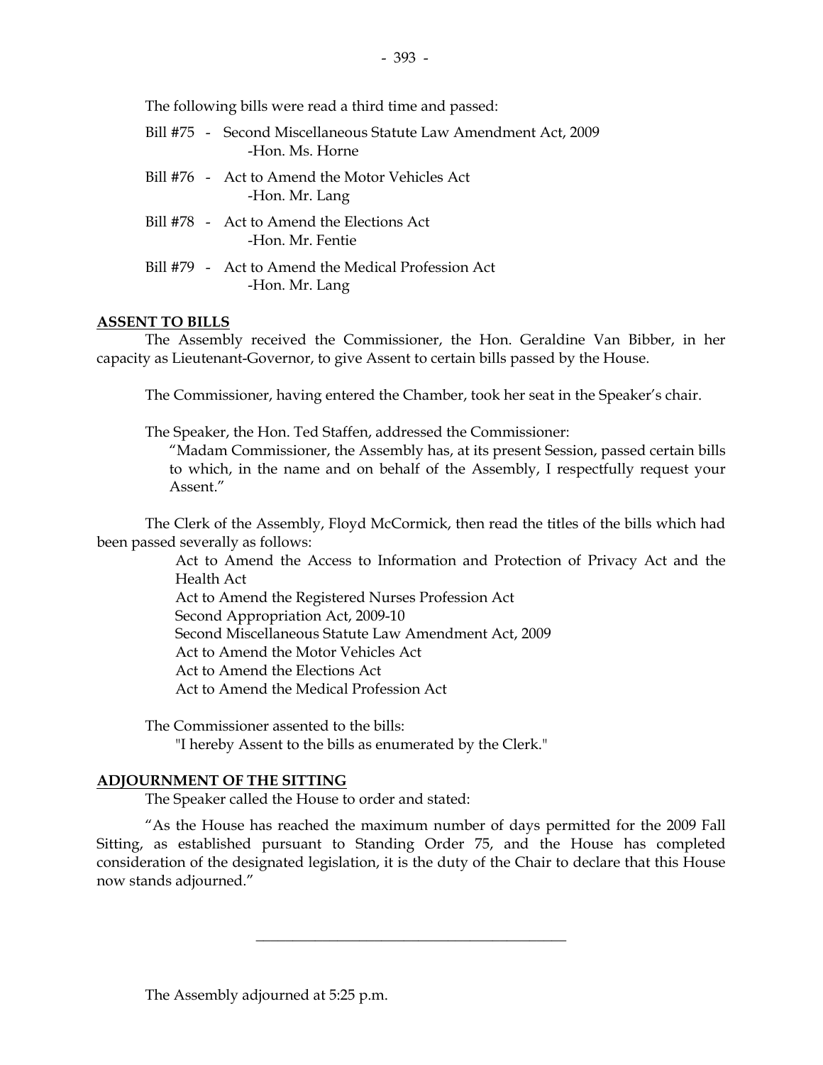The following bills were read a third time and passed:

Bill #75 - Second Miscellaneous Statute Law Amendment Act, 2009
-Hon. Ms. Horne

Bill #76 - Act to Amend the Motor Vehicles Act
-Hon. Mr. Lang

Bill #78 - Act to Amend the Elections Act
-Hon. Mr. Fentie

Bill #79 - Act to Amend the Medical Profession Act
-Hon. Mr. Lang

**ASSENT TO BILLS**

The Assembly received the Commissioner, the Hon. Geraldine Van Bibber, in her capacity as Lieutenant-Governor, to give Assent to certain bills passed by the House.

The Commissioner, having entered the Chamber, took her seat in the Speaker's chair.

The Speaker, the Hon. Ted Staffen, addressed the Commissioner:

"Madam Commissioner, the Assembly has, at its present Session, passed certain bills to which, in the name and on behalf of the Assembly, I respectfully request your Assent."

The Clerk of the Assembly, Floyd McCormick, then read the titles of the bills which had been passed severally as follows:

Act to Amend the Access to Information and Protection of Privacy Act and the Health Act
Act to Amend the Registered Nurses Profession Act
Second Appropriation Act, 2009-10
Second Miscellaneous Statute Law Amendment Act, 2009
Act to Amend the Motor Vehicles Act
Act to Amend the Elections Act
Act to Amend the Medical Profession Act

The Commissioner assented to the bills:

"I hereby Assent to the bills as enumerated by the Clerk."

**ADJOURNMENT OF THE SITTING**

The Speaker called the House to order and stated:

"As the House has reached the maximum number of days permitted for the 2009 Fall Sitting, as established pursuant to Standing Order 75, and the House has completed consideration of the designated legislation, it is the duty of the Chair to declare that this House now stands adjourned."

---

The Assembly adjourned at 5:25 p.m.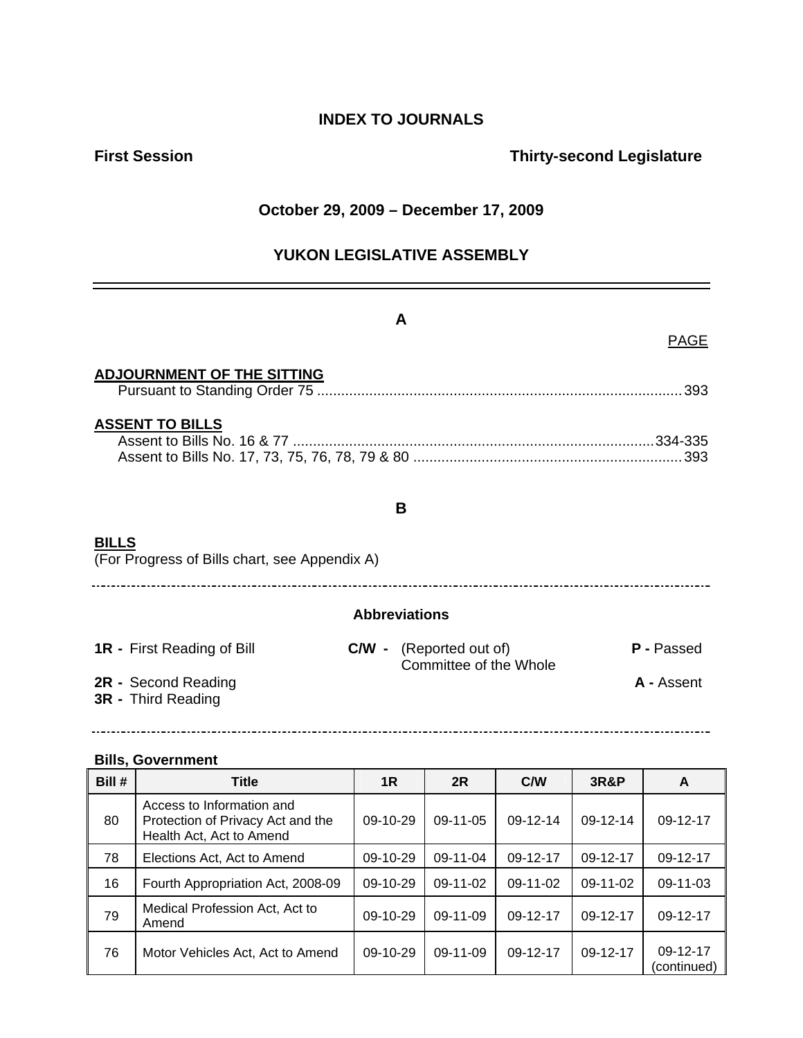# INDEX TO JOURNALS

**First Session** **Thirty-second Legislature**

**October 29, 2009 – December 17, 2009**

**YUKON LEGISLATIVE ASSEMBLY**

---

## A

PAGE

**ADJOURNMENT OF THE SITTING**

Pursuant to Standing Order 75 .......... 393

**ASSENT TO BILLS**

Assent to Bills No. 16 & 77 .......... 334-335
Assent to Bills No. 17, 73, 75, 76, 78, 79 & 80 .......... 393

## B

**BILLS**
(For Progress of Bills chart, see Appendix A)

---

**Abbreviations**

**1R -** First Reading of Bill
**2R -** Second Reading
**3R -** Third Reading
**C/W -** (Reported out of) Committee of the Whole
**P -** Passed
**A -** Assent

---

**Bills, Government**

| Bill # | Title | 1R | 2R | C/W | 3R&P | A |
|---|---|---|---|---|---|---|
| 80 | Access to Information and Protection of Privacy Act and the Health Act, Act to Amend | 09-10-29 | 09-11-05 | 09-12-14 | 09-12-14 | 09-12-17 |
| 78 | Elections Act, Act to Amend | 09-10-29 | 09-11-04 | 09-12-17 | 09-12-17 | 09-12-17 |
| 16 | Fourth Appropriation Act, 2008-09 | 09-10-29 | 09-11-02 | 09-11-02 | 09-11-02 | 09-11-03 |
| 79 | Medical Profession Act, Act to Amend | 09-10-29 | 09-11-09 | 09-12-17 | 09-12-17 | 09-12-17 |
| 76 | Motor Vehicles Act, Act to Amend | 09-10-29 | 09-11-09 | 09-12-17 | 09-12-17 | 09-12-17 (continued) |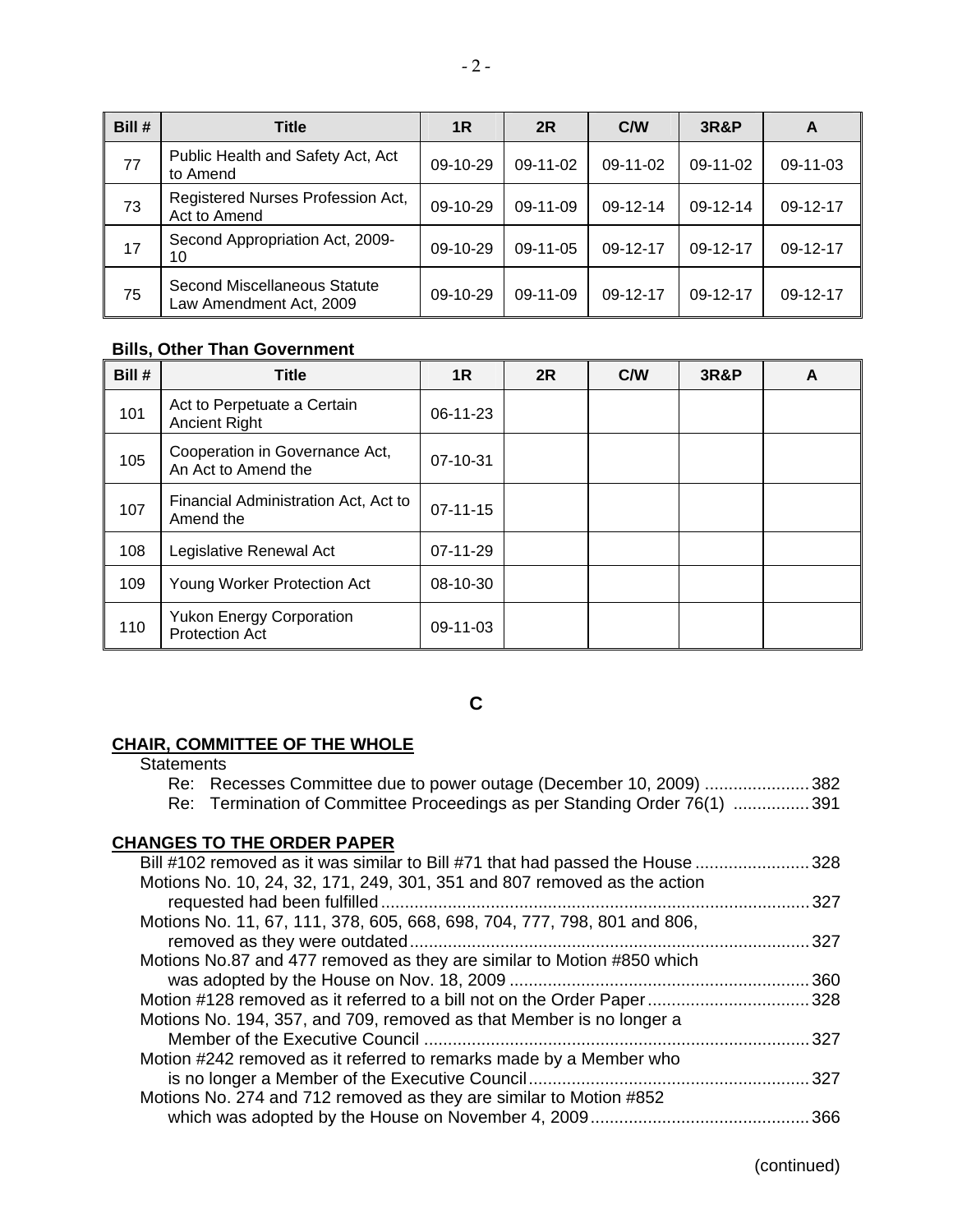| Bill # | Title | 1R | 2R | C/W | 3R&P | A |
|---|---|---|---|---|---|---|
| 77 | Public Health and Safety Act, Act to Amend | 09-10-29 | 09-11-02 | 09-11-02 | 09-11-02 | 09-11-03 |
| 73 | Registered Nurses Profession Act, Act to Amend | 09-10-29 | 09-11-09 | 09-12-14 | 09-12-14 | 09-12-17 |
| 17 | Second Appropriation Act, 2009-10 | 09-10-29 | 09-11-05 | 09-12-17 | 09-12-17 | 09-12-17 |
| 75 | Second Miscellaneous Statute Law Amendment Act, 2009 | 09-10-29 | 09-11-09 | 09-12-17 | 09-12-17 | 09-12-17 |

**Bills, Other Than Government**

| Bill # | Title | 1R | 2R | C/W | 3R&P | A |
|---|---|---|---|---|---|---|
| 101 | Act to Perpetuate a Certain Ancient Right | 06-11-23 | | | | |
| 105 | Cooperation in Governance Act, An Act to Amend the | 07-10-31 | | | | |
| 107 | Financial Administration Act, Act to Amend the | 07-11-15 | | | | |
| 108 | Legislative Renewal Act | 07-11-29 | | | | |
| 109 | Young Worker Protection Act | 08-10-30 | | | | |
| 110 | Yukon Energy Corporation Protection Act | 09-11-03 | | | | |

## C

**CHAIR, COMMITTEE OF THE WHOLE**

Statements

Re: Recesses Committee due to power outage (December 10, 2009) ...................... 382

Re: Termination of Committee Proceedings as per Standing Order 76(1) ................ 391

**CHANGES TO THE ORDER PAPER**

Bill #102 removed as it was similar to Bill #71 that had passed the House ........................ 328

Motions No. 10, 24, 32, 171, 249, 301, 351 and 807 removed as the action requested had been fulfilled ........................................................................................ 327

Motions No. 11, 67, 111, 378, 605, 668, 698, 704, 777, 798, 801 and 806, removed as they were outdated .................................................................................. 327

Motions No.87 and 477 removed as they are similar to Motion #850 which was adopted by the House on Nov. 18, 2009 ............................................................... 360

Motion #128 removed as it referred to a bill not on the Order Paper .................................. 328

Motions No. 194, 357, and 709, removed as that Member is no longer a Member of the Executive Council ................................................................................ 327

Motion #242 removed as it referred to remarks made by a Member who is no longer a Member of the Executive Council.......................................................... 327

Motions No. 274 and 712 removed as they are similar to Motion #852 which was adopted by the House on November 4, 2009............................................. 366

(continued)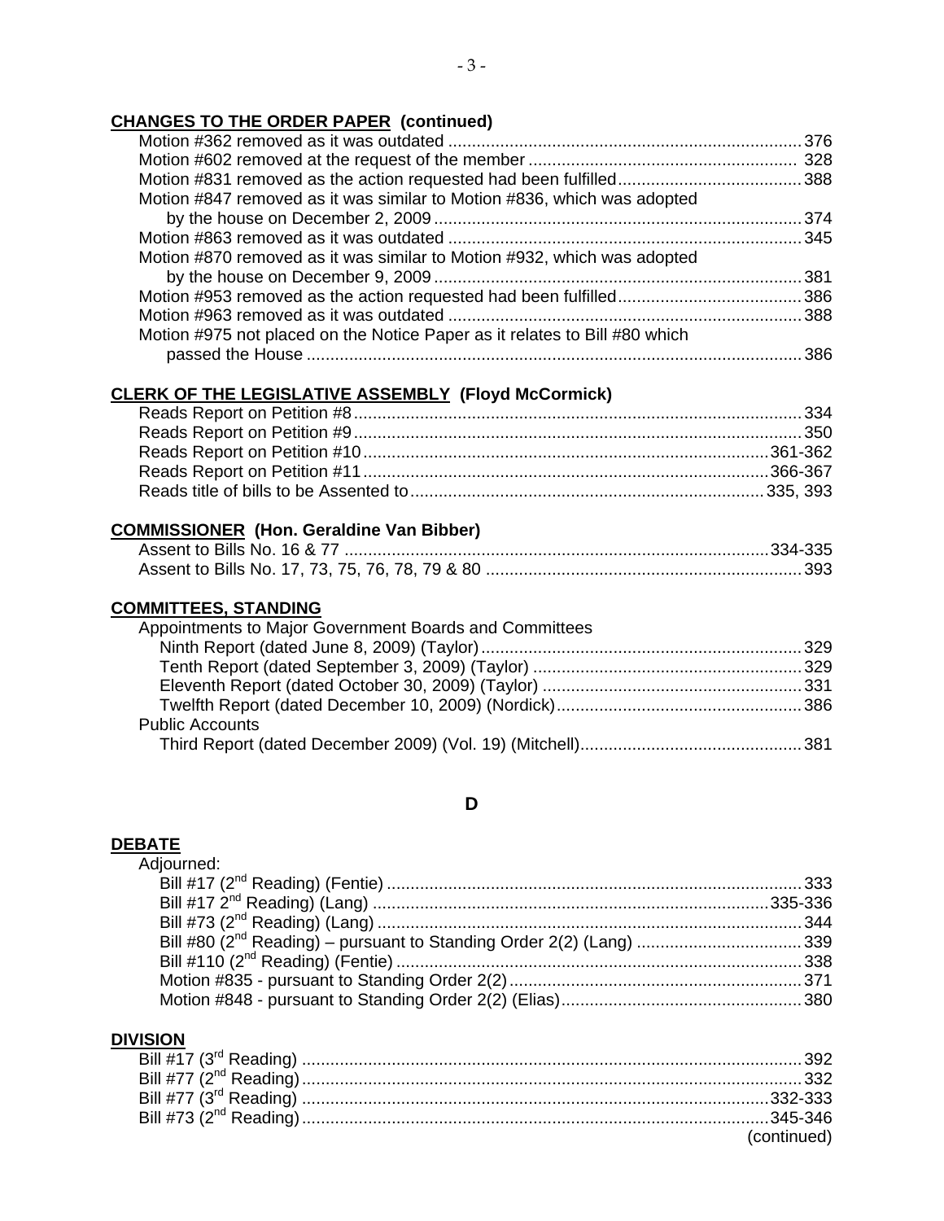**CHANGES TO THE ORDER PAPER (continued)**

Motion #362 removed as it was outdated .......... 376
Motion #602 removed at the request of the member .......... 328
Motion #831 removed as the action requested had been fulfilled .......... 388
Motion #847 removed as it was similar to Motion #836, which was adopted by the house on December 2, 2009 .......... 374
Motion #863 removed as it was outdated .......... 345
Motion #870 removed as it was similar to Motion #932, which was adopted by the house on December 9, 2009 .......... 381
Motion #953 removed as the action requested had been fulfilled .......... 386
Motion #963 removed as it was outdated .......... 388
Motion #975 not placed on the Notice Paper as it relates to Bill #80 which passed the House .......... 386

**CLERK OF THE LEGISLATIVE ASSEMBLY (Floyd McCormick)**

Reads Report on Petition #8 .......... 334
Reads Report on Petition #9 .......... 350
Reads Report on Petition #10 .......... 361-362
Reads Report on Petition #11 .......... 366-367
Reads title of bills to be Assented to .......... 335, 393

**COMMISSIONER (Hon. Geraldine Van Bibber)**

Assent to Bills No. 16 & 77 .......... 334-335
Assent to Bills No. 17, 73, 75, 76, 78, 79 & 80 .......... 393

**COMMITTEES, STANDING**

Appointments to Major Government Boards and Committees
- Ninth Report (dated June 8, 2009) (Taylor) .......... 329
- Tenth Report (dated September 3, 2009) (Taylor) .......... 329
- Eleventh Report (dated October 30, 2009) (Taylor) .......... 331
- Twelfth Report (dated December 10, 2009) (Nordick) .......... 386

Public Accounts
- Third Report (dated December 2009) (Vol. 19) (Mitchell) .......... 381

## D

**DEBATE**

Adjourned:
- Bill #17 (2nd Reading) (Fentie) .......... 333
- Bill #17 2nd Reading) (Lang) .......... 335-336
- Bill #73 (2nd Reading) (Lang) .......... 344
- Bill #80 (2nd Reading) – pursuant to Standing Order 2(2) (Lang) .......... 339
- Bill #110 (2nd Reading) (Fentie) .......... 338
- Motion #835 - pursuant to Standing Order 2(2) .......... 371
- Motion #848 - pursuant to Standing Order 2(2) (Elias) .......... 380

**DIVISION**

Bill #17 (3rd Reading) .......... 392
Bill #77 (2nd Reading) .......... 332
Bill #77 (3rd Reading) .......... 332-333
Bill #73 (2nd Reading) .......... 345-346

(continued)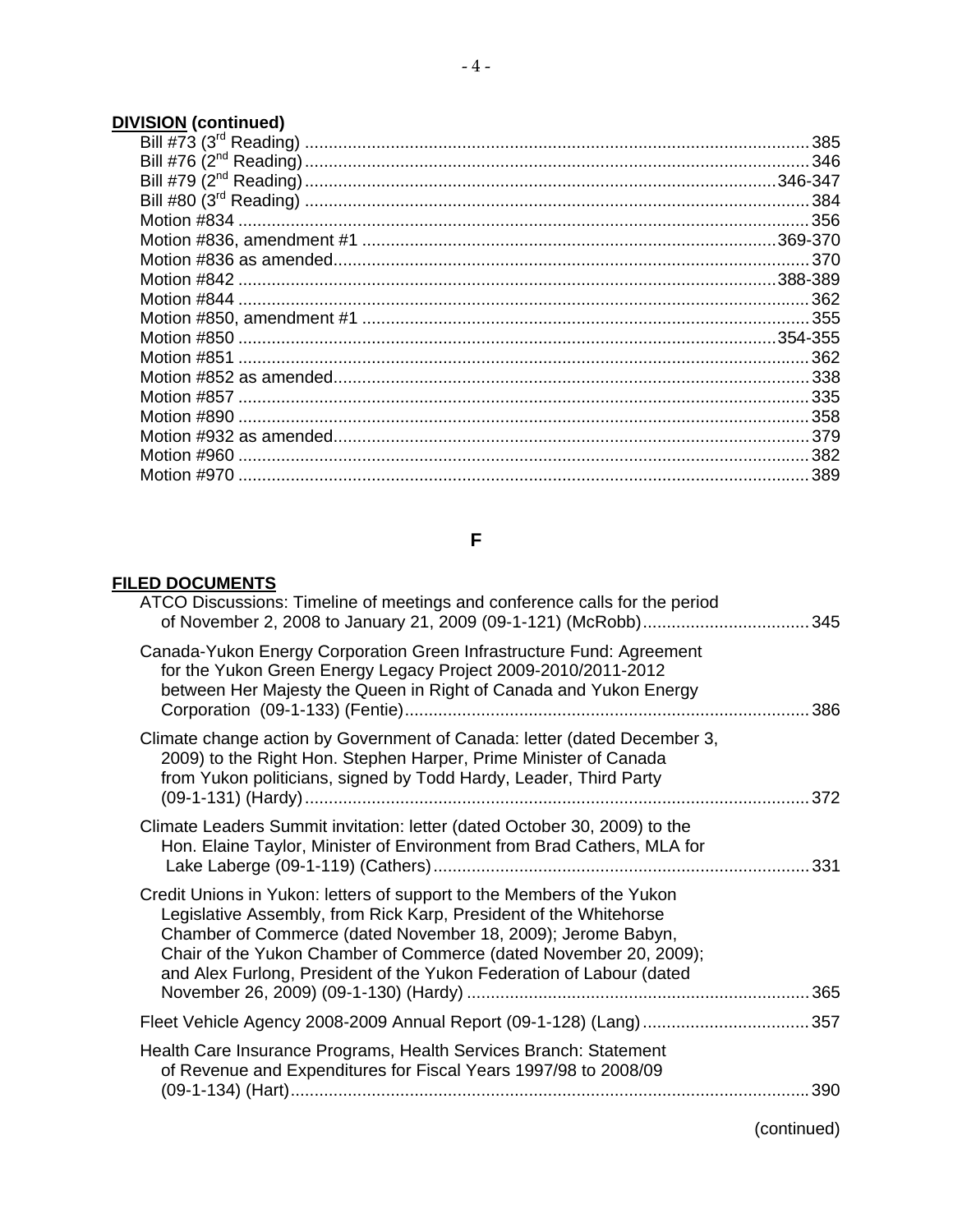**DIVISION (continued)**

Bill #73 (3rd Reading) ........................................................ 385
Bill #76 (2nd Reading) ........................................................ 346
Bill #79 (2nd Reading) ........................................................ 346-347
Bill #80 (3rd Reading) ........................................................ 384
Motion #834 ........................................................ 356
Motion #836, amendment #1 ........................................................ 369-370
Motion #836 as amended ........................................................ 370
Motion #842 ........................................................ 388-389
Motion #844 ........................................................ 362
Motion #850, amendment #1 ........................................................ 355
Motion #850 ........................................................ 354-355
Motion #851 ........................................................ 362
Motion #852 as amended ........................................................ 338
Motion #857 ........................................................ 335
Motion #890 ........................................................ 358
Motion #932 as amended ........................................................ 379
Motion #960 ........................................................ 382
Motion #970 ........................................................ 389

## F

**FILED DOCUMENTS**

ATCO Discussions: Timeline of meetings and conference calls for the period of November 2, 2008 to January 21, 2009 (09-1-121) (McRobb) ........................................................ 345

Canada-Yukon Energy Corporation Green Infrastructure Fund: Agreement for the Yukon Green Energy Legacy Project 2009-2010/2011-2012 between Her Majesty the Queen in Right of Canada and Yukon Energy Corporation (09-1-133) (Fentie) ........................................................ 386

Climate change action by Government of Canada: letter (dated December 3, 2009) to the Right Hon. Stephen Harper, Prime Minister of Canada from Yukon politicians, signed by Todd Hardy, Leader, Third Party (09-1-131) (Hardy) ........................................................ 372

Climate Leaders Summit invitation: letter (dated October 30, 2009) to the Hon. Elaine Taylor, Minister of Environment from Brad Cathers, MLA for Lake Laberge (09-1-119) (Cathers) ........................................................ 331

Credit Unions in Yukon: letters of support to the Members of the Yukon Legislative Assembly, from Rick Karp, President of the Whitehorse Chamber of Commerce (dated November 18, 2009); Jerome Babyn, Chair of the Yukon Chamber of Commerce (dated November 20, 2009); and Alex Furlong, President of the Yukon Federation of Labour (dated November 26, 2009) (09-1-130) (Hardy) ........................................................ 365

Fleet Vehicle Agency 2008-2009 Annual Report (09-1-128) (Lang) ........................................................ 357

Health Care Insurance Programs, Health Services Branch: Statement of Revenue and Expenditures for Fiscal Years 1997/98 to 2008/09 (09-1-134) (Hart) ........................................................ 390

(continued)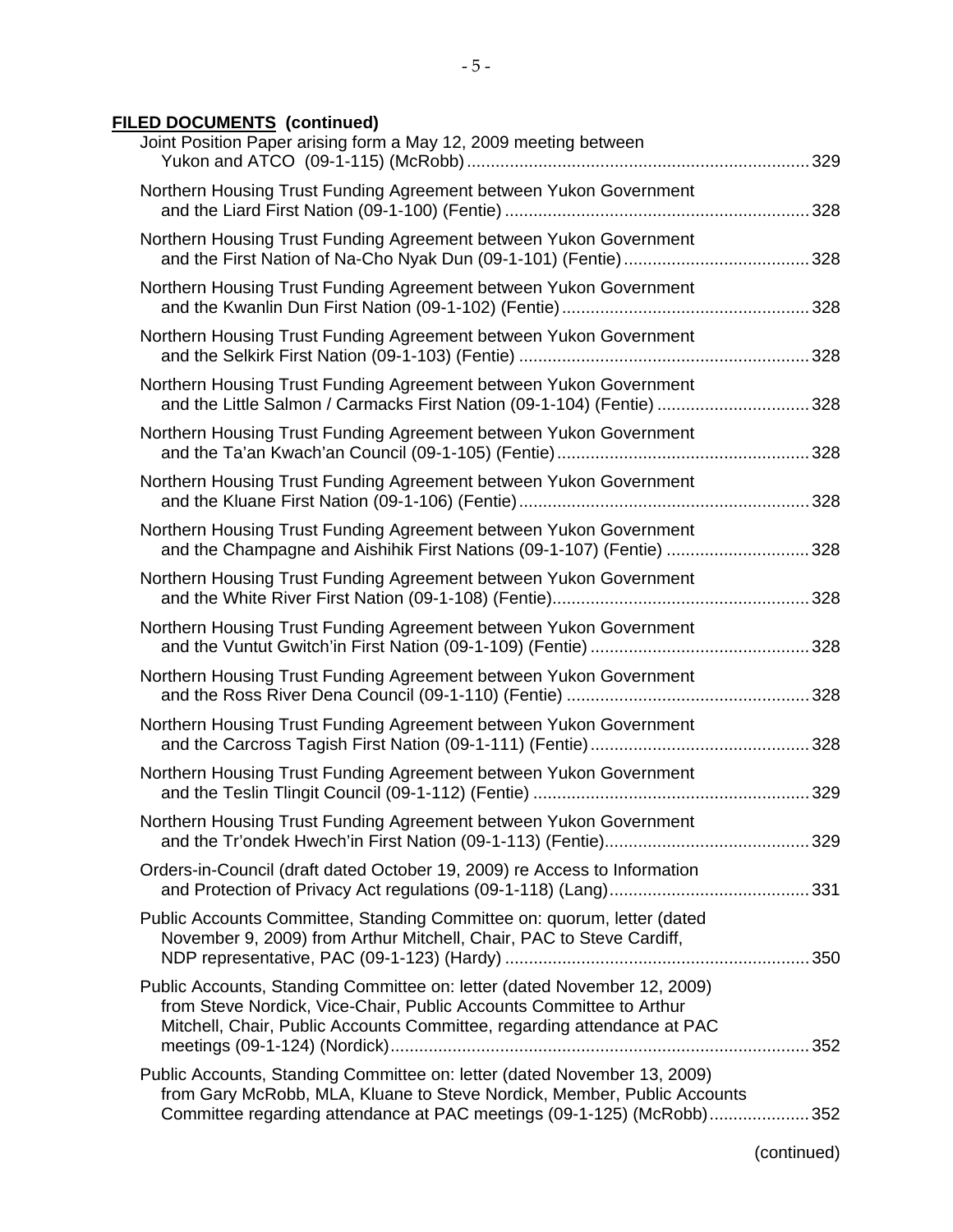**FILED DOCUMENTS (continued)**

Joint Position Paper arising form a May 12, 2009 meeting between Yukon and ATCO (09-1-115) (McRobb) ........................................................................ 329

Northern Housing Trust Funding Agreement between Yukon Government and the Liard First Nation (09-1-100) (Fentie) ............................................................... 328

Northern Housing Trust Funding Agreement between Yukon Government and the First Nation of Na-Cho Nyak Dun (09-1-101) (Fentie) ....................................... 328

Northern Housing Trust Funding Agreement between Yukon Government and the Kwanlin Dun First Nation (09-1-102) (Fentie) .................................................... 328

Northern Housing Trust Funding Agreement between Yukon Government and the Selkirk First Nation (09-1-103) (Fentie) ............................................................ 328

Northern Housing Trust Funding Agreement between Yukon Government and the Little Salmon / Carmacks First Nation (09-1-104) (Fentie) ................................ 328

Northern Housing Trust Funding Agreement between Yukon Government and the Ta'an Kwach'an Council (09-1-105) (Fentie) ..................................................... 328

Northern Housing Trust Funding Agreement between Yukon Government and the Kluane First Nation (09-1-106) (Fentie) ............................................................. 328

Northern Housing Trust Funding Agreement between Yukon Government and the Champagne and Aishihik First Nations (09-1-107) (Fentie) ............................. 328

Northern Housing Trust Funding Agreement between Yukon Government and the White River First Nation (09-1-108) (Fentie) ...................................................... 328

Northern Housing Trust Funding Agreement between Yukon Government and the Vuntut Gwitch'in First Nation (09-1-109) (Fentie) .............................................. 328

Northern Housing Trust Funding Agreement between Yukon Government and the Ross River Dena Council (09-1-110) (Fentie) ................................................... 328

Northern Housing Trust Funding Agreement between Yukon Government and the Carcross Tagish First Nation (09-1-111) (Fentie) .............................................. 328

Northern Housing Trust Funding Agreement between Yukon Government and the Teslin Tlingit Council (09-1-112) (Fentie) .......................................................... 329

Northern Housing Trust Funding Agreement between Yukon Government and the Tr'ondek Hwech'in First Nation (09-1-113) (Fentie) ........................................... 329

Orders-in-Council (draft dated October 19, 2009) re Access to Information and Protection of Privacy Act regulations (09-1-118) (Lang) .......................................... 331

Public Accounts Committee, Standing Committee on: quorum, letter (dated November 9, 2009) from Arthur Mitchell, Chair, PAC to Steve Cardiff, NDP representative, PAC (09-1-123) (Hardy) ............................................................... 350

Public Accounts, Standing Committee on: letter (dated November 12, 2009) from Steve Nordick, Vice-Chair, Public Accounts Committee to Arthur Mitchell, Chair, Public Accounts Committee, regarding attendance at PAC meetings (09-1-124) (Nordick) ........................................................................................ 352

Public Accounts, Standing Committee on: letter (dated November 13, 2009) from Gary McRobb, MLA, Kluane to Steve Nordick, Member, Public Accounts Committee regarding attendance at PAC meetings (09-1-125) (McRobb) ..................... 352

(continued)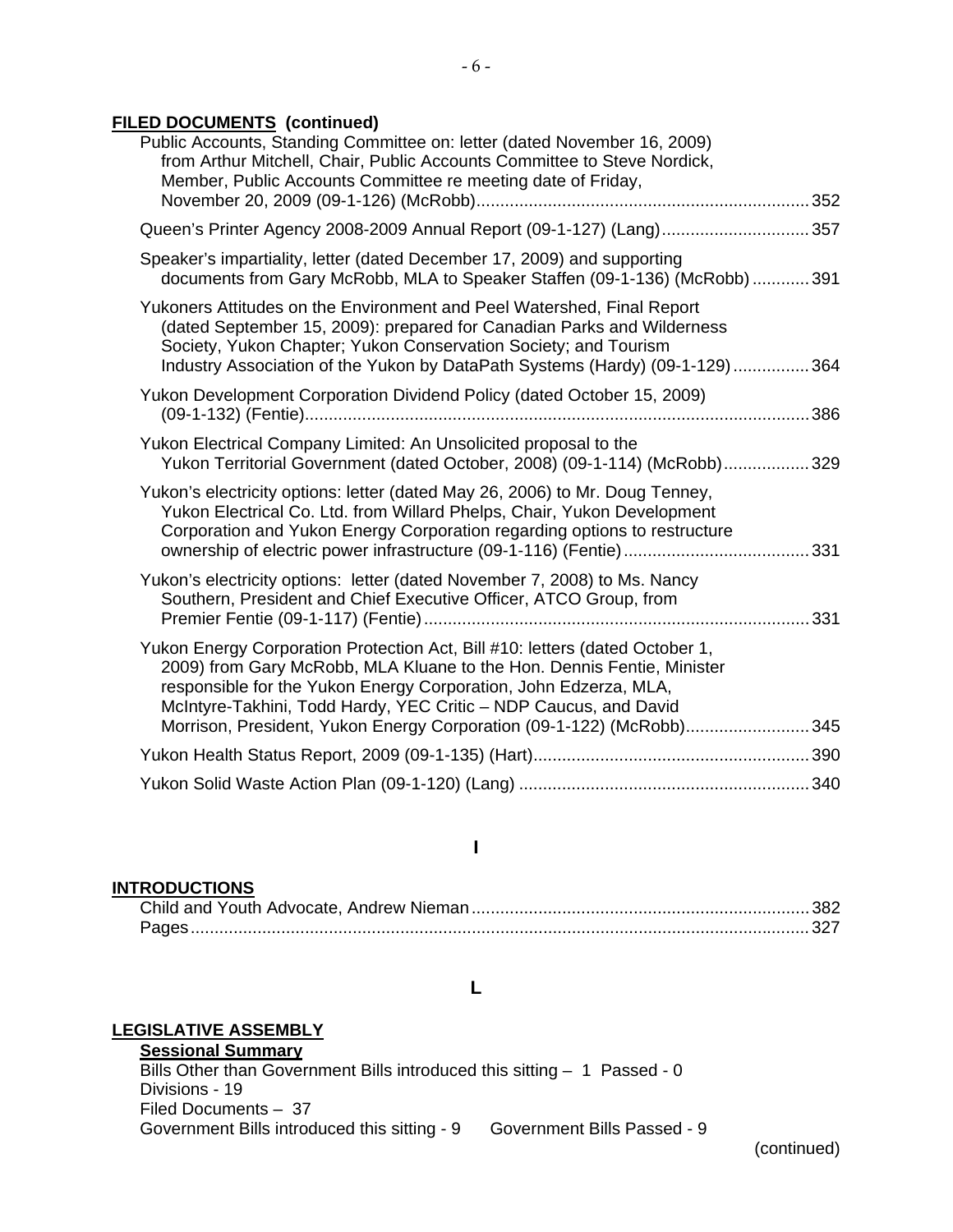**FILED DOCUMENTS (continued)**

Public Accounts, Standing Committee on: letter (dated November 16, 2009) from Arthur Mitchell, Chair, Public Accounts Committee to Steve Nordick, Member, Public Accounts Committee re meeting date of Friday, November 20, 2009 (09-1-126) (McRobb)....................352

Queen's Printer Agency 2008-2009 Annual Report (09-1-127) (Lang)....................357

Speaker's impartiality, letter (dated December 17, 2009) and supporting documents from Gary McRobb, MLA to Speaker Staffen (09-1-136) (McRobb)....................391

Yukoners Attitudes on the Environment and Peel Watershed, Final Report (dated September 15, 2009): prepared for Canadian Parks and Wilderness Society, Yukon Chapter; Yukon Conservation Society; and Tourism Industry Association of the Yukon by DataPath Systems (Hardy) (09-1-129)....................364

Yukon Development Corporation Dividend Policy (dated October 15, 2009) (09-1-132) (Fentie)....................386

Yukon Electrical Company Limited: An Unsolicited proposal to the Yukon Territorial Government (dated October, 2008) (09-1-114) (McRobb)....................329

Yukon's electricity options: letter (dated May 26, 2006) to Mr. Doug Tenney, Yukon Electrical Co. Ltd. from Willard Phelps, Chair, Yukon Development Corporation and Yukon Energy Corporation regarding options to restructure ownership of electric power infrastructure (09-1-116) (Fentie)....................331

Yukon's electricity options: letter (dated November 7, 2008) to Ms. Nancy Southern, President and Chief Executive Officer, ATCO Group, from Premier Fentie (09-1-117) (Fentie)....................331

Yukon Energy Corporation Protection Act, Bill #10: letters (dated October 1, 2009) from Gary McRobb, MLA Kluane to the Hon. Dennis Fentie, Minister responsible for the Yukon Energy Corporation, John Edzerza, MLA, McIntyre-Takhini, Todd Hardy, YEC Critic – NDP Caucus, and David Morrison, President, Yukon Energy Corporation (09-1-122) (McRobb)....................345

Yukon Health Status Report, 2009 (09-1-135) (Hart)....................390

Yukon Solid Waste Action Plan (09-1-120) (Lang)....................340

## I

**INTRODUCTIONS**

Child and Youth Advocate, Andrew Nieman....................382
Pages....................327

## L

**LEGISLATIVE ASSEMBLY**

**Sessional Summary**

Bills Other than Government Bills introduced this sitting – 1 Passed - 0
Divisions - 19
Filed Documents – 37
Government Bills introduced this sitting - 9 Government Bills Passed - 9

(continued)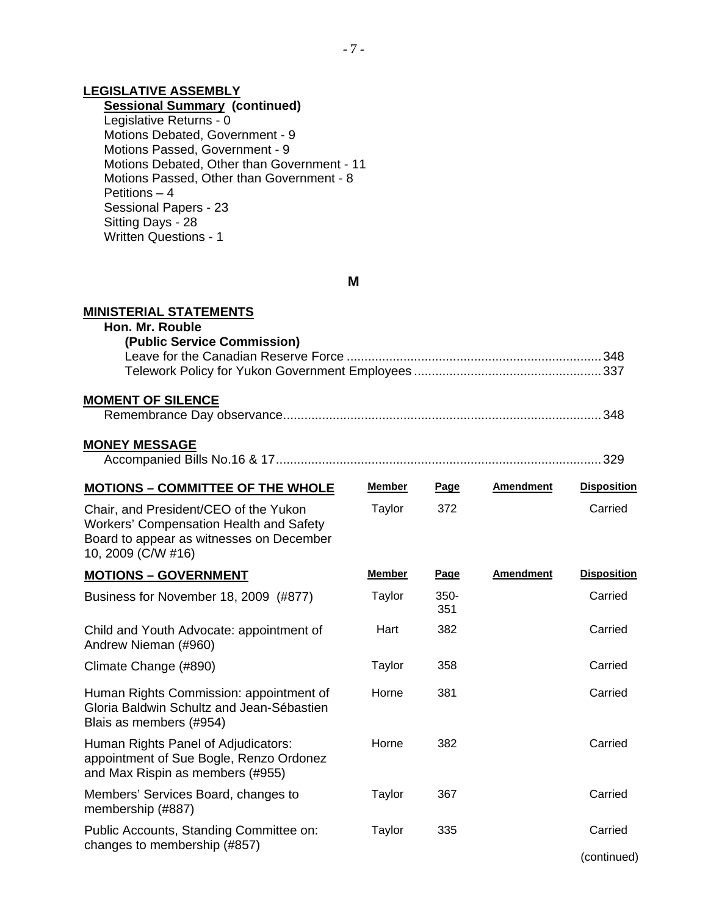**LEGISLATIVE ASSEMBLY**

**Sessional Summary (continued)**

Legislative Returns - 0
Motions Debated, Government - 9
Motions Passed, Government - 9
Motions Debated, Other than Government - 11
Motions Passed, Other than Government - 8
Petitions – 4
Sessional Papers - 23
Sitting Days - 28
Written Questions - 1

## M

**MINISTERIAL STATEMENTS**

**Hon. Mr. Rouble**

**(Public Service Commission)**

Leave for the Canadian Reserve Force ........................................ 348
Telework Policy for Yukon Government Employees ........................ 337

**MOMENT OF SILENCE**

Remembrance Day observance.................................................... 348

**MONEY MESSAGE**

Accompanied Bills No.16 & 17..................................................... 329

| **MOTIONS – COMMITTEE OF THE WHOLE** | Member | Page | Amendment | Disposition |
|---|---|---|---|---|
| Chair, and President/CEO of the Yukon Workers' Compensation Health and Safety Board to appear as witnesses on December 10, 2009 (C/W #16) | Taylor | 372 | | Carried |

| **MOTIONS – GOVERNMENT** | Member | Page | Amendment | Disposition |
|---|---|---|---|---|
| Business for November 18, 2009 (#877) | Taylor | 350-351 | | Carried |
| Child and Youth Advocate: appointment of Andrew Nieman (#960) | Hart | 382 | | Carried |
| Climate Change (#890) | Taylor | 358 | | Carried |
| Human Rights Commission: appointment of Gloria Baldwin Schultz and Jean-Sébastien Blais as members (#954) | Horne | 381 | | Carried |
| Human Rights Panel of Adjudicators: appointment of Sue Bogle, Renzo Ordonez and Max Rispin as members (#955) | Horne | 382 | | Carried |
| Members' Services Board, changes to membership (#887) | Taylor | 367 | | Carried |
| Public Accounts, Standing Committee on: changes to membership (#857) | Taylor | 335 | | Carried |

(continued)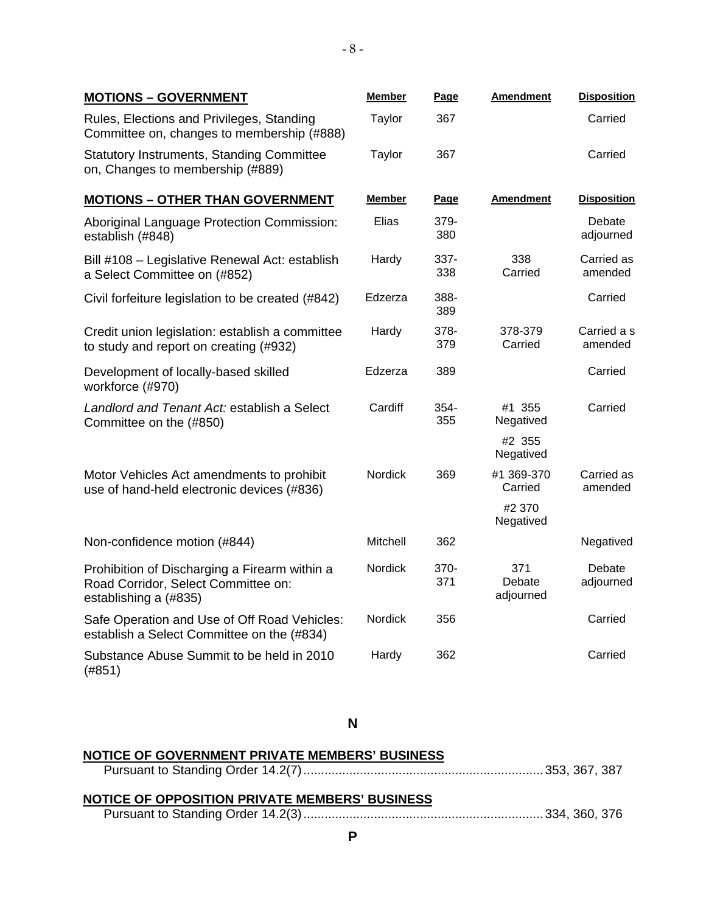| **MOTIONS – GOVERNMENT** | **Member** | **Page** | **Amendment** | **Disposition** |
|---|---|---|---|---|
| Rules, Elections and Privileges, Standing Committee on, changes to membership (#888) | Taylor | 367 | | Carried |
| Statutory Instruments, Standing Committee on, Changes to membership (#889) | Taylor | 367 | | Carried |

| **MOTIONS – OTHER THAN GOVERNMENT** | **Member** | **Page** | **Amendment** | **Disposition** |
|---|---|---|---|---|
| Aboriginal Language Protection Commission: establish (#848) | Elias | 379-380 | | Debate adjourned |
| Bill #108 – Legislative Renewal Act: establish a Select Committee on (#852) | Hardy | 337-338 | 338 Carried | Carried as amended |
| Civil forfeiture legislation to be created (#842) | Edzerza | 388-389 | | Carried |
| Credit union legislation: establish a committee to study and report on creating (#932) | Hardy | 378-379 | 378-379 Carried | Carried a s amended |
| Development of locally-based skilled workforce (#970) | Edzerza | 389 | | Carried |
| *Landlord and Tenant Act:* establish a Select Committee on the (#850) | Cardiff | 354-355 | #1 355 Negatived | Carried |
| | | | #2 355 Negatived | |
| Motor Vehicles Act amendments to prohibit use of hand-held electronic devices (#836) | Nordick | 369 | #1 369-370 Carried | Carried as amended |
| | | | #2 370 Negatived | |
| Non-confidence motion (#844) | Mitchell | 362 | | Negatived |
| Prohibition of Discharging a Firearm within a Road Corridor, Select Committee on: establishing a (#835) | Nordick | 370-371 | 371 Debate adjourned | Debate adjourned |
| Safe Operation and Use of Off Road Vehicles: establish a Select Committee on the (#834) | Nordick | 356 | | Carried |
| Substance Abuse Summit to be held in 2010 (#851) | Hardy | 362 | | Carried |

## N

**NOTICE OF GOVERNMENT PRIVATE MEMBERS' BUSINESS**

Pursuant to Standing Order 14.2(7) .................................................................... 353, 367, 387

**NOTICE OF OPPOSITION PRIVATE MEMBERS' BUSINESS**

Pursuant to Standing Order 14.2(3) .................................................................... 334, 360, 376

## P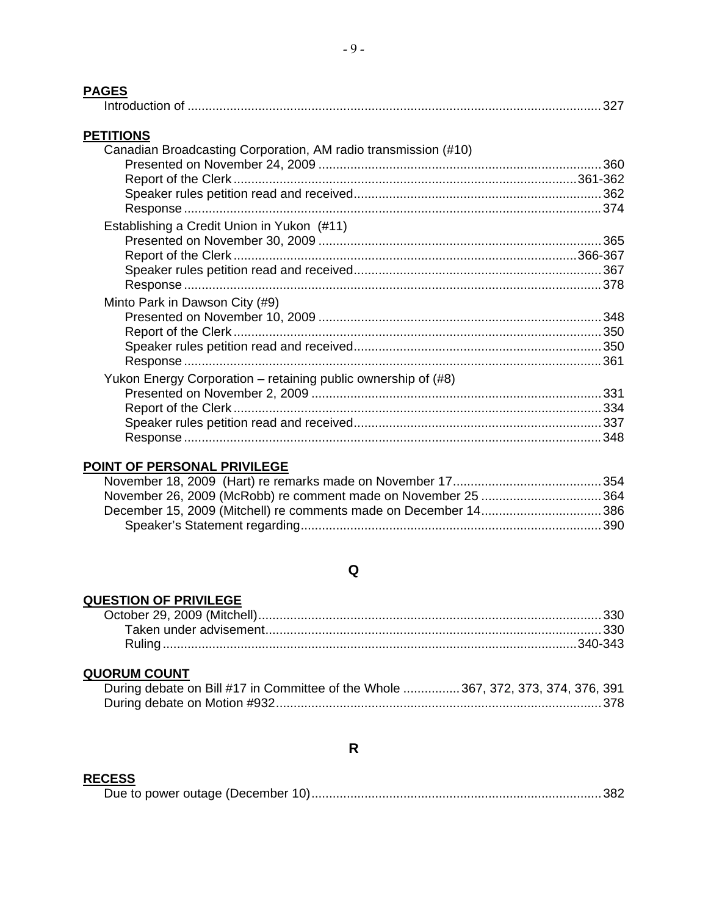**PAGES**

Introduction of ... 327

**PETITIONS**

Canadian Broadcasting Corporation, AM radio transmission (#10)
- Presented on November 24, 2009 ... 360
- Report of the Clerk ... 361-362
- Speaker rules petition read and received ... 362
- Response ... 374

Establishing a Credit Union in Yukon (#11)
- Presented on November 30, 2009 ... 365
- Report of the Clerk ... 366-367
- Speaker rules petition read and received ... 367
- Response ... 378

Minto Park in Dawson City (#9)
- Presented on November 10, 2009 ... 348
- Report of the Clerk ... 350
- Speaker rules petition read and received ... 350
- Response ... 361

Yukon Energy Corporation – retaining public ownership of (#8)
- Presented on November 2, 2009 ... 331
- Report of the Clerk ... 334
- Speaker rules petition read and received ... 337
- Response ... 348

**POINT OF PERSONAL PRIVILEGE**

November 18, 2009 (Hart) re remarks made on November 17 ... 354

November 26, 2009 (McRobb) re comment made on November 25 ... 364

December 15, 2009 (Mitchell) re comments made on December 14 ... 386
- Speaker's Statement regarding ... 390

## Q

**QUESTION OF PRIVILEGE**

October 29, 2009 (Mitchell) ... 330
- Taken under advisement ... 330
- Ruling ... 340-343

**QUORUM COUNT**

During debate on Bill #17 in Committee of the Whole ... 367, 372, 373, 374, 376, 391

During debate on Motion #932 ... 378

## R

**RECESS**

Due to power outage (December 10) ... 382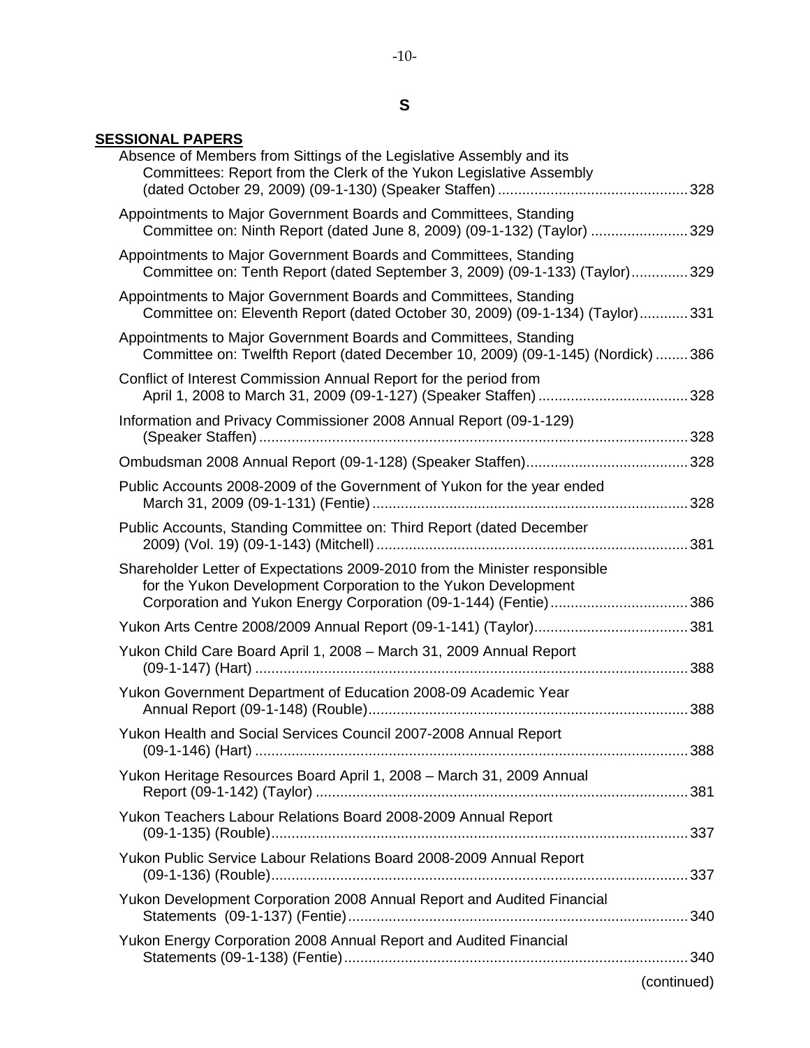## S

**SESSIONAL PAPERS**

Absence of Members from Sittings of the Legislative Assembly and its Committees: Report from the Clerk of the Yukon Legislative Assembly (dated October 29, 2009) (09-1-130) (Speaker Staffen) ............ 328

Appointments to Major Government Boards and Committees, Standing Committee on: Ninth Report (dated June 8, 2009) (09-1-132) (Taylor) ............ 329

Appointments to Major Government Boards and Committees, Standing Committee on: Tenth Report (dated September 3, 2009) (09-1-133) (Taylor) ............ 329

Appointments to Major Government Boards and Committees, Standing Committee on: Eleventh Report (dated October 30, 2009) (09-1-134) (Taylor) ............ 331

Appointments to Major Government Boards and Committees, Standing Committee on: Twelfth Report (dated December 10, 2009) (09-1-145) (Nordick) ............ 386

Conflict of Interest Commission Annual Report for the period from April 1, 2008 to March 31, 2009 (09-1-127) (Speaker Staffen) ............ 328

Information and Privacy Commissioner 2008 Annual Report (09-1-129) (Speaker Staffen) ............ 328

Ombudsman 2008 Annual Report (09-1-128) (Speaker Staffen) ............ 328

Public Accounts 2008-2009 of the Government of Yukon for the year ended March 31, 2009 (09-1-131) (Fentie) ............ 328

Public Accounts, Standing Committee on: Third Report (dated December 2009) (Vol. 19) (09-1-143) (Mitchell) ............ 381

Shareholder Letter of Expectations 2009-2010 from the Minister responsible for the Yukon Development Corporation to the Yukon Development Corporation and Yukon Energy Corporation (09-1-144) (Fentie) ............ 386

Yukon Arts Centre 2008/2009 Annual Report (09-1-141) (Taylor) ............ 381

Yukon Child Care Board April 1, 2008 – March 31, 2009 Annual Report (09-1-147) (Hart) ............ 388

Yukon Government Department of Education 2008-09 Academic Year Annual Report (09-1-148) (Rouble) ............ 388

Yukon Health and Social Services Council 2007-2008 Annual Report (09-1-146) (Hart) ............ 388

Yukon Heritage Resources Board April 1, 2008 – March 31, 2009 Annual Report (09-1-142) (Taylor) ............ 381

Yukon Teachers Labour Relations Board 2008-2009 Annual Report (09-1-135) (Rouble) ............ 337

Yukon Public Service Labour Relations Board 2008-2009 Annual Report (09-1-136) (Rouble) ............ 337

Yukon Development Corporation 2008 Annual Report and Audited Financial Statements (09-1-137) (Fentie) ............ 340

Yukon Energy Corporation 2008 Annual Report and Audited Financial Statements (09-1-138) (Fentie) ............ 340

(continued)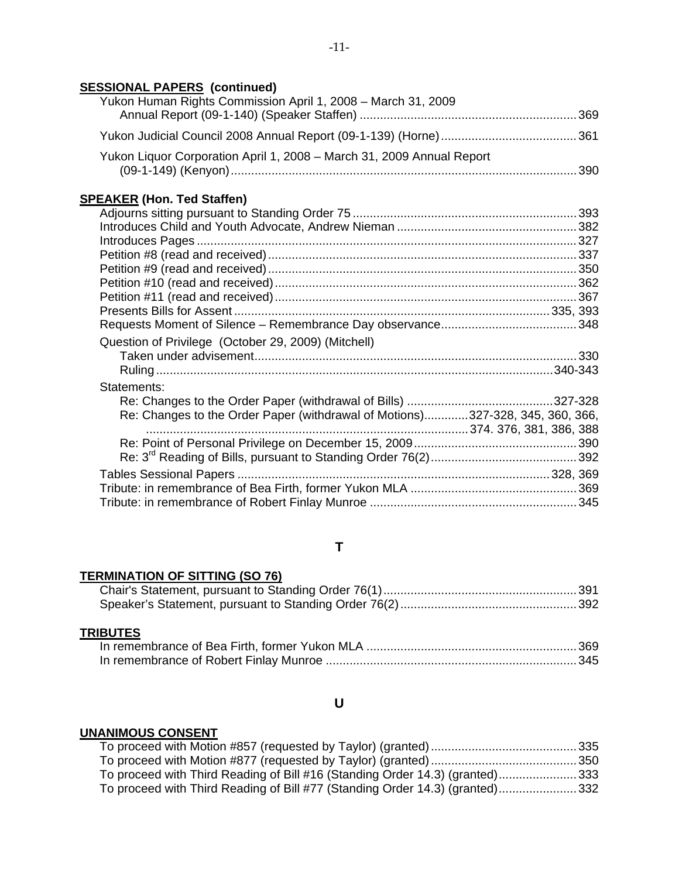**SESSIONAL PAPERS (continued)**

Yukon Human Rights Commission April 1, 2008 – March 31, 2009 Annual Report (09-1-140) (Speaker Staffen) ... 369

Yukon Judicial Council 2008 Annual Report (09-1-139) (Horne) ... 361

Yukon Liquor Corporation April 1, 2008 – March 31, 2009 Annual Report (09-1-149) (Kenyon) ... 390

**SPEAKER (Hon. Ted Staffen)**

Adjourns sitting pursuant to Standing Order 75 ... 393
Introduces Child and Youth Advocate, Andrew Nieman ... 382
Introduces Pages ... 327
Petition #8 (read and received) ... 337
Petition #9 (read and received) ... 350
Petition #10 (read and received) ... 362
Petition #11 (read and received) ... 367
Presents Bills for Assent ... 335, 393
Requests Moment of Silence – Remembrance Day observance ... 348

Question of Privilege (October 29, 2009) (Mitchell)
  Taken under advisement ... 330
  Ruling ... 340-343

Statements:
  Re: Changes to the Order Paper (withdrawal of Bills) ... 327-328
  Re: Changes to the Order Paper (withdrawal of Motions) ... 327-328, 345, 360, 366, 374. 376, 381, 386, 388
  Re: Point of Personal Privilege on December 15, 2009 ... 390
  Re: 3rd Reading of Bills, pursuant to Standing Order 76(2) ... 392

Tables Sessional Papers ... 328, 369
Tribute: in remembrance of Bea Firth, former Yukon MLA ... 369
Tribute: in remembrance of Robert Finlay Munroe ... 345

## T

**TERMINATION OF SITTING (SO 76)**

Chair's Statement, pursuant to Standing Order 76(1) ... 391
Speaker's Statement, pursuant to Standing Order 76(2) ... 392

**TRIBUTES**

In remembrance of Bea Firth, former Yukon MLA ... 369
In remembrance of Robert Finlay Munroe ... 345

## U

**UNANIMOUS CONSENT**

To proceed with Motion #857 (requested by Taylor) (granted) ... 335
To proceed with Motion #877 (requested by Taylor) (granted) ... 350
To proceed with Third Reading of Bill #16 (Standing Order 14.3) (granted) ... 333
To proceed with Third Reading of Bill #77 (Standing Order 14.3) (granted) ... 332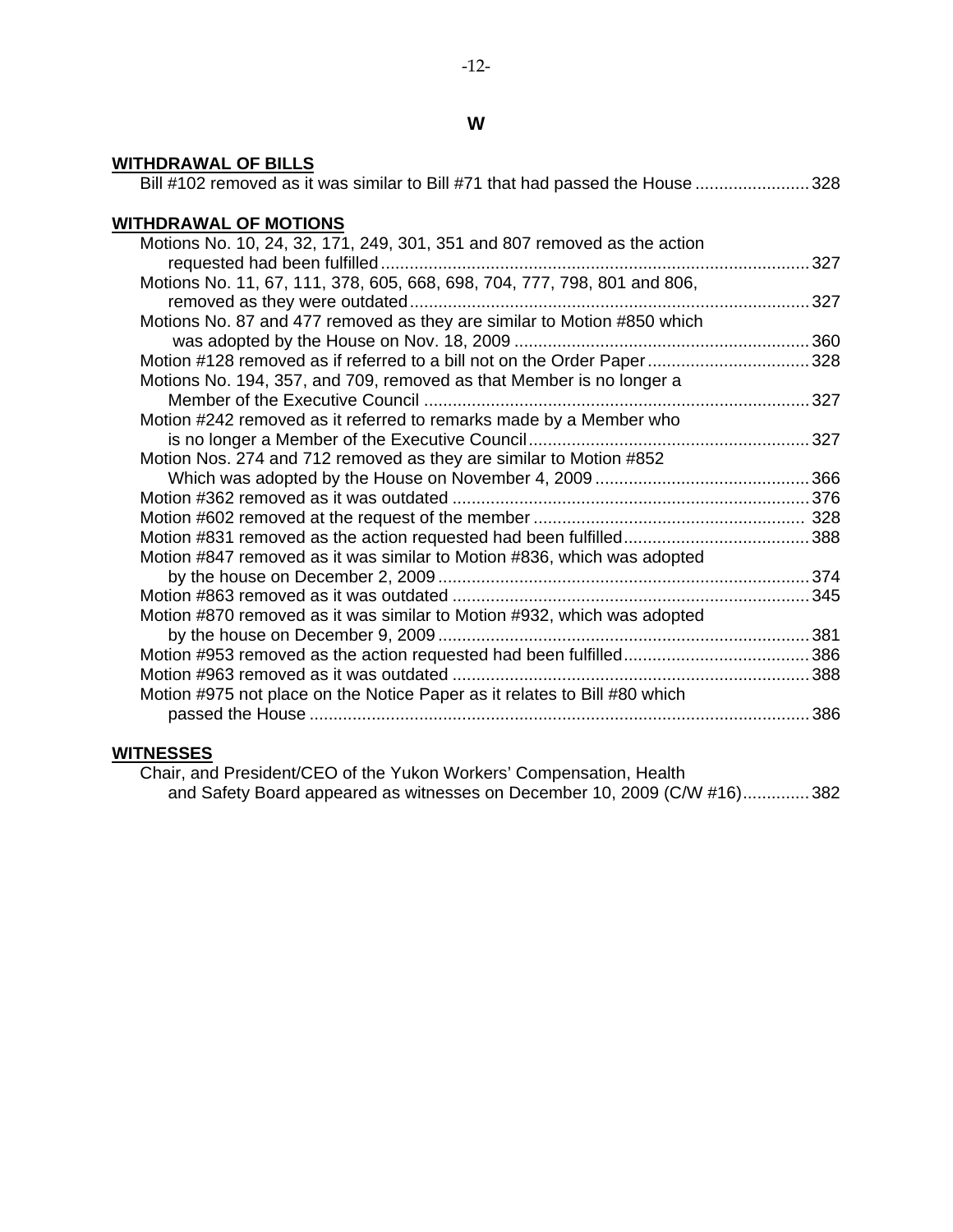# W

## WITHDRAWAL OF BILLS

Bill #102 removed as it was similar to Bill #71 that had passed the House ........................ 328

## WITHDRAWAL OF MOTIONS

Motions No. 10, 24, 32, 171, 249, 301, 351 and 807 removed as the action requested had been fulfilled ........................................................................................ 327

Motions No. 11, 67, 111, 378, 605, 668, 698, 704, 777, 798, 801 and 806, removed as they were outdated ................................................................................... 327

Motions No. 87 and 477 removed as they are similar to Motion #850 which was adopted by the House on Nov. 18, 2009 ............................................................. 360

Motion #128 removed as if referred to a bill not on the Order Paper .................................. 328

Motions No. 194, 357, and 709, removed as that Member is no longer a Member of the Executive Council ................................................................................ 327

Motion #242 removed as it referred to remarks made by a Member who is no longer a Member of the Executive Council ........................................................... 327

Motion Nos. 274 and 712 removed as they are similar to Motion #852 Which was adopted by the House on November 4, 2009 ............................................. 366

Motion #362 removed as it was outdated .......................................................................... 376

Motion #602 removed at the request of the member ........................................................ 328

Motion #831 removed as the action requested had been fulfilled ....................................... 388

Motion #847 removed as it was similar to Motion #836, which was adopted by the house on December 2, 2009 ............................................................................ 374

Motion #863 removed as it was outdated .......................................................................... 345

Motion #870 removed as it was similar to Motion #932, which was adopted by the house on December 9, 2009 ............................................................................ 381

Motion #953 removed as the action requested had been fulfilled ....................................... 386

Motion #963 removed as it was outdated .......................................................................... 388

Motion #975 not place on the Notice Paper as it relates to Bill #80 which passed the House ........................................................................................................ 386

## WITNESSES

Chair, and President/CEO of the Yukon Workers' Compensation, Health and Safety Board appeared as witnesses on December 10, 2009 (C/W #16) ............. 382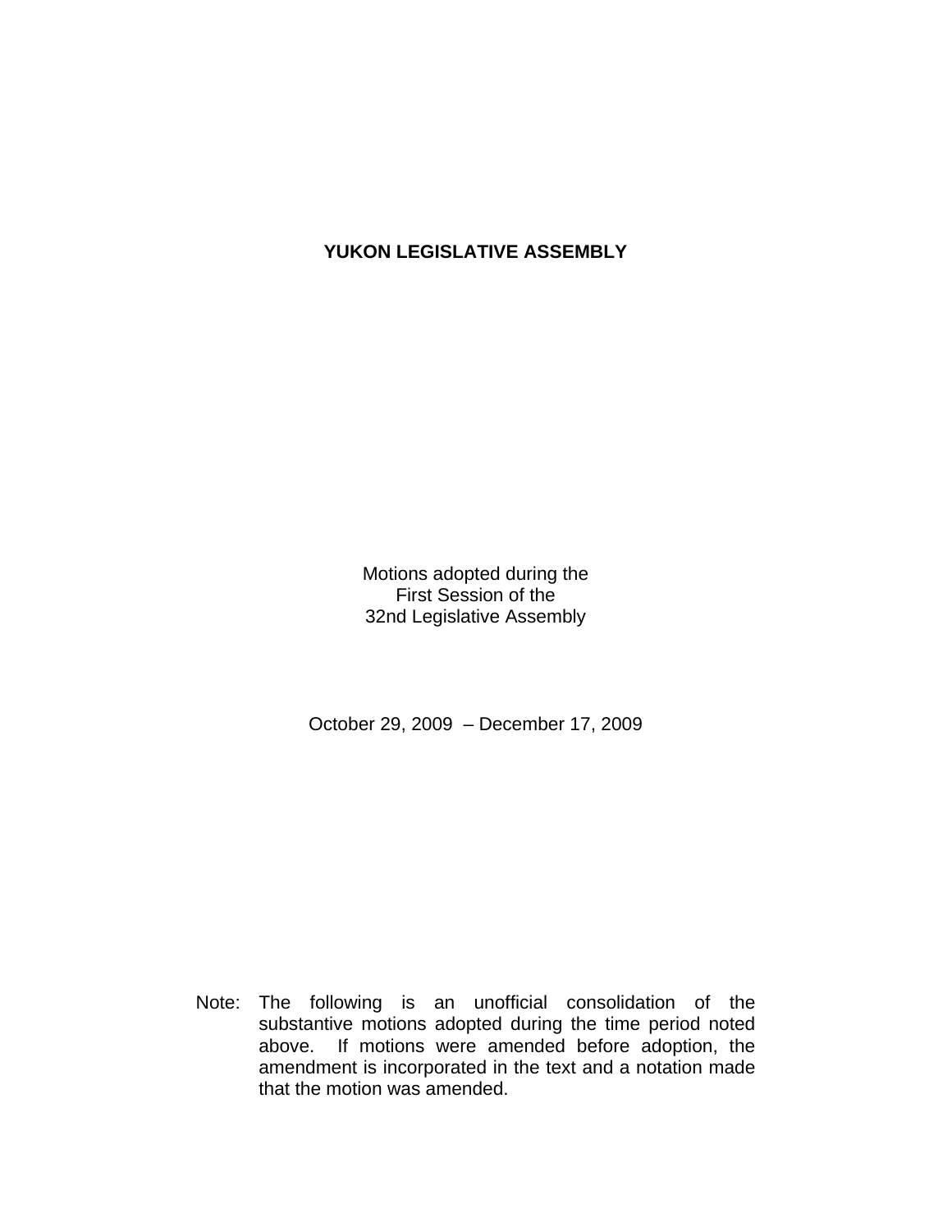# YUKON LEGISLATIVE ASSEMBLY

Motions adopted during the
First Session of the
32nd Legislative Assembly

October 29, 2009 – December 17, 2009

Note: The following is an unofficial consolidation of the substantive motions adopted during the time period noted above. If motions were amended before adoption, the amendment is incorporated in the text and a notation made that the motion was amended.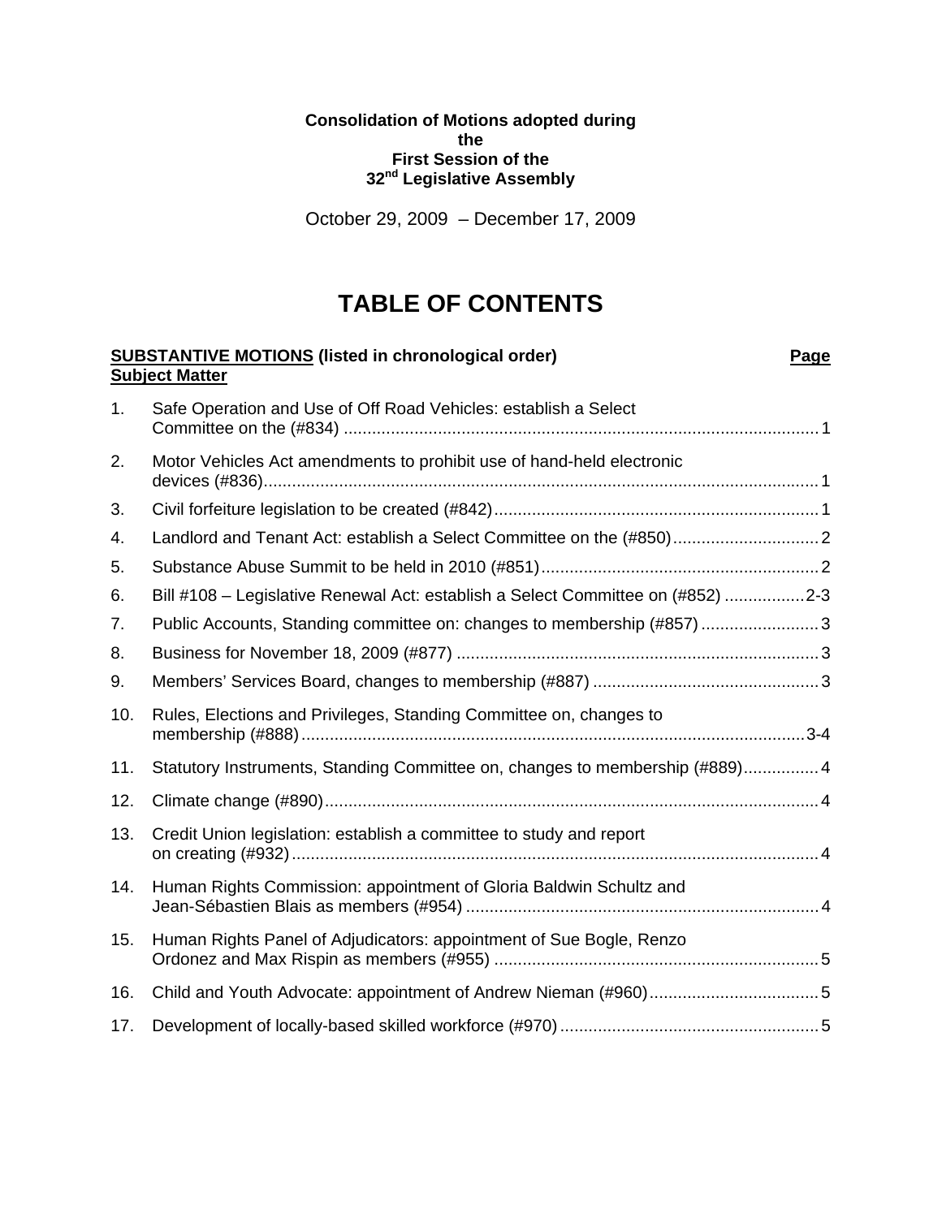**Consolidation of Motions adopted during the First Session of the 32nd Legislative Assembly**

October 29, 2009 – December 17, 2009

# TABLE OF CONTENTS

**SUBSTANTIVE MOTIONS (listed in chronological order)** **Page**
**Subject Matter**

1. Safe Operation and Use of Off Road Vehicles: establish a Select Committee on the (#834) ..................... 1
2. Motor Vehicles Act amendments to prohibit use of hand-held electronic devices (#836)..................... 1
3. Civil forfeiture legislation to be created (#842)..................... 1
4. Landlord and Tenant Act: establish a Select Committee on the (#850)..................... 2
5. Substance Abuse Summit to be held in 2010 (#851)..................... 2
6. Bill #108 – Legislative Renewal Act: establish a Select Committee on (#852) ..................... 2-3
7. Public Accounts, Standing committee on: changes to membership (#857) ..................... 3
8. Business for November 18, 2009 (#877) ..................... 3
9. Members' Services Board, changes to membership (#887) ..................... 3
10. Rules, Elections and Privileges, Standing Committee on, changes to membership (#888)..................... 3-4
11. Statutory Instruments, Standing Committee on, changes to membership (#889)..................... 4
12. Climate change (#890)..................... 4
13. Credit Union legislation: establish a committee to study and report on creating (#932)..................... 4
14. Human Rights Commission: appointment of Gloria Baldwin Schultz and Jean-Sébastien Blais as members (#954) ..................... 4
15. Human Rights Panel of Adjudicators: appointment of Sue Bogle, Renzo Ordonez and Max Rispin as members (#955) ..................... 5
16. Child and Youth Advocate: appointment of Andrew Nieman (#960)..................... 5
17. Development of locally-based skilled workforce (#970)..................... 5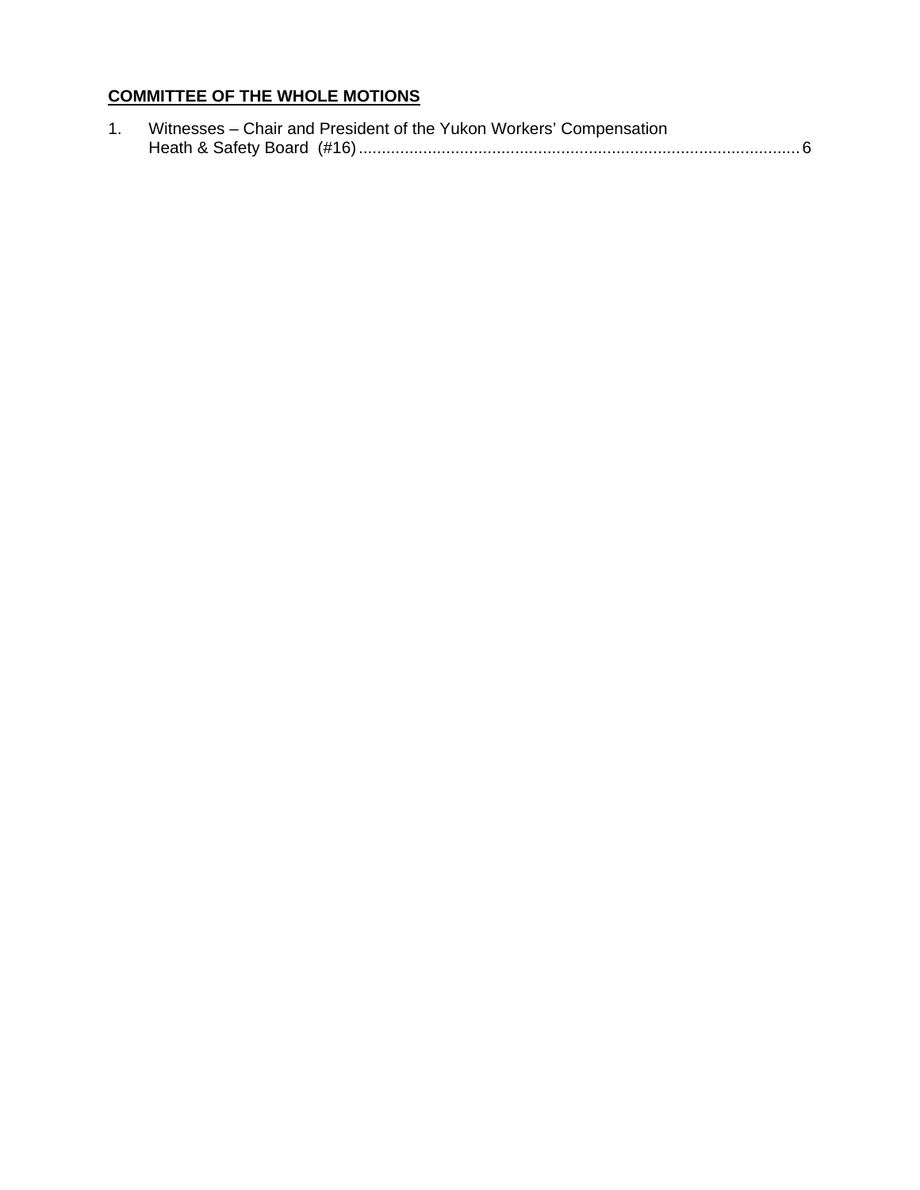**COMMITTEE OF THE WHOLE MOTIONS**

1. Witnesses – Chair and President of the Yukon Workers' Compensation Heath & Safety Board (#16)................................................................................................6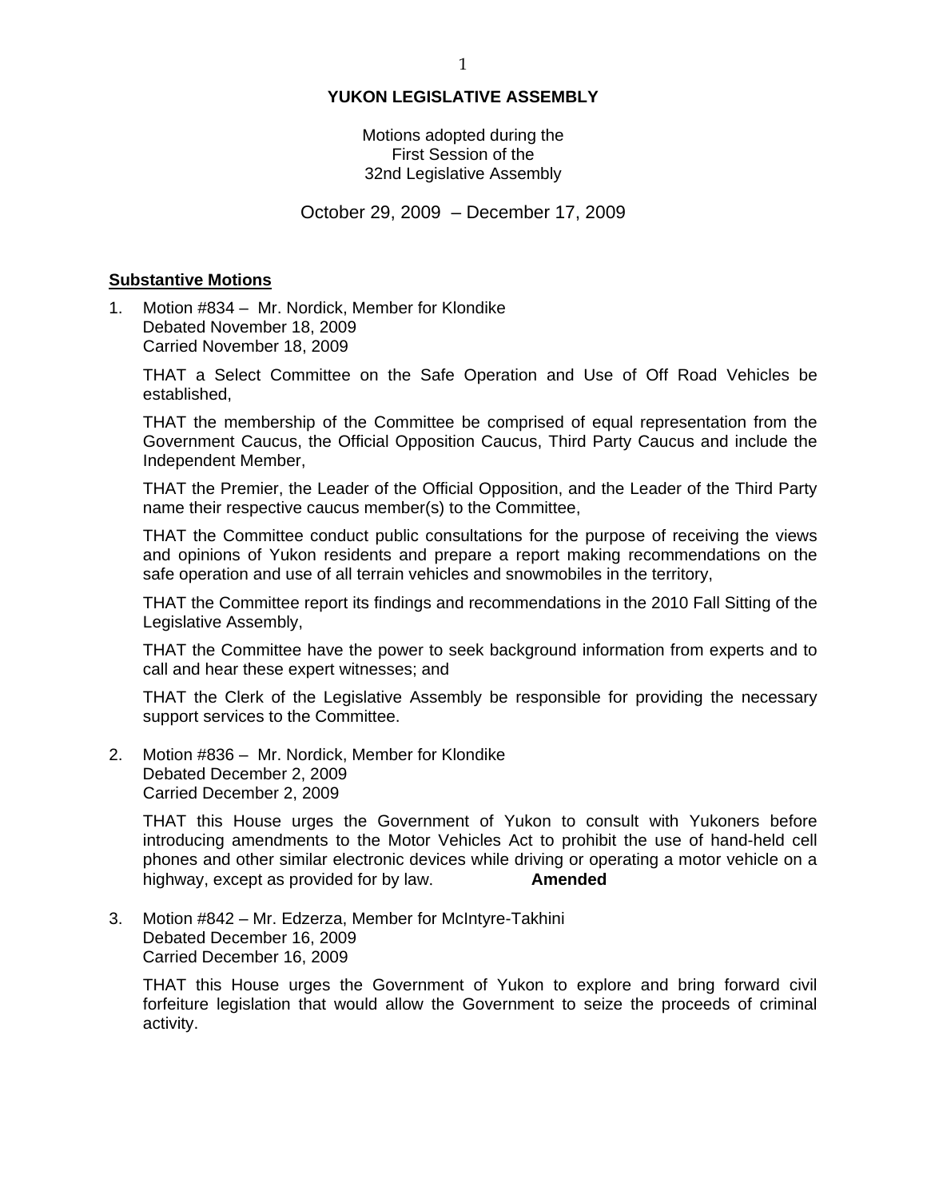**YUKON LEGISLATIVE ASSEMBLY**

Motions adopted during the
First Session of the
32nd Legislative Assembly

October 29, 2009 – December 17, 2009

## Substantive Motions

1. Motion #834 – Mr. Nordick, Member for Klondike
   Debated November 18, 2009
   Carried November 18, 2009

   THAT a Select Committee on the Safe Operation and Use of Off Road Vehicles be established,

   THAT the membership of the Committee be comprised of equal representation from the Government Caucus, the Official Opposition Caucus, Third Party Caucus and include the Independent Member,

   THAT the Premier, the Leader of the Official Opposition, and the Leader of the Third Party name their respective caucus member(s) to the Committee,

   THAT the Committee conduct public consultations for the purpose of receiving the views and opinions of Yukon residents and prepare a report making recommendations on the safe operation and use of all terrain vehicles and snowmobiles in the territory,

   THAT the Committee report its findings and recommendations in the 2010 Fall Sitting of the Legislative Assembly,

   THAT the Committee have the power to seek background information from experts and to call and hear these expert witnesses; and

   THAT the Clerk of the Legislative Assembly be responsible for providing the necessary support services to the Committee.

2. Motion #836 – Mr. Nordick, Member for Klondike
   Debated December 2, 2009
   Carried December 2, 2009

   THAT this House urges the Government of Yukon to consult with Yukoners before introducing amendments to the Motor Vehicles Act to prohibit the use of hand-held cell phones and other similar electronic devices while driving or operating a motor vehicle on a highway, except as provided for by law. **Amended**

3. Motion #842 – Mr. Edzerza, Member for McIntyre-Takhini
   Debated December 16, 2009
   Carried December 16, 2009

   THAT this House urges the Government of Yukon to explore and bring forward civil forfeiture legislation that would allow the Government to seize the proceeds of criminal activity.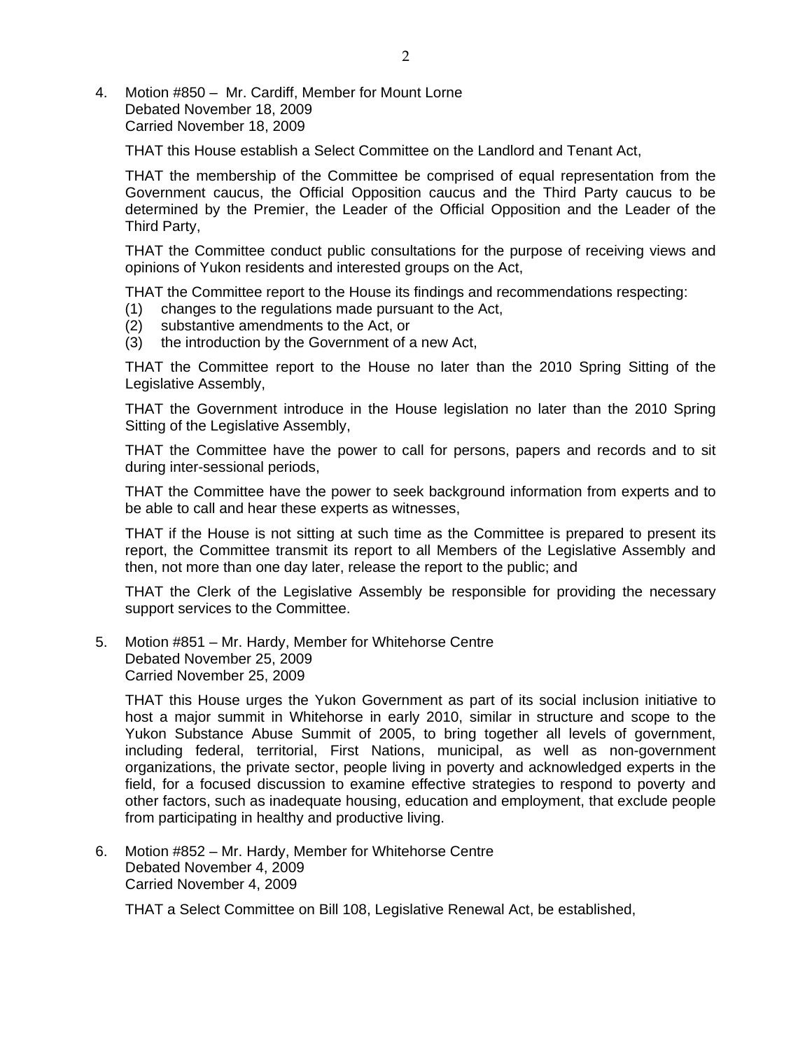4. Motion #850 – Mr. Cardiff, Member for Mount Lorne
   Debated November 18, 2009
   Carried November 18, 2009

   THAT this House establish a Select Committee on the Landlord and Tenant Act,

   THAT the membership of the Committee be comprised of equal representation from the Government caucus, the Official Opposition caucus and the Third Party caucus to be determined by the Premier, the Leader of the Official Opposition and the Leader of the Third Party,

   THAT the Committee conduct public consultations for the purpose of receiving views and opinions of Yukon residents and interested groups on the Act,

   THAT the Committee report to the House its findings and recommendations respecting:
   (1) changes to the regulations made pursuant to the Act,
   (2) substantive amendments to the Act, or
   (3) the introduction by the Government of a new Act,

   THAT the Committee report to the House no later than the 2010 Spring Sitting of the Legislative Assembly,

   THAT the Government introduce in the House legislation no later than the 2010 Spring Sitting of the Legislative Assembly,

   THAT the Committee have the power to call for persons, papers and records and to sit during inter-sessional periods,

   THAT the Committee have the power to seek background information from experts and to be able to call and hear these experts as witnesses,

   THAT if the House is not sitting at such time as the Committee is prepared to present its report, the Committee transmit its report to all Members of the Legislative Assembly and then, not more than one day later, release the report to the public; and

   THAT the Clerk of the Legislative Assembly be responsible for providing the necessary support services to the Committee.

5. Motion #851 – Mr. Hardy, Member for Whitehorse Centre
   Debated November 25, 2009
   Carried November 25, 2009

   THAT this House urges the Yukon Government as part of its social inclusion initiative to host a major summit in Whitehorse in early 2010, similar in structure and scope to the Yukon Substance Abuse Summit of 2005, to bring together all levels of government, including federal, territorial, First Nations, municipal, as well as non-government organizations, the private sector, people living in poverty and acknowledged experts in the field, for a focused discussion to examine effective strategies to respond to poverty and other factors, such as inadequate housing, education and employment, that exclude people from participating in healthy and productive living.

6. Motion #852 – Mr. Hardy, Member for Whitehorse Centre
   Debated November 4, 2009
   Carried November 4, 2009

   THAT a Select Committee on Bill 108, Legislative Renewal Act, be established,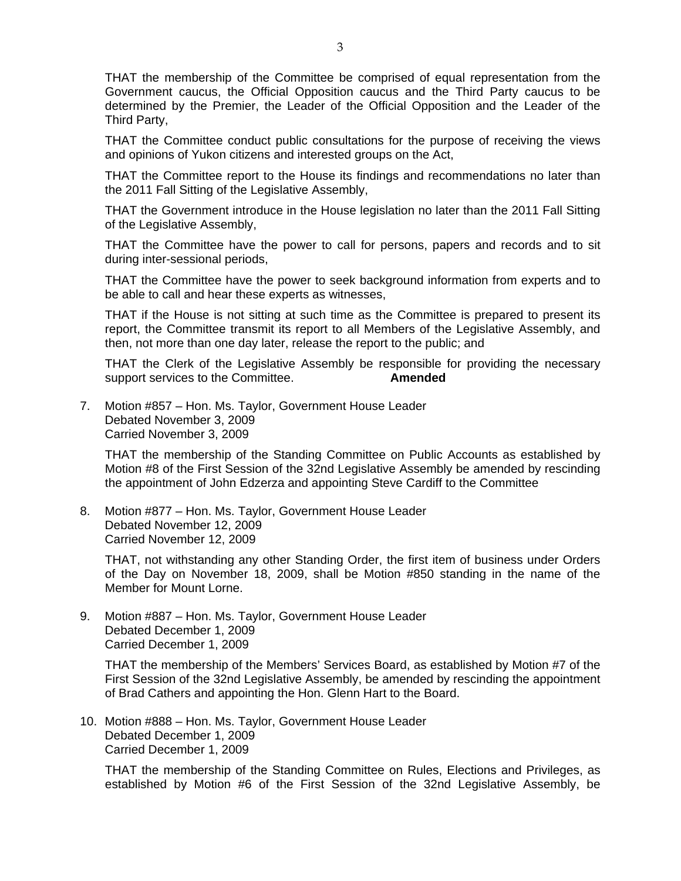THAT the membership of the Committee be comprised of equal representation from the Government caucus, the Official Opposition caucus and the Third Party caucus to be determined by the Premier, the Leader of the Official Opposition and the Leader of the Third Party,

THAT the Committee conduct public consultations for the purpose of receiving the views and opinions of Yukon citizens and interested groups on the Act,

THAT the Committee report to the House its findings and recommendations no later than the 2011 Fall Sitting of the Legislative Assembly,

THAT the Government introduce in the House legislation no later than the 2011 Fall Sitting of the Legislative Assembly,

THAT the Committee have the power to call for persons, papers and records and to sit during inter-sessional periods,

THAT the Committee have the power to seek background information from experts and to be able to call and hear these experts as witnesses,

THAT if the House is not sitting at such time as the Committee is prepared to present its report, the Committee transmit its report to all Members of the Legislative Assembly, and then, not more than one day later, release the report to the public; and

THAT the Clerk of the Legislative Assembly be responsible for providing the necessary support services to the Committee. **Amended**

7. Motion #857 – Hon. Ms. Taylor, Government House Leader
   Debated November 3, 2009
   Carried November 3, 2009

   THAT the membership of the Standing Committee on Public Accounts as established by Motion #8 of the First Session of the 32nd Legislative Assembly be amended by rescinding the appointment of John Edzerza and appointing Steve Cardiff to the Committee

8. Motion #877 – Hon. Ms. Taylor, Government House Leader
   Debated November 12, 2009
   Carried November 12, 2009

   THAT, not withstanding any other Standing Order, the first item of business under Orders of the Day on November 18, 2009, shall be Motion #850 standing in the name of the Member for Mount Lorne.

9. Motion #887 – Hon. Ms. Taylor, Government House Leader
   Debated December 1, 2009
   Carried December 1, 2009

   THAT the membership of the Members' Services Board, as established by Motion #7 of the First Session of the 32nd Legislative Assembly, be amended by rescinding the appointment of Brad Cathers and appointing the Hon. Glenn Hart to the Board.

10. Motion #888 – Hon. Ms. Taylor, Government House Leader
    Debated December 1, 2009
    Carried December 1, 2009

    THAT the membership of the Standing Committee on Rules, Elections and Privileges, as established by Motion #6 of the First Session of the 32nd Legislative Assembly, be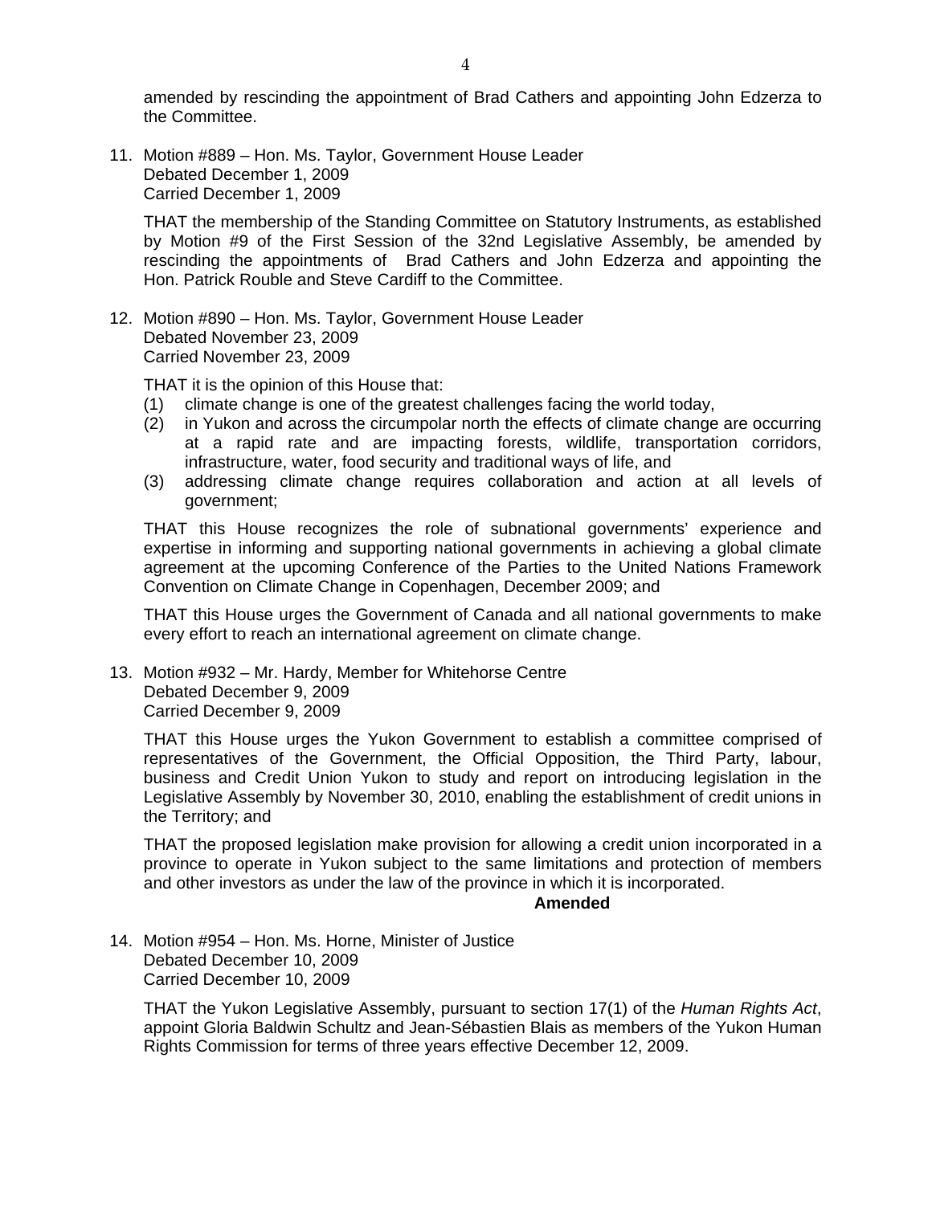amended by rescinding the appointment of Brad Cathers and appointing John Edzerza to the Committee.

11. Motion #889 – Hon. Ms. Taylor, Government House Leader
    Debated December 1, 2009
    Carried December 1, 2009

    THAT the membership of the Standing Committee on Statutory Instruments, as established by Motion #9 of the First Session of the 32nd Legislative Assembly, be amended by rescinding the appointments of Brad Cathers and John Edzerza and appointing the Hon. Patrick Rouble and Steve Cardiff to the Committee.

12. Motion #890 – Hon. Ms. Taylor, Government House Leader
    Debated November 23, 2009
    Carried November 23, 2009

    THAT it is the opinion of this House that:
    (1) climate change is one of the greatest challenges facing the world today,
    (2) in Yukon and across the circumpolar north the effects of climate change are occurring at a rapid rate and are impacting forests, wildlife, transportation corridors, infrastructure, water, food security and traditional ways of life, and
    (3) addressing climate change requires collaboration and action at all levels of government;

    THAT this House recognizes the role of subnational governments' experience and expertise in informing and supporting national governments in achieving a global climate agreement at the upcoming Conference of the Parties to the United Nations Framework Convention on Climate Change in Copenhagen, December 2009; and

    THAT this House urges the Government of Canada and all national governments to make every effort to reach an international agreement on climate change.

13. Motion #932 – Mr. Hardy, Member for Whitehorse Centre
    Debated December 9, 2009
    Carried December 9, 2009

    THAT this House urges the Yukon Government to establish a committee comprised of representatives of the Government, the Official Opposition, the Third Party, labour, business and Credit Union Yukon to study and report on introducing legislation in the Legislative Assembly by November 30, 2010, enabling the establishment of credit unions in the Territory; and

    THAT the proposed legislation make provision for allowing a credit union incorporated in a province to operate in Yukon subject to the same limitations and protection of members and other investors as under the law of the province in which it is incorporated.

    **Amended**

14. Motion #954 – Hon. Ms. Horne, Minister of Justice
    Debated December 10, 2009
    Carried December 10, 2009

    THAT the Yukon Legislative Assembly, pursuant to section 17(1) of the *Human Rights Act*, appoint Gloria Baldwin Schultz and Jean-Sébastien Blais as members of the Yukon Human Rights Commission for terms of three years effective December 12, 2009.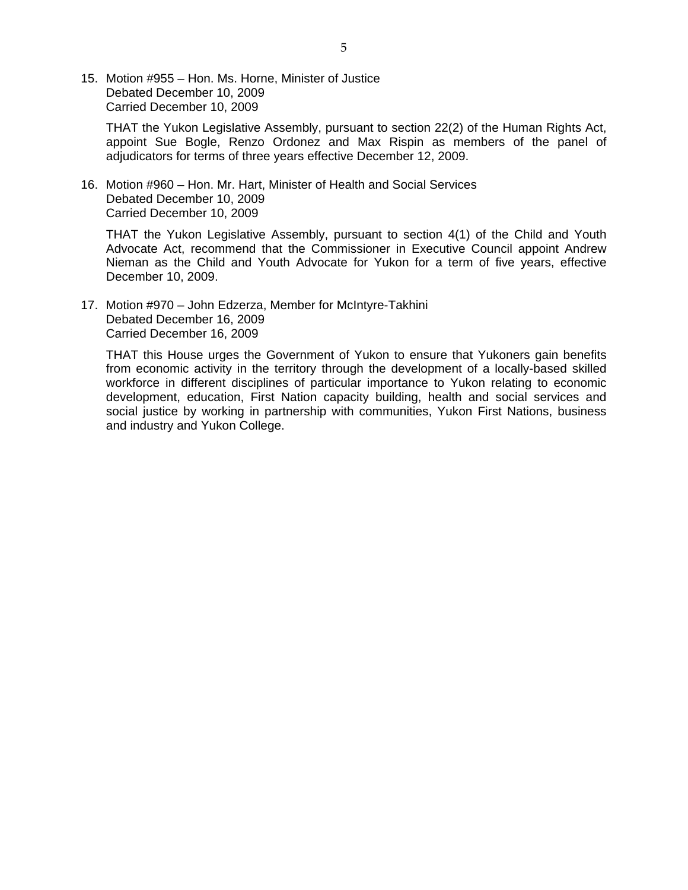15. Motion #955 – Hon. Ms. Horne, Minister of Justice
    Debated December 10, 2009
    Carried December 10, 2009

    THAT the Yukon Legislative Assembly, pursuant to section 22(2) of the Human Rights Act, appoint Sue Bogle, Renzo Ordonez and Max Rispin as members of the panel of adjudicators for terms of three years effective December 12, 2009.

16. Motion #960 – Hon. Mr. Hart, Minister of Health and Social Services
    Debated December 10, 2009
    Carried December 10, 2009

    THAT the Yukon Legislative Assembly, pursuant to section 4(1) of the Child and Youth Advocate Act, recommend that the Commissioner in Executive Council appoint Andrew Nieman as the Child and Youth Advocate for Yukon for a term of five years, effective December 10, 2009.

17. Motion #970 – John Edzerza, Member for McIntyre-Takhini
    Debated December 16, 2009
    Carried December 16, 2009

    THAT this House urges the Government of Yukon to ensure that Yukoners gain benefits from economic activity in the territory through the development of a locally-based skilled workforce in different disciplines of particular importance to Yukon relating to economic development, education, First Nation capacity building, health and social services and social justice by working in partnership with communities, Yukon First Nations, business and industry and Yukon College.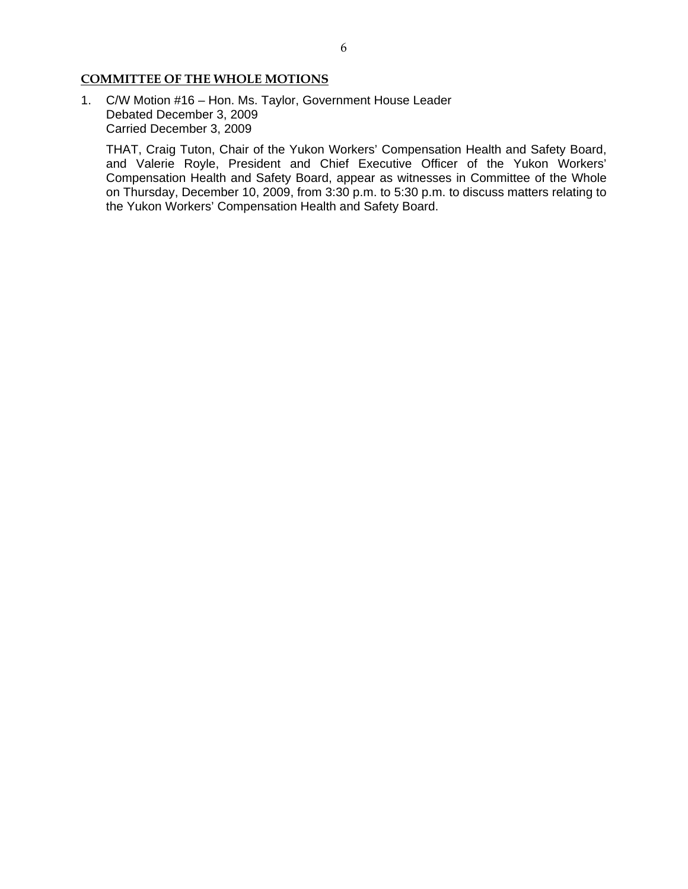## COMMITTEE OF THE WHOLE MOTIONS

1. C/W Motion #16 – Hon. Ms. Taylor, Government House Leader
   Debated December 3, 2009
   Carried December 3, 2009

   THAT, Craig Tuton, Chair of the Yukon Workers' Compensation Health and Safety Board, and Valerie Royle, President and Chief Executive Officer of the Yukon Workers' Compensation Health and Safety Board, appear as witnesses in Committee of the Whole on Thursday, December 10, 2009, from 3:30 p.m. to 5:30 p.m. to discuss matters relating to the Yukon Workers' Compensation Health and Safety Board.